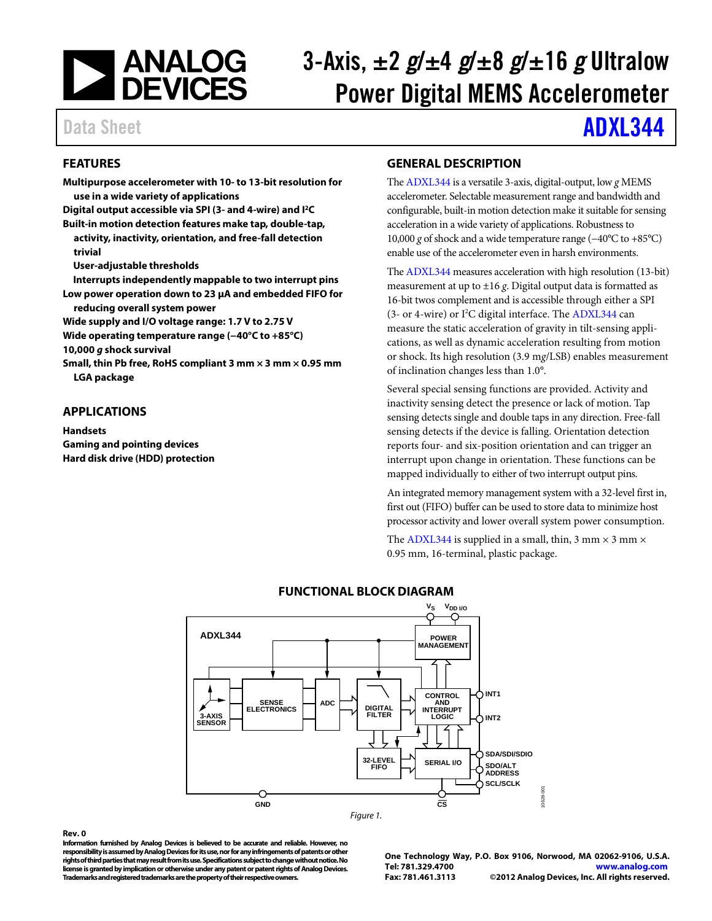# 3-Axis, ±2 *g*/±4 *g*/±8 *g*/±16 *g* Ultralow Power Digital MEMS Accelerometer

Data Sheet **ADXL344**

## FEATURES

- **Multipurpose accelerometer with 10- to 13-bit resolution for use in a wide variety of applications**
- **Digital output accessible via SPI (3- and 4-wire) and I²C**
- **Built-in motion detection features make tap, double-tap, activity, inactivity, orientation, and free-fall detection trivial**
  - **User-adjustable thresholds**
  - **Interrupts independently mappable to two interrupt pins**
- **Low power operation down to 23 µA and embedded FIFO for reducing overall system power**
- **Wide supply and I/O voltage range: 1.7 V to 2.75 V**
- **Wide operating temperature range (−40°C to +85°C)**
- **10,000 *g* shock survival**
- **Small, thin Pb free, RoHS compliant 3 mm × 3 mm × 0.95 mm LGA package**

## APPLICATIONS

- **Handsets**
- **Gaming and pointing devices**
- **Hard disk drive (HDD) protection**

## GENERAL DESCRIPTION

The ADXL344 is a versatile 3-axis, digital-output, low *g* MEMS accelerometer. Selectable measurement range and bandwidth and configurable, built-in motion detection make it suitable for sensing acceleration in a wide variety of applications. Robustness to 10,000 *g* of shock and a wide temperature range (−40°C to +85°C) enable use of the accelerometer even in harsh environments.

The ADXL344 measures acceleration with high resolution (13-bit) measurement at up to ±16 *g*. Digital output data is formatted as 16-bit twos complement and is accessible through either a SPI (3- or 4-wire) or I²C digital interface. The ADXL344 can measure the static acceleration of gravity in tilt-sensing applications, as well as dynamic acceleration resulting from motion or shock. Its high resolution (3.9 m*g*/LSB) enables measurement of inclination changes less than 1.0°.

Several special sensing functions are provided. Activity and inactivity sensing detect the presence or lack of motion. Tap sensing detects single and double taps in any direction. Free-fall sensing detects if the device is falling. Orientation detection reports four- and six-position orientation and can trigger an interrupt upon change in orientation. These functions can be mapped individually to either of two interrupt output pins.

An integrated memory management system with a 32-level first in, first out (FIFO) buffer can be used to store data to minimize host processor activity and lower overall system power consumption.

The ADXL344 is supplied in a small, thin, 3 mm × 3 mm × 0.95 mm, 16-terminal, plastic package.

## FUNCTIONAL BLOCK DIAGRAM

Figure 1.

**Rev. 0**

**Information furnished by Analog Devices is believed to be accurate and reliable. However, no responsibility is assumed by Analog Devices for its use, nor for any infringements of patents or other rights of third parties that may result from its use. Specifications subject to change without notice. No license is granted by implication or otherwise under any patent or patent rights of Analog Devices. Trademarks and registered trademarks are the property of their respective owners.**

**One Technology Way, P.O. Box 9106, Norwood, MA 02062-9106, U.S.A.**
**Tel: 781.329.4700 www.analog.com**
**Fax: 781.461.3113 ©2012 Analog Devices, Inc. All rights reserved.**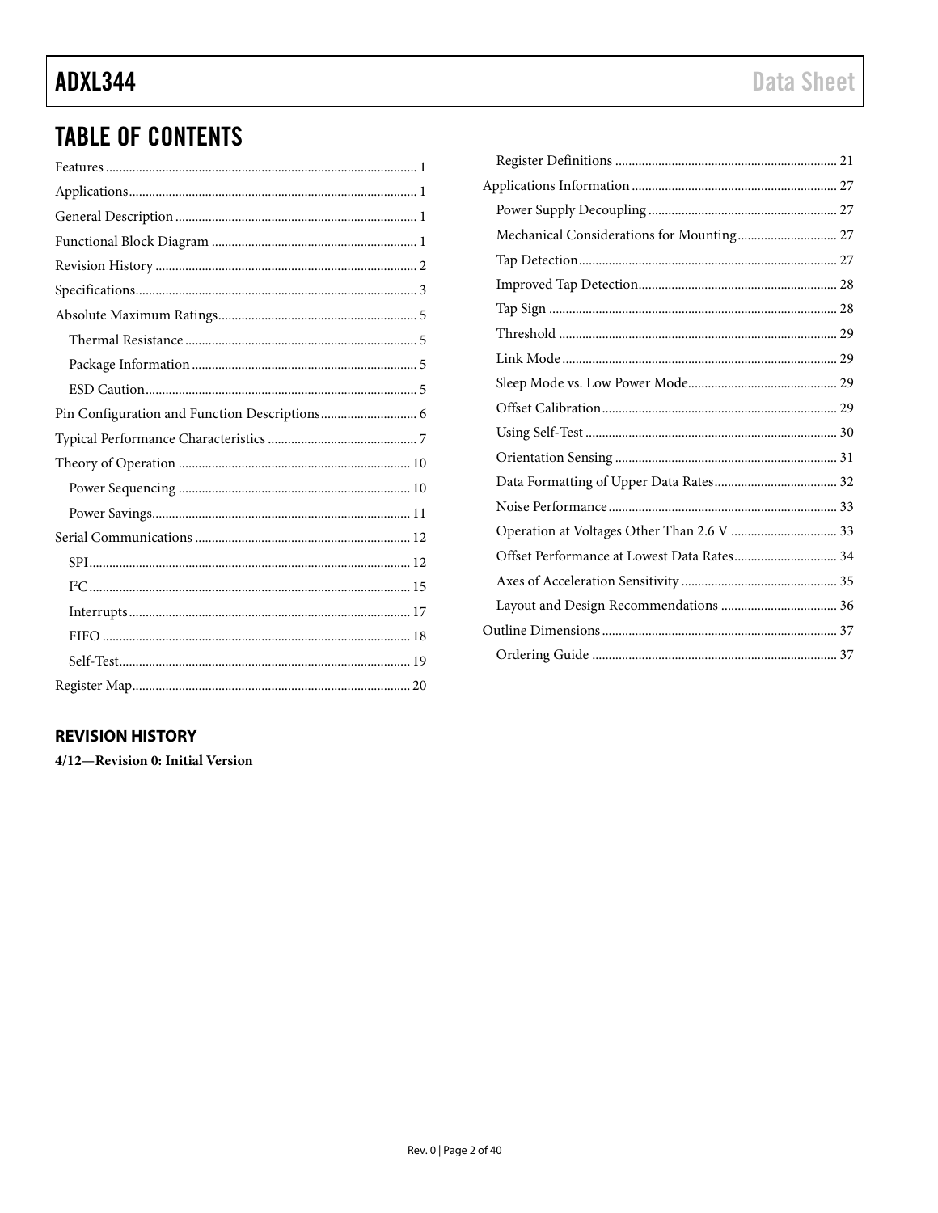## TABLE OF CONTENTS

Features ... 1
Applications ... 1
General Description ... 1
Functional Block Diagram ... 1
Revision History ... 2
Specifications ... 3
Absolute Maximum Ratings ... 5
  Thermal Resistance ... 5
  Package Information ... 5
  ESD Caution ... 5
Pin Configuration and Function Descriptions ... 6
Typical Performance Characteristics ... 7
Theory of Operation ... 10
  Power Sequencing ... 10
  Power Savings ... 11
Serial Communications ... 12
  SPI ... 12
  I²C ... 15
  Interrupts ... 17
  FIFO ... 18
  Self-Test ... 19
Register Map ... 20
  Register Definitions ... 21
Applications Information ... 27
  Power Supply Decoupling ... 27
  Mechanical Considerations for Mounting ... 27
  Tap Detection ... 27
  Improved Tap Detection ... 28
  Tap Sign ... 28
  Threshold ... 29
  Link Mode ... 29
  Sleep Mode vs. Low Power Mode ... 29
  Offset Calibration ... 29
  Using Self-Test ... 30
  Orientation Sensing ... 31
  Data Formatting of Upper Data Rates ... 32
  Noise Performance ... 33
  Operation at Voltages Other Than 2.6 V ... 33
  Offset Performance at Lowest Data Rates ... 34
  Axes of Acceleration Sensitivity ... 35
  Layout and Design Recommendations ... 36
Outline Dimensions ... 37
  Ordering Guide ... 37

### REVISION HISTORY

**4/12—Revision 0: Initial Version**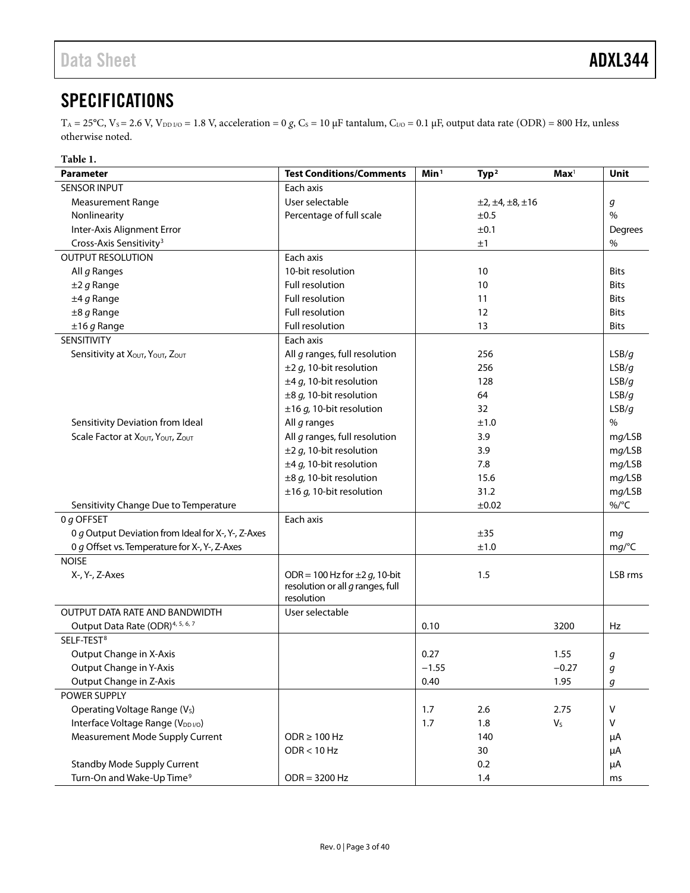## SPECIFICATIONS

$T_A$ = 25°C, $V_S$ = 2.6 V, $V_{DD\,I/O}$ = 1.8 V, acceleration = 0 *g*, $C_S$ = 10 µF tantalum, $C_{I/O}$ = 0.1 µF, output data rate (ODR) = 800 Hz, unless otherwise noted.

**Table 1.**

| Parameter | Test Conditions/Comments | Min[1] | Typ[2] | Max[1] | Unit |
|---|---|---|---|---|---|
| SENSOR INPUT | Each axis | | | | |
| Measurement Range | User selectable | | ±2, ±4, ±8, ±16 | | *g* |
| Nonlinearity | Percentage of full scale | | ±0.5 | | % |
| Inter-Axis Alignment Error | | | ±0.1 | | Degrees |
| Cross-Axis Sensitivity[3] | | | ±1 | | % |
| OUTPUT RESOLUTION | Each axis | | | | |
| All *g* Ranges | 10-bit resolution | | 10 | | Bits |
| ±2 *g* Range | Full resolution | | 10 | | Bits |
| ±4 *g* Range | Full resolution | | 11 | | Bits |
| ±8 *g* Range | Full resolution | | 12 | | Bits |
| ±16 *g* Range | Full resolution | | 13 | | Bits |
| SENSITIVITY | Each axis | | | | |
| Sensitivity at $X_{OUT}$, $Y_{OUT}$, $Z_{OUT}$ | All *g* ranges, full resolution | | 256 | | LSB/*g* |
| | ±2 *g*, 10-bit resolution | | 256 | | LSB/*g* |
| | ±4 *g*, 10-bit resolution | | 128 | | LSB/*g* |
| | ±8 *g*, 10-bit resolution | | 64 | | LSB/*g* |
| | ±16 *g*, 10-bit resolution | | 32 | | LSB/*g* |
| Sensitivity Deviation from Ideal | All *g* ranges | | ±1.0 | | % |
| Scale Factor at $X_{OUT}$, $Y_{OUT}$, $Z_{OUT}$ | All *g* ranges, full resolution | | 3.9 | | m*g*/LSB |
| | ±2 *g*, 10-bit resolution | | 3.9 | | m*g*/LSB |
| | ±4 *g*, 10-bit resolution | | 7.8 | | m*g*/LSB |
| | ±8 *g*, 10-bit resolution | | 15.6 | | m*g*/LSB |
| | ±16 *g*, 10-bit resolution | | 31.2 | | m*g*/LSB |
| Sensitivity Change Due to Temperature | | | ±0.02 | | %/°C |
| 0 *g* OFFSET | Each axis | | | | |
| 0 *g* Output Deviation from Ideal for X-, Y-, Z-Axes | | | ±35 | | m*g* |
| 0 *g* Offset vs. Temperature for X-, Y-, Z-Axes | | | ±1.0 | | m*g*/°C |
| NOISE | | | | | |
| X-, Y-, Z-Axes | ODR = 100 Hz for ±2 *g*, 10-bit resolution or all *g* ranges, full resolution | | 1.5 | | LSB rms |
| OUTPUT DATA RATE AND BANDWIDTH | User selectable | | | | |
| Output Data Rate (ODR)[4, 5, 6, 7] | | 0.10 | | 3200 | Hz |
| SELF-TEST[8] | | | | | |
| Output Change in X-Axis | | 0.27 | | 1.55 | *g* |
| Output Change in Y-Axis | | −1.55 | | −0.27 | *g* |
| Output Change in Z-Axis | | 0.40 | | 1.95 | *g* |
| POWER SUPPLY | | | | | |
| Operating Voltage Range ($V_S$) | | 1.7 | 2.6 | 2.75 | V |
| Interface Voltage Range ($V_{DD\,I/O}$) | | 1.7 | 1.8 | $V_S$ | V |
| Measurement Mode Supply Current | ODR ≥ 100 Hz | | 140 | | µA |
| | ODR < 10 Hz | | 30 | | µA |
| Standby Mode Supply Current | | | 0.2 | | µA |
| Turn-On and Wake-Up Time[9] | ODR = 3200 Hz | | 1.4 | | ms |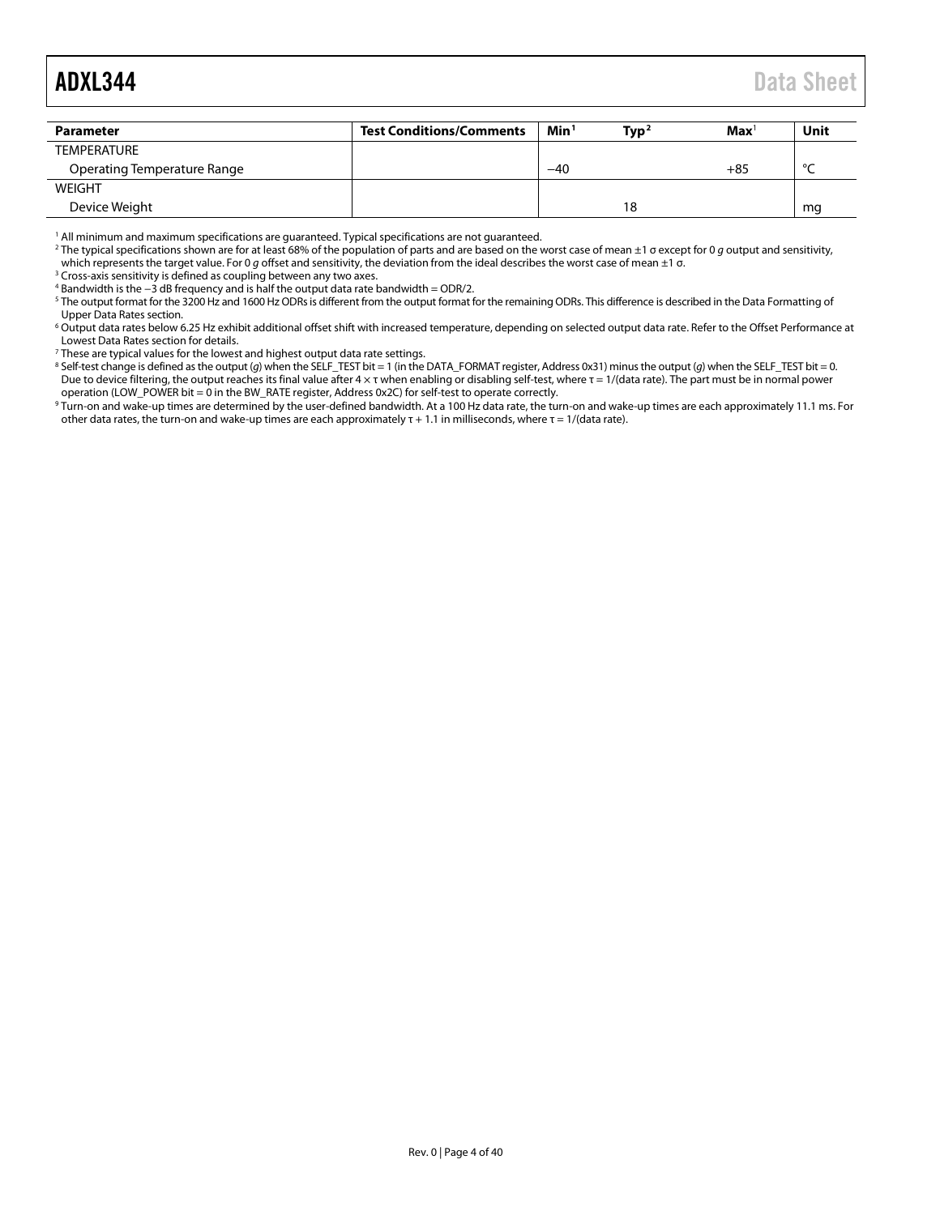| Parameter | Test Conditions/Comments | Min[1] | Typ[2] | Max[1] | Unit |
|---|---|---|---|---|---|
| TEMPERATURE | | | | | |
| Operating Temperature Range | | −40 | | +85 | °C |
| WEIGHT | | | | | |
| Device Weight | | | 18 | | mg |

[1] All minimum and maximum specifications are guaranteed. Typical specifications are not guaranteed.

[2] The typical specifications shown are for at least 68% of the population of parts and are based on the worst case of mean ±1 σ except for 0 *g* output and sensitivity, which represents the target value. For 0 *g* offset and sensitivity, the deviation from the ideal describes the worst case of mean ±1 σ.

[3] Cross-axis sensitivity is defined as coupling between any two axes.

[4] Bandwidth is the −3 dB frequency and is half the output data rate bandwidth = ODR/2.

[5] The output format for the 3200 Hz and 1600 Hz ODRs is different from the output format for the remaining ODRs. This difference is described in the Data Formatting of Upper Data Rates section.

[6] Output data rates below 6.25 Hz exhibit additional offset shift with increased temperature, depending on selected output data rate. Refer to the Offset Performance at Lowest Data Rates section for details.

[7] These are typical values for the lowest and highest output data rate settings.

[8] Self-test change is defined as the output (*g*) when the SELF_TEST bit = 1 (in the DATA_FORMAT register, Address 0x31) minus the output (*g*) when the SELF_TEST bit = 0. Due to device filtering, the output reaches its final value after $4 \times \tau$ when enabling or disabling self-test, where $\tau$ = 1/(data rate). The part must be in normal power operation (LOW_POWER bit = 0 in the BW_RATE register, Address 0x2C) for self-test to operate correctly.

[9] Turn-on and wake-up times are determined by the user-defined bandwidth. At a 100 Hz data rate, the turn-on and wake-up times are each approximately 11.1 ms. For other data rates, the turn-on and wake-up times are each approximately $\tau$ + 1.1 in milliseconds, where $\tau$ = 1/(data rate).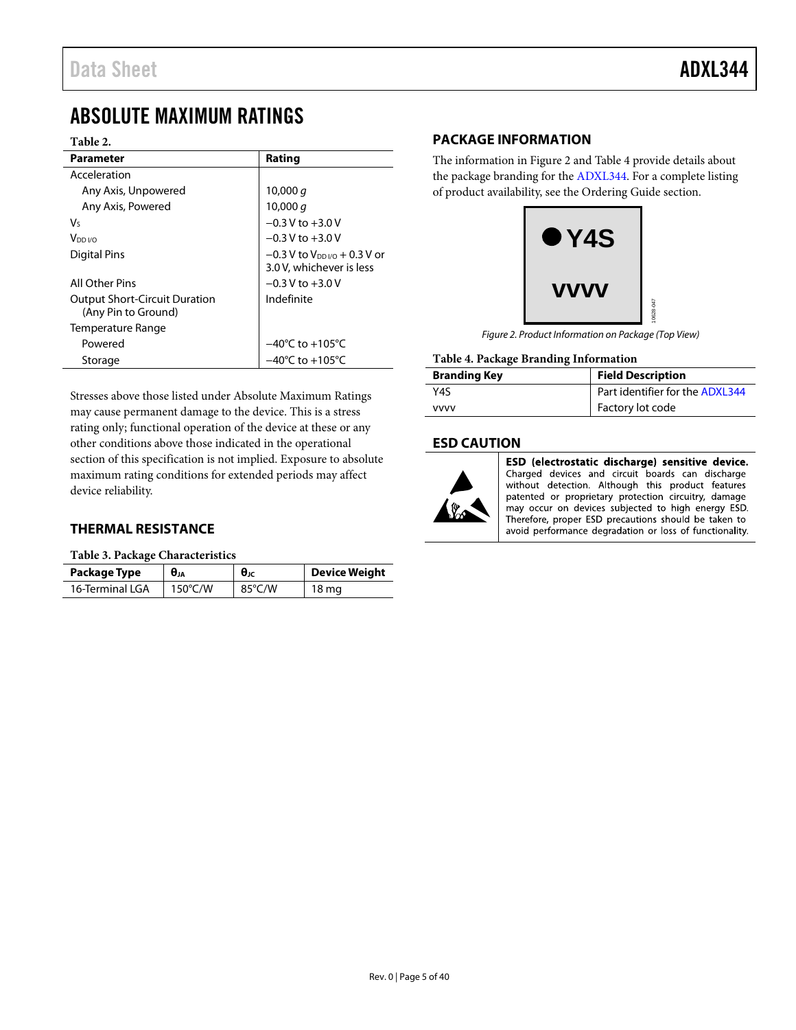## ABSOLUTE MAXIMUM RATINGS

**Table 2.**

| Parameter | Rating |
|---|---|
| Acceleration | |
| Any Axis, Unpowered | 10,000 *g* |
| Any Axis, Powered | 10,000 *g* |
| $V_S$ | −0.3 V to +3.0 V |
| $V_{DD\ I/O}$ | −0.3 V to +3.0 V |
| Digital Pins | −0.3 V to $V_{DD\ I/O}$ + 0.3 V or 3.0 V, whichever is less |
| All Other Pins | −0.3 V to +3.0 V |
| Output Short-Circuit Duration (Any Pin to Ground) | Indefinite |
| Temperature Range | |
| Powered | −40°C to +105°C |
| Storage | −40°C to +105°C |

Stresses above those listed under Absolute Maximum Ratings may cause permanent damage to the device. This is a stress rating only; functional operation of the device at these or any other conditions above those indicated in the operational section of this specification is not implied. Exposure to absolute maximum rating conditions for extended periods may affect device reliability.

### THERMAL RESISTANCE

**Table 3. Package Characteristics**

| Package Type | $\theta_{JA}$ | $\theta_{JC}$ | Device Weight |
|---|---|---|---|
| 16-Terminal LGA | 150°C/W | 85°C/W | 18 mg |

### PACKAGE INFORMATION

The information in Figure 2 and Table 4 provide details about the package branding for the ADXL344. For a complete listing of product availability, see the Ordering Guide section.

● Y4S

vvvv

*Figure 2. Product Information on Package (Top View)*

**Table 4. Package Branding Information**

| Branding Key | Field Description |
|---|---|
| Y4S | Part identifier for the ADXL344 |
| vvvv | Factory lot code |

### ESD CAUTION

**ESD (electrostatic discharge) sensitive device.** Charged devices and circuit boards can discharge without detection. Although this product features patented or proprietary protection circuitry, damage may occur on devices subjected to high energy ESD. Therefore, proper ESD precautions should be taken to avoid performance degradation or loss of functionality.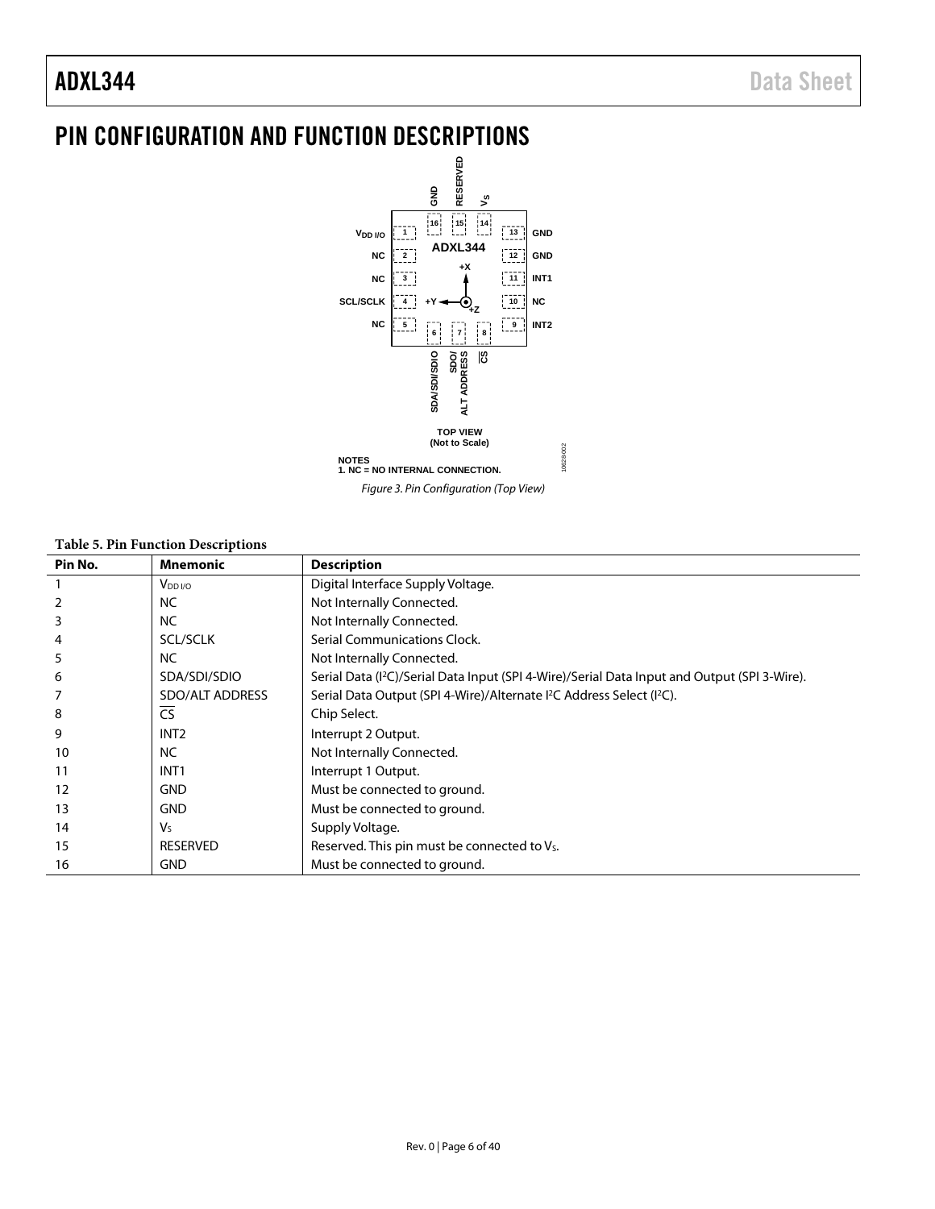# PIN CONFIGURATION AND FUNCTION DESCRIPTIONS

NOTES
1. NC = NO INTERNAL CONNECTION.

*Figure 3. Pin Configuration (Top View)*

**Table 5. Pin Function Descriptions**

| Pin No. | Mnemonic | Description |
|---|---|---|
| 1 | $V_{DD\ I/O}$ | Digital Interface Supply Voltage. |
| 2 | NC | Not Internally Connected. |
| 3 | NC | Not Internally Connected. |
| 4 | SCL/SCLK | Serial Communications Clock. |
| 5 | NC | Not Internally Connected. |
| 6 | SDA/SDI/SDIO | Serial Data ($I^2C$)/Serial Data Input (SPI 4-Wire)/Serial Data Input and Output (SPI 3-Wire). |
| 7 | SDO/ALT ADDRESS | Serial Data Output (SPI 4-Wire)/Alternate $I^2C$ Address Select ($I^2C$). |
| 8 | $\overline{CS}$ | Chip Select. |
| 9 | INT2 | Interrupt 2 Output. |
| 10 | NC | Not Internally Connected. |
| 11 | INT1 | Interrupt 1 Output. |
| 12 | GND | Must be connected to ground. |
| 13 | GND | Must be connected to ground. |
| 14 | $V_S$ | Supply Voltage. |
| 15 | RESERVED | Reserved. This pin must be connected to $V_S$. |
| 16 | GND | Must be connected to ground. |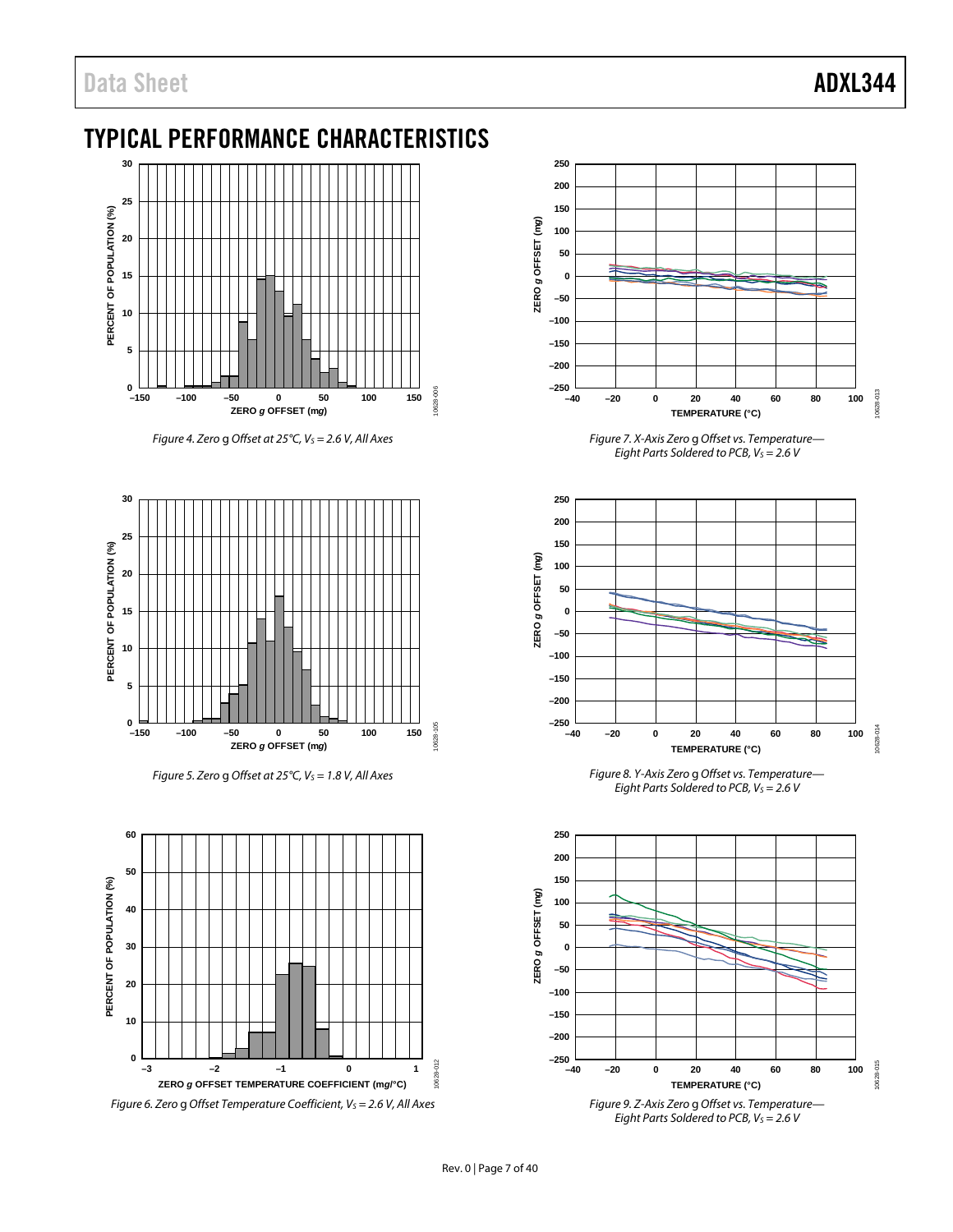## TYPICAL PERFORMANCE CHARACTERISTICS

*Figure 4. Zero g Offset at 25°C, $V_S$ = 2.6 V, All Axes*

*Figure 5. Zero g Offset at 25°C, $V_S$ = 1.8 V, All Axes*

*Figure 6. Zero g Offset Temperature Coefficient, $V_S$ = 2.6 V, All Axes*

*Figure 7. X-Axis Zero g Offset vs. Temperature—Eight Parts Soldered to PCB, $V_S$ = 2.6 V*

*Figure 8. Y-Axis Zero g Offset vs. Temperature—Eight Parts Soldered to PCB, $V_S$ = 2.6 V*

*Figure 9. Z-Axis Zero g Offset vs. Temperature—Eight Parts Soldered to PCB, $V_S$ = 2.6 V*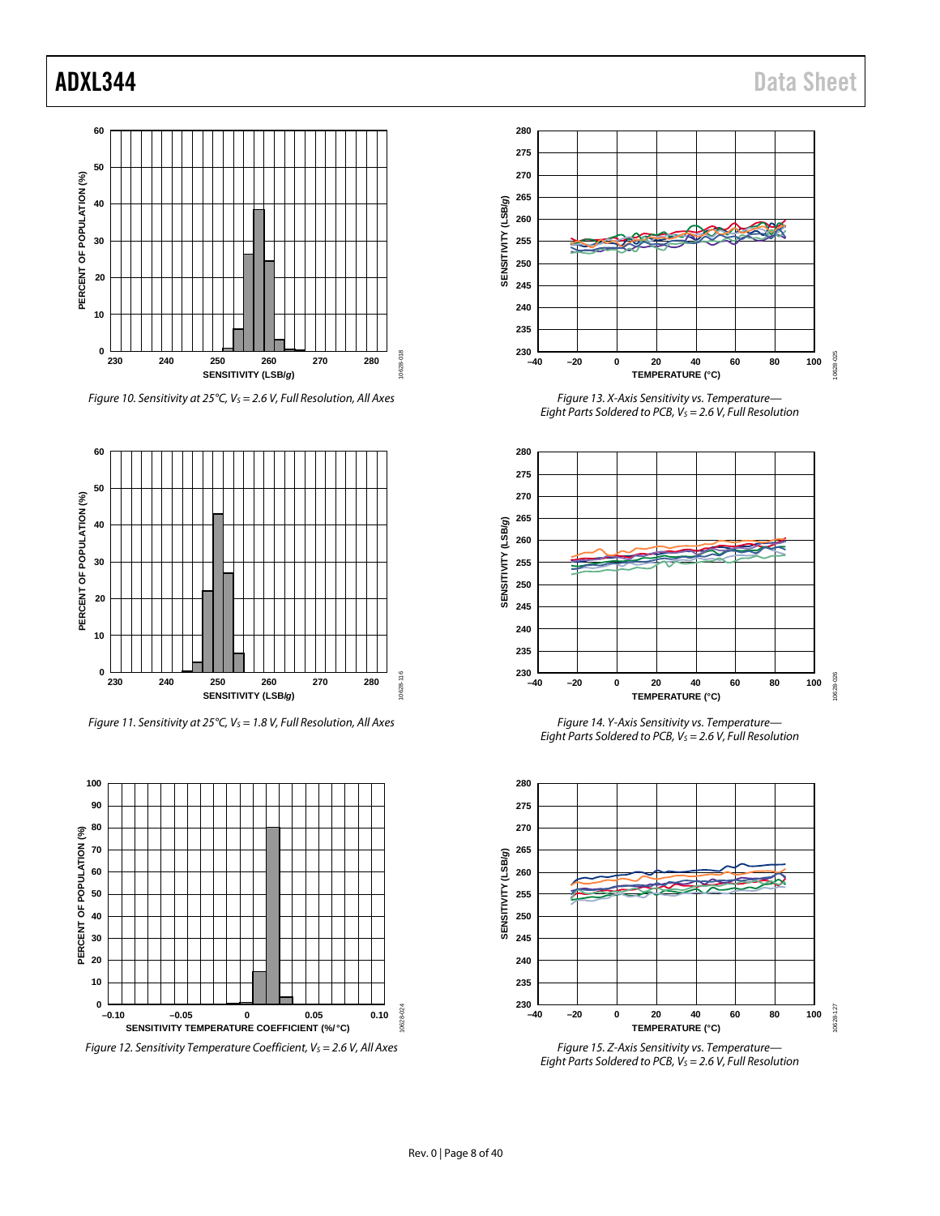Figure 10. Sensitivity at 25°C, $V_S$ = 2.6 V, Full Resolution, All Axes

Figure 11. Sensitivity at 25°C, $V_S$ = 1.8 V, Full Resolution, All Axes

Figure 12. Sensitivity Temperature Coefficient, $V_S$ = 2.6 V, All Axes

Figure 13. X-Axis Sensitivity vs. Temperature—Eight Parts Soldered to PCB, $V_S$ = 2.6 V, Full Resolution

Figure 14. Y-Axis Sensitivity vs. Temperature—Eight Parts Soldered to PCB, $V_S$ = 2.6 V, Full Resolution

Figure 15. Z-Axis Sensitivity vs. Temperature—Eight Parts Soldered to PCB, $V_S$ = 2.6 V, Full Resolution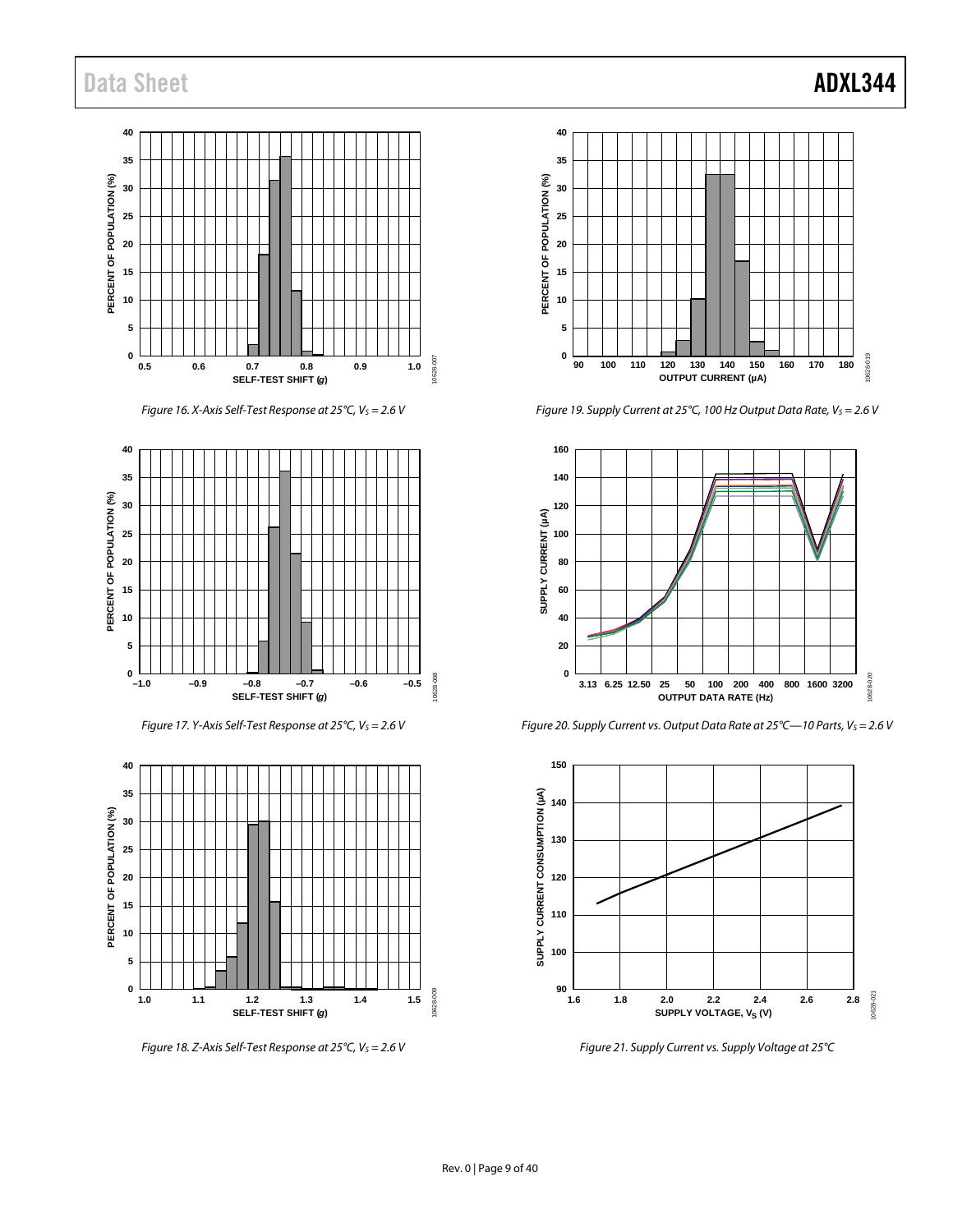Figure 16. X-Axis Self-Test Response at 25°C, $V_S$ = 2.6 V

Figure 17. Y-Axis Self-Test Response at 25°C, $V_S$ = 2.6 V

Figure 18. Z-Axis Self-Test Response at 25°C, $V_S$ = 2.6 V

Figure 19. Supply Current at 25°C, 100 Hz Output Data Rate, $V_S$ = 2.6 V

Figure 20. Supply Current vs. Output Data Rate at 25°C—10 Parts, $V_S$ = 2.6 V

Figure 21. Supply Current vs. Supply Voltage at 25°C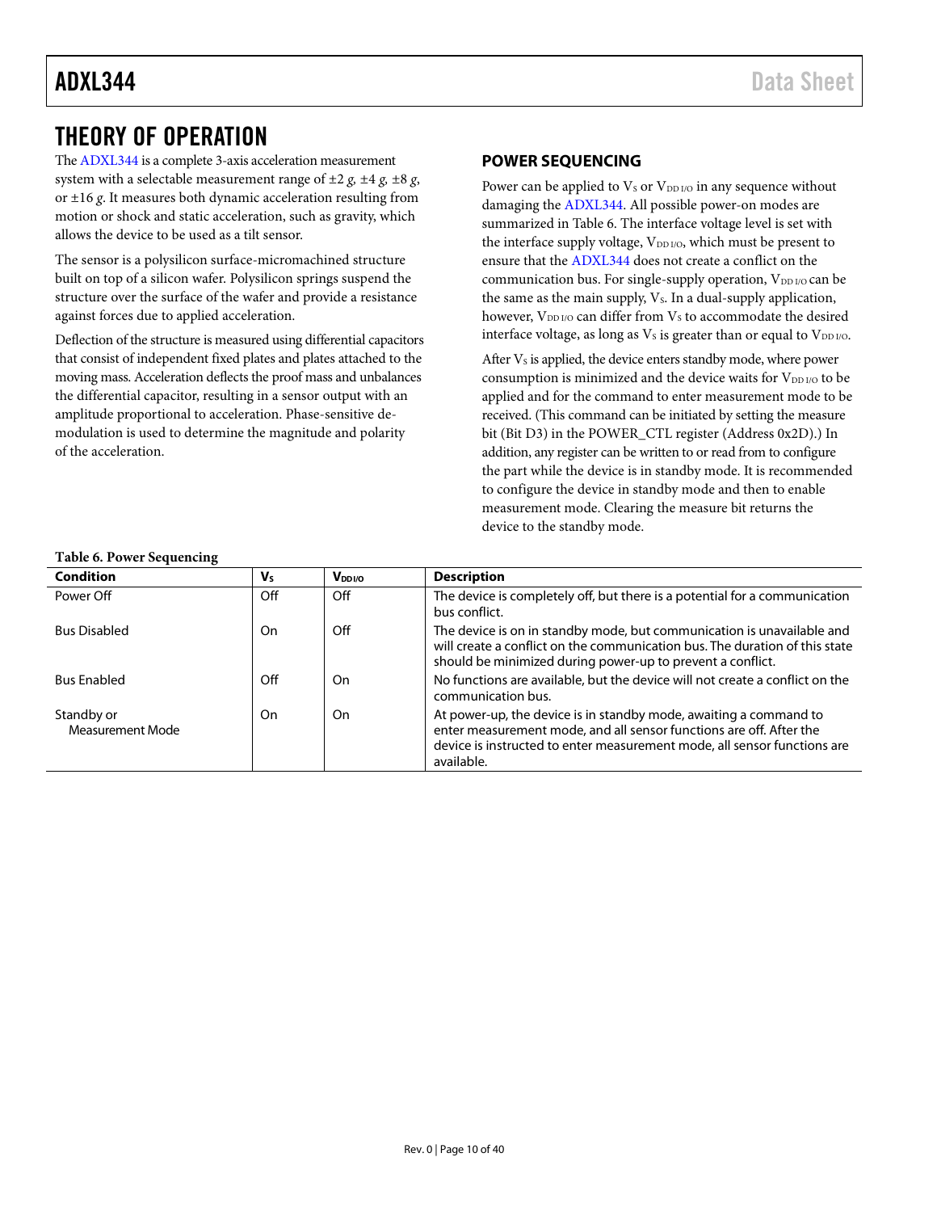# THEORY OF OPERATION

The ADXL344 is a complete 3-axis acceleration measurement system with a selectable measurement range of ±2 *g*, ±4 *g*, ±8 *g*, or ±16 *g*. It measures both dynamic acceleration resulting from motion or shock and static acceleration, such as gravity, which allows the device to be used as a tilt sensor.

The sensor is a polysilicon surface-micromachined structure built on top of a silicon wafer. Polysilicon springs suspend the structure over the surface of the wafer and provide a resistance against forces due to applied acceleration.

Deflection of the structure is measured using differential capacitors that consist of independent fixed plates and plates attached to the moving mass. Acceleration deflects the proof mass and unbalances the differential capacitor, resulting in a sensor output with an amplitude proportional to acceleration. Phase-sensitive demodulation is used to determine the magnitude and polarity of the acceleration.

## POWER SEQUENCING

Power can be applied to $V_S$ or $V_{DD\ I/O}$ in any sequence without damaging the ADXL344. All possible power-on modes are summarized in Table 6. The interface voltage level is set with the interface supply voltage, $V_{DD\ I/O}$, which must be present to ensure that the ADXL344 does not create a conflict on the communication bus. For single-supply operation, $V_{DD\ I/O}$ can be the same as the main supply, $V_S$. In a dual-supply application, however, $V_{DD\ I/O}$ can differ from $V_S$ to accommodate the desired interface voltage, as long as $V_S$ is greater than or equal to $V_{DD\ I/O}$.

After $V_S$ is applied, the device enters standby mode, where power consumption is minimized and the device waits for $V_{DD\ I/O}$ to be applied and for the command to enter measurement mode to be received. (This command can be initiated by setting the measure bit (Bit D3) in the POWER_CTL register (Address 0x2D).) In addition, any register can be written to or read from to configure the part while the device is in standby mode. It is recommended to configure the device in standby mode and then to enable measurement mode. Clearing the measure bit returns the device to the standby mode.

**Table 6. Power Sequencing**

| Condition | $V_S$ | $V_{DD\ I/O}$ | Description |
|---|---|---|---|
| Power Off | Off | Off | The device is completely off, but there is a potential for a communication bus conflict. |
| Bus Disabled | On | Off | The device is on in standby mode, but communication is unavailable and will create a conflict on the communication bus. The duration of this state should be minimized during power-up to prevent a conflict. |
| Bus Enabled | Off | On | No functions are available, but the device will not create a conflict on the communication bus. |
| Standby or Measurement Mode | On | On | At power-up, the device is in standby mode, awaiting a command to enter measurement mode, and all sensor functions are off. After the device is instructed to enter measurement mode, all sensor functions are available. |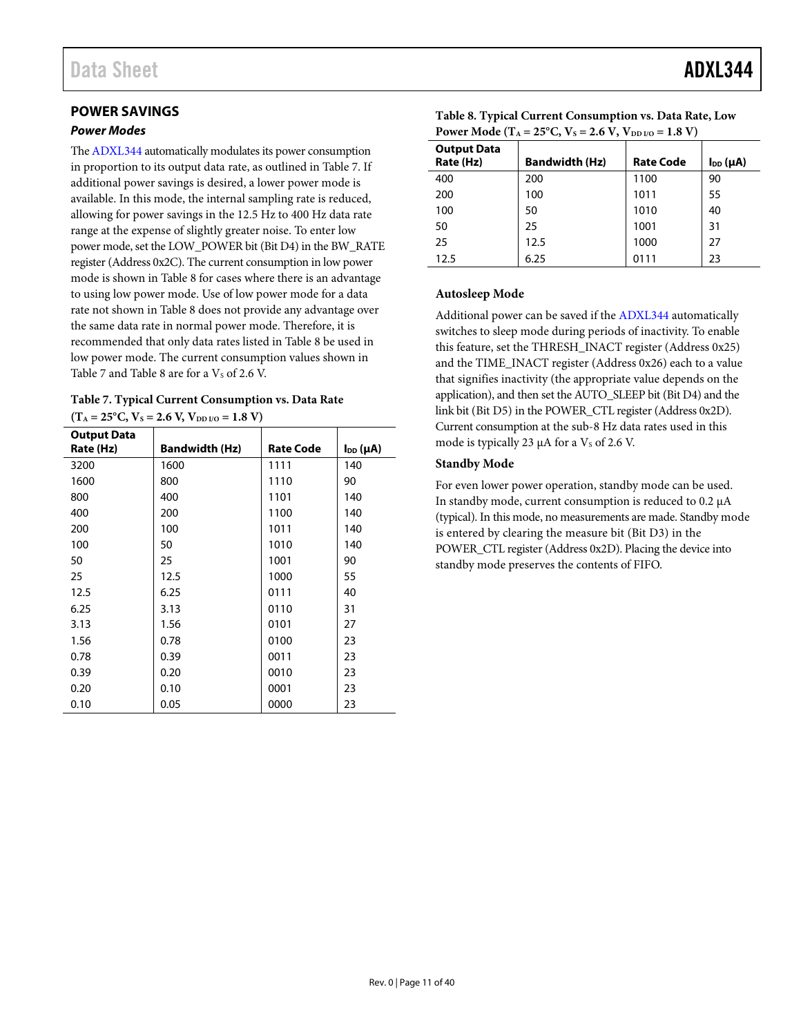## POWER SAVINGS

### Power Modes

The ADXL344 automatically modulates its power consumption in proportion to its output data rate, as outlined in Table 7. If additional power savings is desired, a lower power mode is available. In this mode, the internal sampling rate is reduced, allowing for power savings in the 12.5 Hz to 400 Hz data rate range at the expense of slightly greater noise. To enter low power mode, set the LOW_POWER bit (Bit D4) in the BW_RATE register (Address 0x2C). The current consumption in low power mode is shown in Table 8 for cases where there is an advantage to using low power mode. Use of low power mode for a data rate not shown in Table 8 does not provide any advantage over the same data rate in normal power mode. Therefore, it is recommended that only data rates listed in Table 8 be used in low power mode. The current consumption values shown in Table 7 and Table 8 are for a $V_S$ of 2.6 V.

**Table 7. Typical Current Consumption vs. Data Rate ($T_A$ = 25°C, $V_S$ = 2.6 V, $V_{DD\ I/O}$ = 1.8 V)**

| Output Data Rate (Hz) | Bandwidth (Hz) | Rate Code | $I_{DD}$ (µA) |
|---|---|---|---|
| 3200 | 1600 | 1111 | 140 |
| 1600 | 800 | 1110 | 90 |
| 800 | 400 | 1101 | 140 |
| 400 | 200 | 1100 | 140 |
| 200 | 100 | 1011 | 140 |
| 100 | 50 | 1010 | 140 |
| 50 | 25 | 1001 | 90 |
| 25 | 12.5 | 1000 | 55 |
| 12.5 | 6.25 | 0111 | 40 |
| 6.25 | 3.13 | 0110 | 31 |
| 3.13 | 1.56 | 0101 | 27 |
| 1.56 | 0.78 | 0100 | 23 |
| 0.78 | 0.39 | 0011 | 23 |
| 0.39 | 0.20 | 0010 | 23 |
| 0.20 | 0.10 | 0001 | 23 |
| 0.10 | 0.05 | 0000 | 23 |

**Table 8. Typical Current Consumption vs. Data Rate, Low Power Mode ($T_A$ = 25°C, $V_S$ = 2.6 V, $V_{DD\ I/O}$ = 1.8 V)**

| Output Data Rate (Hz) | Bandwidth (Hz) | Rate Code | $I_{DD}$ (µA) |
|---|---|---|---|
| 400 | 200 | 1100 | 90 |
| 200 | 100 | 1011 | 55 |
| 100 | 50 | 1010 | 40 |
| 50 | 25 | 1001 | 31 |
| 25 | 12.5 | 1000 | 27 |
| 12.5 | 6.25 | 0111 | 23 |

### Autosleep Mode

Additional power can be saved if the ADXL344 automatically switches to sleep mode during periods of inactivity. To enable this feature, set the THRESH_INACT register (Address 0x25) and the TIME_INACT register (Address 0x26) each to a value that signifies inactivity (the appropriate value depends on the application), and then set the AUTO_SLEEP bit (Bit D4) and the link bit (Bit D5) in the POWER_CTL register (Address 0x2D). Current consumption at the sub-8 Hz data rates used in this mode is typically 23 µA for a $V_S$ of 2.6 V.

### Standby Mode

For even lower power operation, standby mode can be used. In standby mode, current consumption is reduced to 0.2 µA (typical). In this mode, no measurements are made. Standby mode is entered by clearing the measure bit (Bit D3) in the POWER_CTL register (Address 0x2D). Placing the device into standby mode preserves the contents of FIFO.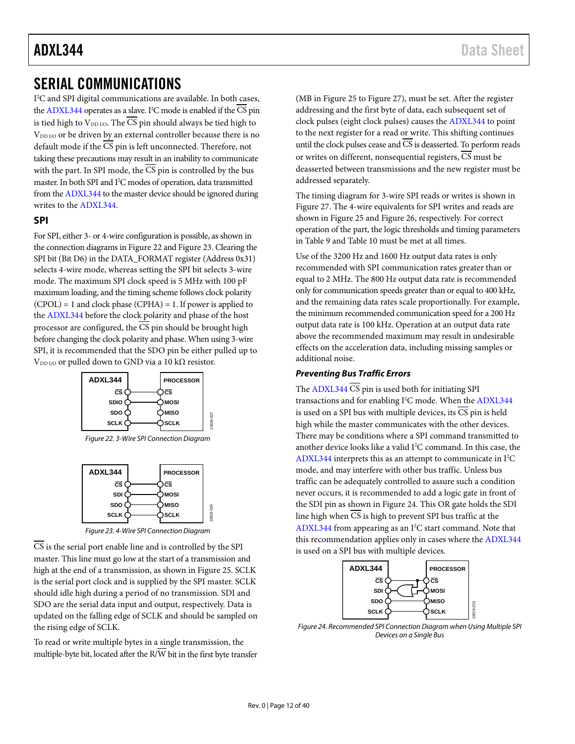# SERIAL COMMUNICATIONS

I²C and SPI digital communications are available. In both cases, the ADXL344 operates as a slave. I²C mode is enabled if the CS pin is tied high to $V_{DD\ I/O}$. The CS pin should always be tied high to $V_{DD\ I/O}$ or be driven by an external controller because there is no default mode if the CS pin is left unconnected. Therefore, not taking these precautions may result in an inability to communicate with the part. In SPI mode, the CS pin is controlled by the bus master. In both SPI and I²C modes of operation, data transmitted from the ADXL344 to the master device should be ignored during writes to the ADXL344.

## SPI

For SPI, either 3- or 4-wire configuration is possible, as shown in the connection diagrams in Figure 22 and Figure 23. Clearing the SPI bit (Bit D6) in the DATA_FORMAT register (Address 0x31) selects 4-wire mode, whereas setting the SPI bit selects 3-wire mode. The maximum SPI clock speed is 5 MHz with 100 pF maximum loading, and the timing scheme follows clock polarity (CPOL) = 1 and clock phase (CPHA) = 1. If power is applied to the ADXL344 before the clock polarity and phase of the host processor are configured, the CS pin should be brought high before changing the clock polarity and phase. When using 3-wire SPI, it is recommended that the SDO pin be either pulled up to $V_{DD\ I/O}$ or pulled down to GND via a 10 kΩ resistor.

Figure 22. 3-Wire SPI Connection Diagram

Figure 23. 4-Wire SPI Connection Diagram

CS is the serial port enable line and is controlled by the SPI master. This line must go low at the start of a transmission and high at the end of a transmission, as shown in Figure 25. SCLK is the serial port clock and is supplied by the SPI master. SCLK should idle high during a period of no transmission. SDI and SDO are the serial data input and output, respectively. Data is updated on the falling edge of SCLK and should be sampled on the rising edge of SCLK.

To read or write multiple bytes in a single transmission, the multiple-byte bit, located after the R/W bit in the first byte transfer (MB in Figure 25 to Figure 27), must be set. After the register addressing and the first byte of data, each subsequent set of clock pulses (eight clock pulses) causes the ADXL344 to point to the next register for a read or write. This shifting continues until the clock pulses cease and CS is deasserted. To perform reads or writes on different, nonsequential registers, CS must be deasserted between transmissions and the new register must be addressed separately.

The timing diagram for 3-wire SPI reads or writes is shown in Figure 27. The 4-wire equivalents for SPI writes and reads are shown in Figure 25 and Figure 26, respectively. For correct operation of the part, the logic thresholds and timing parameters in Table 9 and Table 10 must be met at all times.

Use of the 3200 Hz and 1600 Hz output data rates is only recommended with SPI communication rates greater than or equal to 2 MHz. The 800 Hz output data rate is recommended only for communication speeds greater than or equal to 400 kHz, and the remaining data rates scale proportionally. For example, the minimum recommended communication speed for a 200 Hz output data rate is 100 kHz. Operation at an output data rate above the recommended maximum may result in undesirable effects on the acceleration data, including missing samples or additional noise.

### *Preventing Bus Traffic Errors*

The ADXL344 CS pin is used both for initiating SPI transactions and for enabling I²C mode. When the ADXL344 is used on a SPI bus with multiple devices, its CS pin is held high while the master communicates with the other devices. There may be conditions where a SPI command transmitted to another device looks like a valid I²C command. In this case, the ADXL344 interprets this as an attempt to communicate in I²C mode, and may interfere with other bus traffic. Unless bus traffic can be adequately controlled to assure such a condition never occurs, it is recommended to add a logic gate in front of the SDI pin as shown in Figure 24. This OR gate holds the SDI line high when CS is high to prevent SPI bus traffic at the ADXL344 from appearing as an I²C start command. Note that this recommendation applies only in cases where the ADXL344 is used on a SPI bus with multiple devices.

Figure 24. Recommended SPI Connection Diagram when Using Multiple SPI Devices on a Single Bus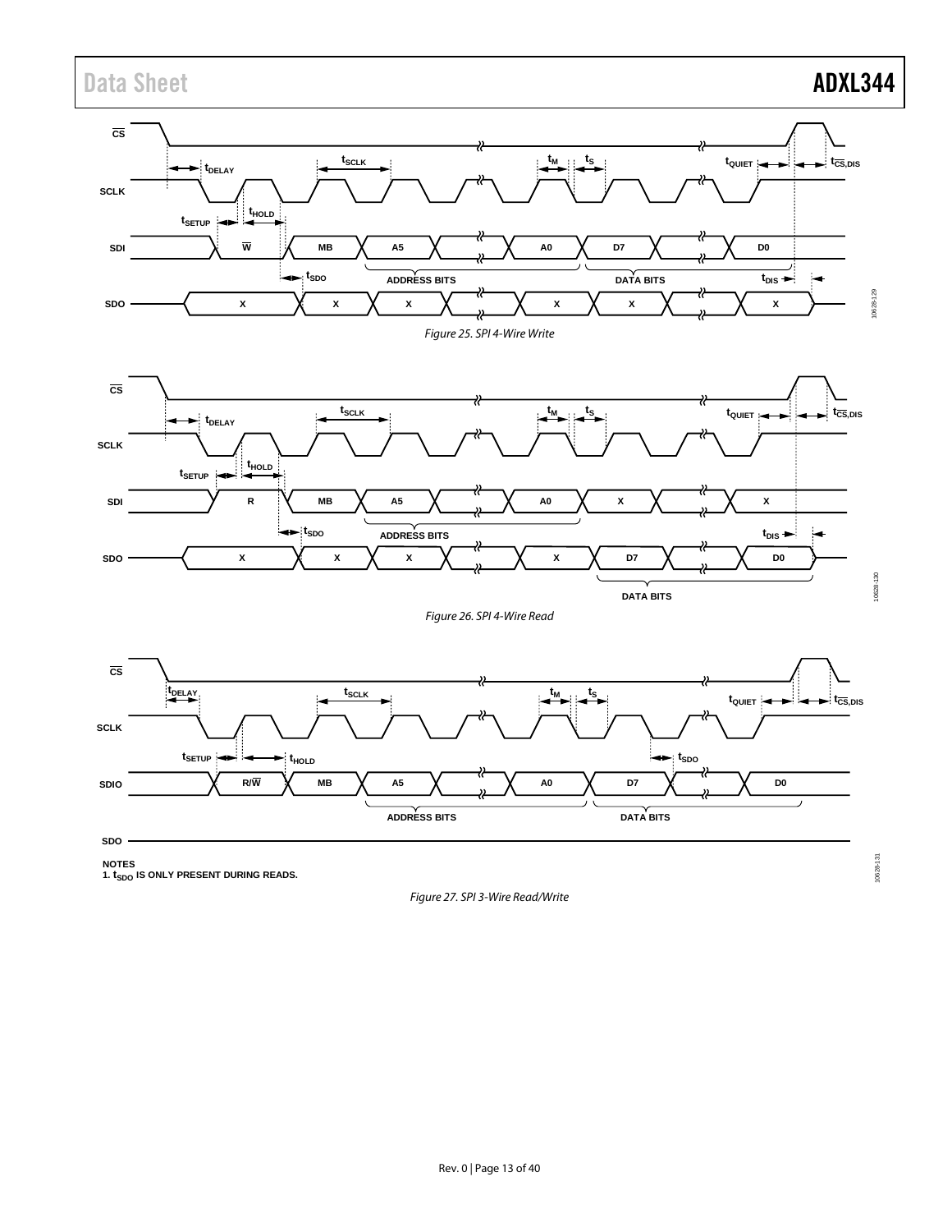Figure 25. SPI 4-Wire Write

Figure 26. SPI 4-Wire Read

NOTES
1. $t_{SDO}$ IS ONLY PRESENT DURING READS.

Figure 27. SPI 3-Wire Read/Write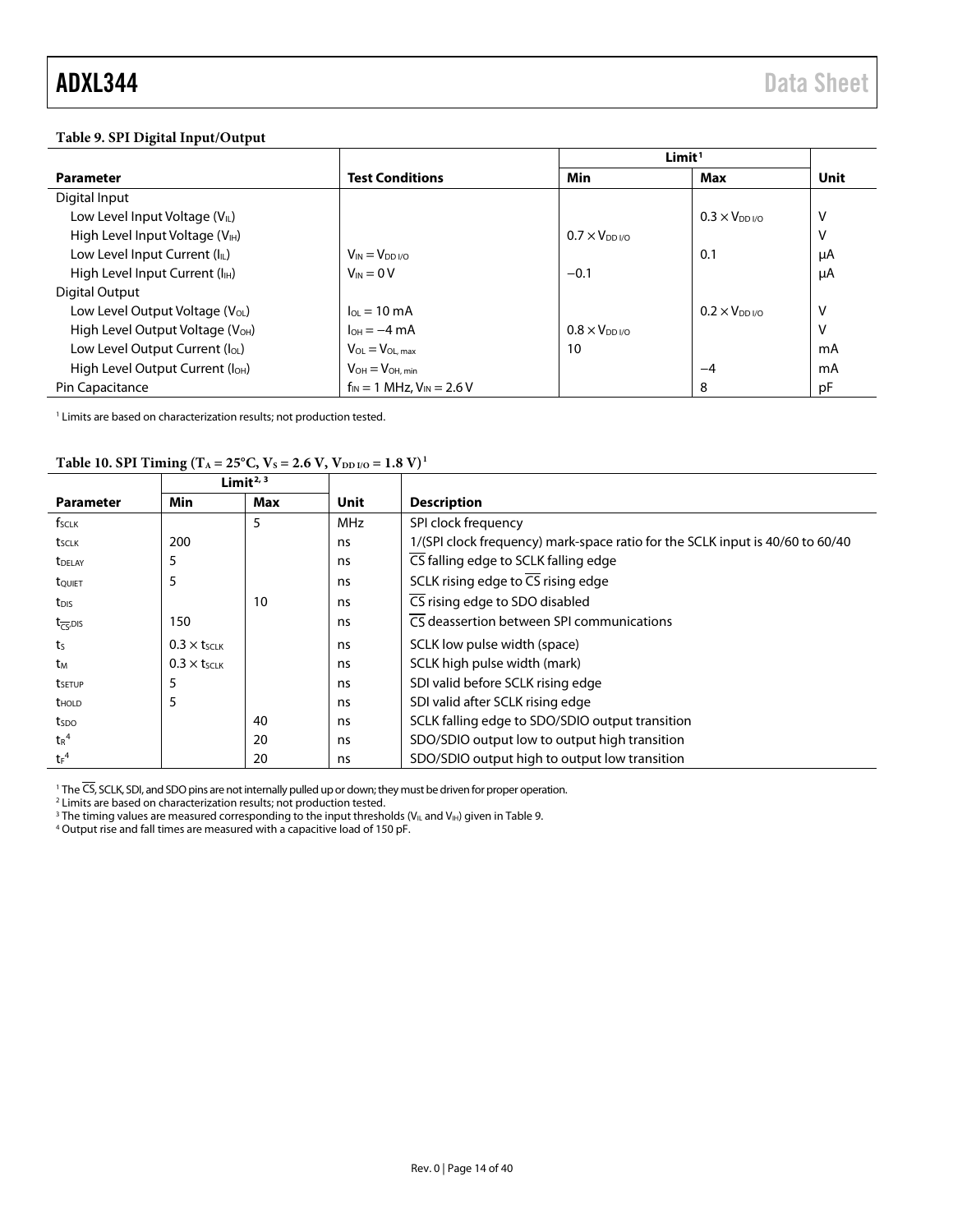**Table 9. SPI Digital Input/Output**

| Parameter | Test Conditions | Limit[1] Min | Max | Unit |
|---|---|---|---|---|
| Digital Input | | | | |
| Low Level Input Voltage ($V_{IL}$) | | | $0.3 \times V_{DD\ I/O}$ | V |
| High Level Input Voltage ($V_{IH}$) | | $0.7 \times V_{DD\ I/O}$ | | V |
| Low Level Input Current ($I_{IL}$) | $V_{IN} = V_{DD\ I/O}$ | | 0.1 | μA |
| High Level Input Current ($I_{IH}$) | $V_{IN} = 0$ V | −0.1 | | μA |
| Digital Output | | | | |
| Low Level Output Voltage ($V_{OL}$) | $I_{OL} = 10$ mA | | $0.2 \times V_{DD\ I/O}$ | V |
| High Level Output Voltage ($V_{OH}$) | $I_{OH} = −4$ mA | $0.8 \times V_{DD\ I/O}$ | | V |
| Low Level Output Current ($I_{OL}$) | $V_{OL} = V_{OL,\ max}$ | 10 | | mA |
| High Level Output Current ($I_{OH}$) | $V_{OH} = V_{OH,\ min}$ | | −4 | mA |
| Pin Capacitance | $f_{IN} = 1$ MHz, $V_{IN} = 2.6$ V | | 8 | pF |

[1] Limits are based on characterization results; not production tested.

**Table 10. SPI Timing ($T_A = 25°C$, $V_S = 2.6$ V, $V_{DD\ I/O} = 1.8$ V)[1]**

| Parameter | Limit[2, 3] Min | Max | Unit | Description |
|---|---|---|---|---|
| $f_{SCLK}$ | | 5 | MHz | SPI clock frequency |
| $t_{SCLK}$ | 200 | | ns | 1/(SPI clock frequency) mark-space ratio for the SCLK input is 40/60 to 60/40 |
| $t_{DELAY}$ | 5 | | ns | $\overline{CS}$ falling edge to SCLK falling edge |
| $t_{QUIET}$ | 5 | | ns | SCLK rising edge to $\overline{CS}$ rising edge |
| $t_{DIS}$ | | 10 | ns | $\overline{CS}$ rising edge to SDO disabled |
| $t_{\overline{CS},DIS}$ | 150 | | ns | $\overline{CS}$ deassertion between SPI communications |
| $t_S$ | $0.3 \times t_{SCLK}$ | | ns | SCLK low pulse width (space) |
| $t_M$ | $0.3 \times t_{SCLK}$ | | ns | SCLK high pulse width (mark) |
| $t_{SETUP}$ | 5 | | ns | SDI valid before SCLK rising edge |
| $t_{HOLD}$ | 5 | | ns | SDI valid after SCLK rising edge |
| $t_{SDO}$ | | 40 | ns | SCLK falling edge to SDO/SDIO output transition |
| $t_R$[4] | | 20 | ns | SDO/SDIO output low to output high transition |
| $t_F$[4] | | 20 | ns | SDO/SDIO output high to output low transition |

[1] The $\overline{CS}$, SCLK, SDI, and SDO pins are not internally pulled up or down; they must be driven for proper operation.
[2] Limits are based on characterization results; not production tested.
[3] The timing values are measured corresponding to the input thresholds ($V_{IL}$ and $V_{IH}$) given in Table 9.
[4] Output rise and fall times are measured with a capacitive load of 150 pF.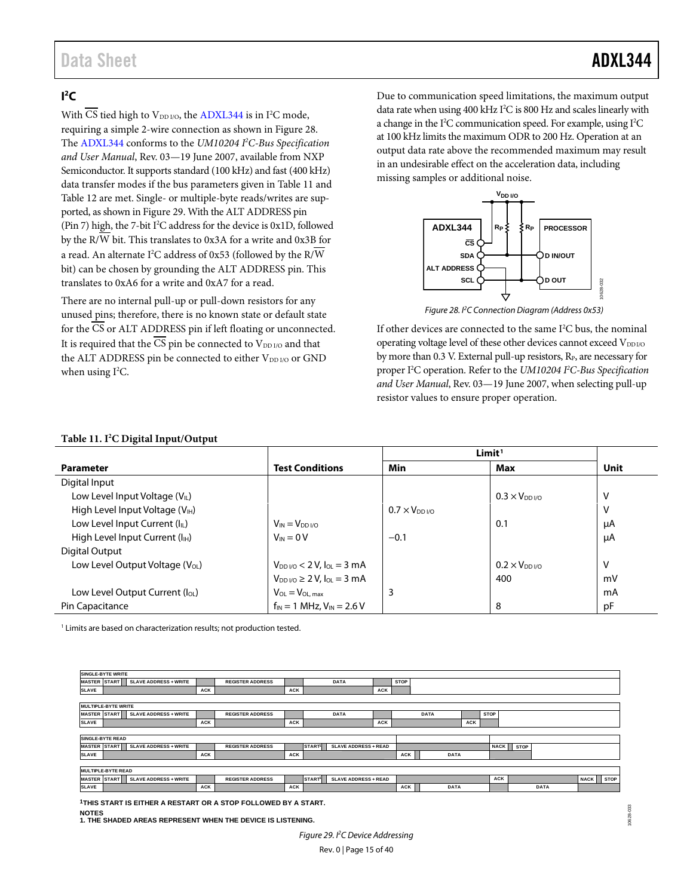## I²C

With $\overline{CS}$ tied high to $V_{DD\ I/O}$, the ADXL344 is in I²C mode, requiring a simple 2-wire connection as shown in Figure 28. The ADXL344 conforms to the *UM10204 I²C-Bus Specification and User Manual*, Rev. 03—19 June 2007, available from NXP Semiconductor. It supports standard (100 kHz) and fast (400 kHz) data transfer modes if the bus parameters given in Table 11 and Table 12 are met. Single- or multiple-byte reads/writes are supported, as shown in Figure 29. With the ALT ADDRESS pin (Pin 7) high, the 7-bit I²C address for the device is 0x1D, followed by the R/$\overline{W}$ bit. This translates to 0x3A for a write and 0x3B for a read. An alternate I²C address of 0x53 (followed by the R/$\overline{W}$ bit) can be chosen by grounding the ALT ADDRESS pin. This translates to 0xA6 for a write and 0xA7 for a read.

There are no internal pull-up or pull-down resistors for any unused pins; therefore, there is no known state or default state for the $\overline{CS}$ or ALT ADDRESS pin if left floating or unconnected. It is required that the $\overline{CS}$ pin be connected to $V_{DD\ I/O}$ and that the ALT ADDRESS pin be connected to either $V_{DD\ I/O}$ or GND when using I²C.

Due to communication speed limitations, the maximum output data rate when using 400 kHz I²C is 800 Hz and scales linearly with a change in the I²C communication speed. For example, using I²C at 100 kHz limits the maximum ODR to 200 Hz. Operation at an output data rate above the recommended maximum may result in an undesirable effect on the acceleration data, including missing samples or additional noise.

*Figure 28. I²C Connection Diagram (Address 0x53)*

If other devices are connected to the same I²C bus, the nominal operating voltage level of these other devices cannot exceed $V_{DD\ I/O}$ by more than 0.3 V. External pull-up resistors, $R_P$, are necessary for proper I²C operation. Refer to the *UM10204 I²C-Bus Specification and User Manual*, Rev. 03—19 June 2007, when selecting pull-up resistor values to ensure proper operation.

**Table 11. I²C Digital Input/Output**

| Parameter | Test Conditions | Limit[1] | | Unit |
|---|---|---|---|---|
| | | Min | Max | |
| Digital Input | | | | |
| Low Level Input Voltage ($V_{IL}$) | | | $0.3 \times V_{DD\ I/O}$ | V |
| High Level Input Voltage ($V_{IH}$) | | $0.7 \times V_{DD\ I/O}$ | | V |
| Low Level Input Current ($I_{IL}$) | $V_{IN} = V_{DD\ I/O}$ | | 0.1 | µA |
| High Level Input Current ($I_{IH}$) | $V_{IN} = 0$ V | −0.1 | | µA |
| Digital Output | | | | |
| Low Level Output Voltage ($V_{OL}$) | $V_{DD\ I/O} < 2$ V, $I_{OL} = 3$ mA | | $0.2 \times V_{DD\ I/O}$ | V |
| | $V_{DD\ I/O} \geq 2$ V, $I_{OL} = 3$ mA | | 400 | mV |
| Low Level Output Current ($I_{OL}$) | $V_{OL} = V_{OL,\ max}$ | 3 | | mA |
| Pin Capacitance | $f_{IN} = 1$ MHz, $V_{IN} = 2.6$ V | | 8 | pF |

[1] Limits are based on characterization results; not production tested.

| SINGLE-BYTE WRITE | | | | | | | | |
|---|---|---|---|---|---|---|---|---|
| MASTER | START | SLAVE ADDRESS + WRITE | | REGISTER ADDRESS | | DATA | | STOP |
| SLAVE | | | ACK | | ACK | | ACK | |

| MULTIPLE-BYTE WRITE | | | | | | | | | | |
|---|---|---|---|---|---|---|---|---|---|---|
| MASTER | START | SLAVE ADDRESS + WRITE | | REGISTER ADDRESS | | DATA | | DATA | | STOP |
| SLAVE | | | ACK | | ACK | | ACK | | ACK | |

| SINGLE-BYTE READ | | | | | | | | | | | |
|---|---|---|---|---|---|---|---|---|---|---|---|
| MASTER | START | SLAVE ADDRESS + WRITE | | REGISTER ADDRESS | | START[1] | SLAVE ADDRESS + READ | | | NACK | STOP |
| SLAVE | | | ACK | | ACK | | | ACK | DATA | | |

| MULTIPLE-BYTE READ | | | | | | | | | | | | | |
|---|---|---|---|---|---|---|---|---|---|---|---|---|---|
| MASTER | START | SLAVE ADDRESS + WRITE | | REGISTER ADDRESS | | START[1] | SLAVE ADDRESS + READ | | | ACK | | NACK | STOP |
| SLAVE | | | ACK | | ACK | | | ACK | DATA | | DATA | | |

[1]THIS START IS EITHER A RESTART OR A STOP FOLLOWED BY A START.

NOTES
1. THE SHADED AREAS REPRESENT WHEN THE DEVICE IS LISTENING.

*Figure 29. I²C Device Addressing*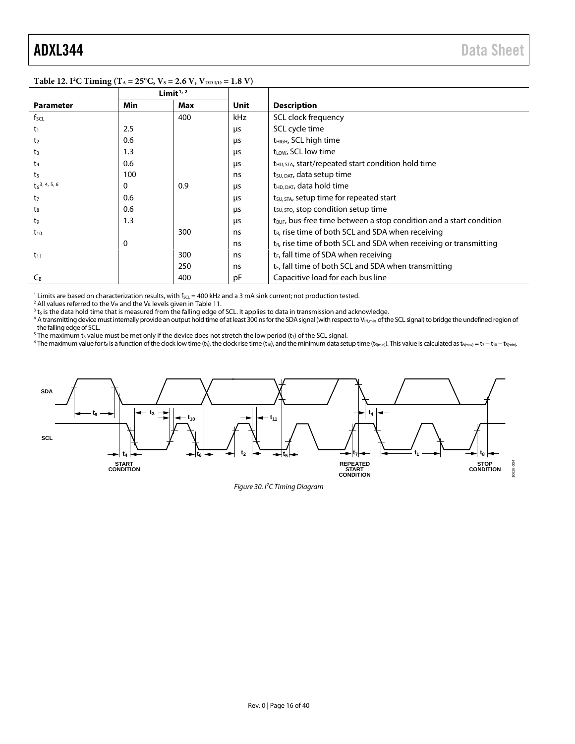**Table 12. I²C Timing ($T_A$ = 25°C, $V_S$ = 2.6 V, $V_{DD\ I/O}$ = 1.8 V)**

| | Limit[1, 2] | | | |
|---|---|---|---|---|
| **Parameter** | **Min** | **Max** | **Unit** | **Description** |
| $f_{SCL}$ | | 400 | kHz | SCL clock frequency |
| $t_1$ | 2.5 | | μs | SCL cycle time |
| $t_2$ | 0.6 | | μs | $t_{HIGH}$, SCL high time |
| $t_3$ | 1.3 | | μs | $t_{LOW}$, SCL low time |
| $t_4$ | 0.6 | | μs | $t_{HD,\ STA}$, start/repeated start condition hold time |
| $t_5$ | 100 | | ns | $t_{SU,\ DAT}$, data setup time |
| $t_6$[3, 4, 5, 6] | 0 | 0.9 | μs | $t_{HD,\ DAT}$, data hold time |
| $t_7$ | 0.6 | | μs | $t_{SU,\ STA}$, setup time for repeated start |
| $t_8$ | 0.6 | | μs | $t_{SU,\ STO}$, stop condition setup time |
| $t_9$ | 1.3 | | μs | $t_{BUF}$, bus-free time between a stop condition and a start condition |
| $t_{10}$ | | 300 | ns | $t_R$, rise time of both SCL and SDA when receiving |
| | 0 | | ns | $t_R$, rise time of both SCL and SDA when receiving or transmitting |
| $t_{11}$ | | 300 | ns | $t_F$, fall time of SDA when receiving |
| | | 250 | ns | $t_F$, fall time of both SCL and SDA when transmitting |
| $C_B$ | | 400 | pF | Capacitive load for each bus line |

[1] Limits are based on characterization results, with $f_{SCL}$ = 400 kHz and a 3 mA sink current; not production tested.
[2] All values referred to the $V_{IH}$ and the $V_{IL}$ levels given in Table 11.
[3] $t_6$ is the data hold time that is measured from the falling edge of SCL. It applies to data in transmission and acknowledge.
[4] A transmitting device must internally provide an output hold time of at least 300 ns for the SDA signal (with respect to $V_{IH,min}$ of the SCL signal) to bridge the undefined region of the falling edge of SCL.
[5] The maximum $t_6$ value must be met only if the device does not stretch the low period ($t_3$) of the SCL signal.
[6] The maximum value for $t_6$ is a function of the clock low time ($t_3$), the clock rise time ($t_{10}$), and the minimum data setup time ($t_{5(min)}$). This value is calculated as $t_{6(max)} = t_3 - t_{10} - t_{5(min)}$.

*Figure 30. I²C Timing Diagram*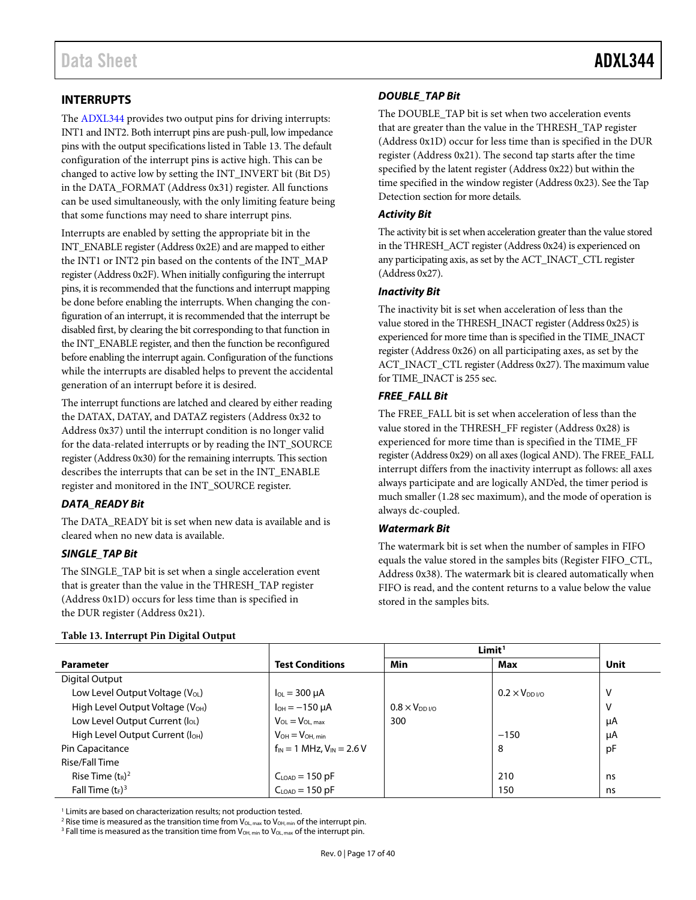## INTERRUPTS

The ADXL344 provides two output pins for driving interrupts: INT1 and INT2. Both interrupt pins are push-pull, low impedance pins with the output specifications listed in Table 13. The default configuration of the interrupt pins is active high. This can be changed to active low by setting the INT_INVERT bit (Bit D5) in the DATA_FORMAT (Address 0x31) register. All functions can be used simultaneously, with the only limiting feature being that some functions may need to share interrupt pins.

Interrupts are enabled by setting the appropriate bit in the INT_ENABLE register (Address 0x2E) and are mapped to either the INT1 or INT2 pin based on the contents of the INT_MAP register (Address 0x2F). When initially configuring the interrupt pins, it is recommended that the functions and interrupt mapping be done before enabling the interrupts. When changing the configuration of an interrupt, it is recommended that the interrupt be disabled first, by clearing the bit corresponding to that function in the INT_ENABLE register, and then the function be reconfigured before enabling the interrupt again. Configuration of the functions while the interrupts are disabled helps to prevent the accidental generation of an interrupt before it is desired.

The interrupt functions are latched and cleared by either reading the DATAX, DATAY, and DATAZ registers (Address 0x32 to Address 0x37) until the interrupt condition is no longer valid for the data-related interrupts or by reading the INT_SOURCE register (Address 0x30) for the remaining interrupts. This section describes the interrupts that can be set in the INT_ENABLE register and monitored in the INT_SOURCE register.

### *DATA_READY Bit*

The DATA_READY bit is set when new data is available and is cleared when no new data is available.

### *SINGLE_TAP Bit*

The SINGLE_TAP bit is set when a single acceleration event that is greater than the value in the THRESH_TAP register (Address 0x1D) occurs for less time than is specified in the DUR register (Address 0x21).

### *DOUBLE_TAP Bit*

The DOUBLE_TAP bit is set when two acceleration events that are greater than the value in the THRESH_TAP register (Address 0x1D) occur for less time than is specified in the DUR register (Address 0x21). The second tap starts after the time specified by the latent register (Address 0x22) but within the time specified in the window register (Address 0x23). See the Tap Detection section for more details.

### *Activity Bit*

The activity bit is set when acceleration greater than the value stored in the THRESH_ACT register (Address 0x24) is experienced on any participating axis, as set by the ACT_INACT_CTL register (Address 0x27).

### *Inactivity Bit*

The inactivity bit is set when acceleration of less than the value stored in the THRESH_INACT register (Address 0x25) is experienced for more time than is specified in the TIME_INACT register (Address 0x26) on all participating axes, as set by the ACT_INACT_CTL register (Address 0x27). The maximum value for TIME_INACT is 255 sec.

### *FREE_FALL Bit*

The FREE_FALL bit is set when acceleration of less than the value stored in the THRESH_FF register (Address 0x28) is experienced for more time than is specified in the TIME_FF register (Address 0x29) on all axes (logical AND). The FREE_FALL interrupt differs from the inactivity interrupt as follows: all axes always participate and are logically AND'ed, the timer period is much smaller (1.28 sec maximum), and the mode of operation is always dc-coupled.

### *Watermark Bit*

The watermark bit is set when the number of samples in FIFO equals the value stored in the samples bits (Register FIFO_CTL, Address 0x38). The watermark bit is cleared automatically when FIFO is read, and the content returns to a value below the value stored in the samples bits.

**Table 13. Interrupt Pin Digital Output**

| Parameter | Test Conditions | Limit[1] | | Unit |
|---|---|---|---|---|
| | | Min | Max | |
| Digital Output | | | | |
| Low Level Output Voltage ($V_{OL}$) | $I_{OL}$ = 300 µA | | $0.2 \times V_{DD\ I/O}$ | V |
| High Level Output Voltage ($V_{OH}$) | $I_{OH}$ = −150 µA | $0.8 \times V_{DD\ I/O}$ | | V |
| Low Level Output Current ($I_{OL}$) | $V_{OL} = V_{OL,\ max}$ | 300 | | µA |
| High Level Output Current ($I_{OH}$) | $V_{OH} = V_{OH,\ min}$ | | −150 | µA |
| Pin Capacitance | $f_{IN}$ = 1 MHz, $V_{IN}$ = 2.6 V | | 8 | pF |
| Rise/Fall Time | | | | |
| Rise Time ($t_R$)[2] | $C_{LOAD}$ = 150 pF | | 210 | ns |
| Fall Time ($t_F$)[3] | $C_{LOAD}$ = 150 pF | | 150 | ns |

[1] Limits are based on characterization results; not production tested.
[2] Rise time is measured as the transition time from $V_{OL,\ max}$ to $V_{OH,\ min}$ of the interrupt pin.
[3] Fall time is measured as the transition time from $V_{OH,\ min}$ to $V_{OL,\ max}$ of the interrupt pin.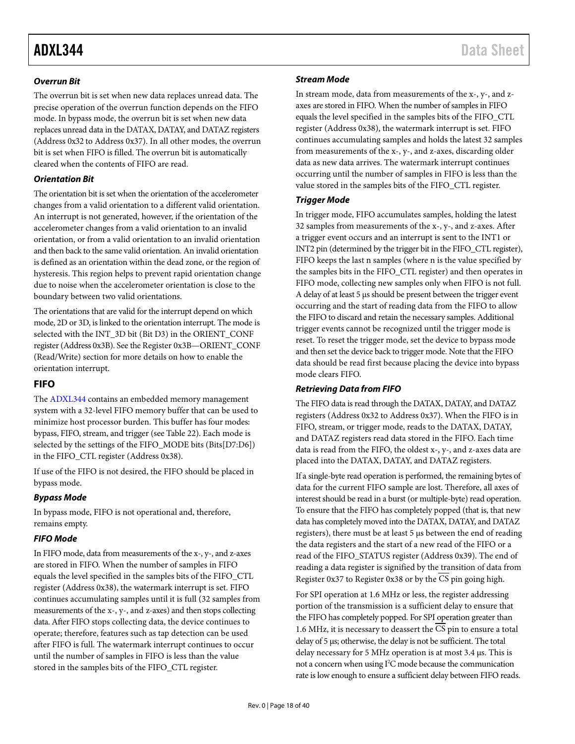### Overrun Bit

The overrun bit is set when new data replaces unread data. The precise operation of the overrun function depends on the FIFO mode. In bypass mode, the overrun bit is set when new data replaces unread data in the DATAX, DATAY, and DATAZ registers (Address 0x32 to Address 0x37). In all other modes, the overrun bit is set when FIFO is filled. The overrun bit is automatically cleared when the contents of FIFO are read.

### Orientation Bit

The orientation bit is set when the orientation of the accelerometer changes from a valid orientation to a different valid orientation. An interrupt is not generated, however, if the orientation of the accelerometer changes from a valid orientation to an invalid orientation, or from a valid orientation to an invalid orientation and then back to the same valid orientation. An invalid orientation is defined as an orientation within the dead zone, or the region of hysteresis. This region helps to prevent rapid orientation change due to noise when the accelerometer orientation is close to the boundary between two valid orientations.

The orientations that are valid for the interrupt depend on which mode, 2D or 3D, is linked to the orientation interrupt. The mode is selected with the INT_3D bit (Bit D3) in the ORIENT_CONF register (Address 0x3B). See the Register 0x3B—ORIENT_CONF (Read/Write) section for more details on how to enable the orientation interrupt.

## FIFO

The ADXL344 contains an embedded memory management system with a 32-level FIFO memory buffer that can be used to minimize host processor burden. This buffer has four modes: bypass, FIFO, stream, and trigger (see Table 22). Each mode is selected by the settings of the FIFO_MODE bits (Bits[D7:D6]) in the FIFO_CTL register (Address 0x38).

If use of the FIFO is not desired, the FIFO should be placed in bypass mode.

### Bypass Mode

In bypass mode, FIFO is not operational and, therefore, remains empty.

### FIFO Mode

In FIFO mode, data from measurements of the x-, y-, and z-axes are stored in FIFO. When the number of samples in FIFO equals the level specified in the samples bits of the FIFO_CTL register (Address 0x38), the watermark interrupt is set. FIFO continues accumulating samples until it is full (32 samples from measurements of the x-, y-, and z-axes) and then stops collecting data. After FIFO stops collecting data, the device continues to operate; therefore, features such as tap detection can be used after FIFO is full. The watermark interrupt continues to occur until the number of samples in FIFO is less than the value stored in the samples bits of the FIFO_CTL register.

### Stream Mode

In stream mode, data from measurements of the x-, y-, and z-axes are stored in FIFO. When the number of samples in FIFO equals the level specified in the samples bits of the FIFO_CTL register (Address 0x38), the watermark interrupt is set. FIFO continues accumulating samples and holds the latest 32 samples from measurements of the x-, y-, and z-axes, discarding older data as new data arrives. The watermark interrupt continues occurring until the number of samples in FIFO is less than the value stored in the samples bits of the FIFO_CTL register.

### Trigger Mode

In trigger mode, FIFO accumulates samples, holding the latest 32 samples from measurements of the x-, y-, and z-axes. After a trigger event occurs and an interrupt is sent to the INT1 or INT2 pin (determined by the trigger bit in the FIFO_CTL register), FIFO keeps the last n samples (where n is the value specified by the samples bits in the FIFO_CTL register) and then operates in FIFO mode, collecting new samples only when FIFO is not full. A delay of at least 5 µs should be present between the trigger event occurring and the start of reading data from the FIFO to allow the FIFO to discard and retain the necessary samples. Additional trigger events cannot be recognized until the trigger mode is reset. To reset the trigger mode, set the device to bypass mode and then set the device back to trigger mode. Note that the FIFO data should be read first because placing the device into bypass mode clears FIFO.

### Retrieving Data from FIFO

The FIFO data is read through the DATAX, DATAY, and DATAZ registers (Address 0x32 to Address 0x37). When the FIFO is in FIFO, stream, or trigger mode, reads to the DATAX, DATAY, and DATAZ registers read data stored in the FIFO. Each time data is read from the FIFO, the oldest x-, y-, and z-axes data are placed into the DATAX, DATAY, and DATAZ registers.

If a single-byte read operation is performed, the remaining bytes of data for the current FIFO sample are lost. Therefore, all axes of interest should be read in a burst (or multiple-byte) read operation. To ensure that the FIFO has completely popped (that is, that new data has completely moved into the DATAX, DATAY, and DATAZ registers), there must be at least 5 µs between the end of reading the data registers and the start of a new read of the FIFO or a read of the FIFO_STATUS register (Address 0x39). The end of reading a data register is signified by the transition of data from Register 0x37 to Register 0x38 or by the $\overline{CS}$ pin going high.

For SPI operation at 1.6 MHz or less, the register addressing portion of the transmission is a sufficient delay to ensure that the FIFO has completely popped. For SPI operation greater than 1.6 MHz, it is necessary to deassert the $\overline{CS}$ pin to ensure a total delay of 5 µs; otherwise, the delay is not be sufficient. The total delay necessary for 5 MHz operation is at most 3.4 µs. This is not a concern when using $I^2C$ mode because the communication rate is low enough to ensure a sufficient delay between FIFO reads.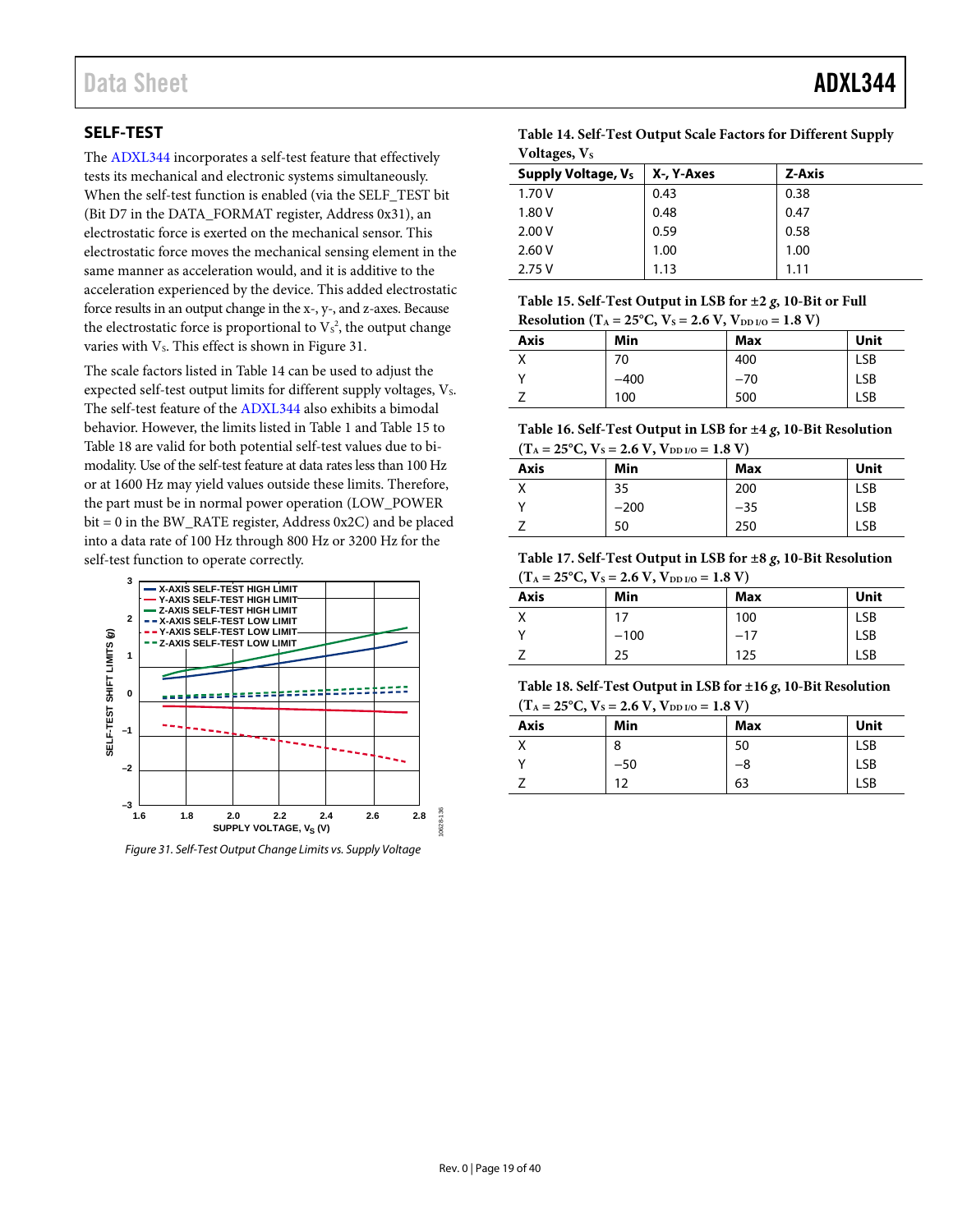## SELF-TEST

The ADXL344 incorporates a self-test feature that effectively tests its mechanical and electronic systems simultaneously. When the self-test function is enabled (via the SELF_TEST bit (Bit D7 in the DATA_FORMAT register, Address 0x31), an electrostatic force is exerted on the mechanical sensor. This electrostatic force moves the mechanical sensing element in the same manner as acceleration would, and it is additive to the acceleration experienced by the device. This added electrostatic force results in an output change in the x-, y-, and z-axes. Because the electrostatic force is proportional to $V_S^2$, the output change varies with $V_S$. This effect is shown in Figure 31.

The scale factors listed in Table 14 can be used to adjust the expected self-test output limits for different supply voltages, $V_S$. The self-test feature of the ADXL344 also exhibits a bimodal behavior. However, the limits listed in Table 1 and Table 15 to Table 18 are valid for both potential self-test values due to bimodality. Use of the self-test feature at data rates less than 100 Hz or at 1600 Hz may yield values outside these limits. Therefore, the part must be in normal power operation (LOW_POWER bit = 0 in the BW_RATE register, Address 0x2C) and be placed into a data rate of 100 Hz through 800 Hz or 3200 Hz for the self-test function to operate correctly.

*Figure 31. Self-Test Output Change Limits vs. Supply Voltage*

**Table 14. Self-Test Output Scale Factors for Different Supply Voltages, $V_S$**

| Supply Voltage, $V_S$ | X-, Y-Axes | Z-Axis |
|---|---|---|
| 1.70 V | 0.43 | 0.38 |
| 1.80 V | 0.48 | 0.47 |
| 2.00 V | 0.59 | 0.58 |
| 2.60 V | 1.00 | 1.00 |
| 2.75 V | 1.13 | 1.11 |

**Table 15. Self-Test Output in LSB for ±2 *g*, 10-Bit or Full Resolution ($T_A$ = 25°C, $V_S$ = 2.6 V, $V_{DD\,I/O}$ = 1.8 V)**

| Axis | Min | Max | Unit |
|---|---|---|---|
| X | 70 | 400 | LSB |
| Y | −400 | −70 | LSB |
| Z | 100 | 500 | LSB |

**Table 16. Self-Test Output in LSB for ±4 *g*, 10-Bit Resolution ($T_A$ = 25°C, $V_S$ = 2.6 V, $V_{DD\,I/O}$ = 1.8 V)**

| Axis | Min | Max | Unit |
|---|---|---|---|
| X | 35 | 200 | LSB |
| Y | −200 | −35 | LSB |
| Z | 50 | 250 | LSB |

**Table 17. Self-Test Output in LSB for ±8 *g*, 10-Bit Resolution ($T_A$ = 25°C, $V_S$ = 2.6 V, $V_{DD\,I/O}$ = 1.8 V)**

| Axis | Min | Max | Unit |
|---|---|---|---|
| X | 17 | 100 | LSB |
| Y | −100 | −17 | LSB |
| Z | 25 | 125 | LSB |

**Table 18. Self-Test Output in LSB for ±16 *g*, 10-Bit Resolution ($T_A$ = 25°C, $V_S$ = 2.6 V, $V_{DD\,I/O}$ = 1.8 V)**

| Axis | Min | Max | Unit |
|---|---|---|---|
| X | 8 | 50 | LSB |
| Y | −50 | −8 | LSB |
| Z | 12 | 63 | LSB |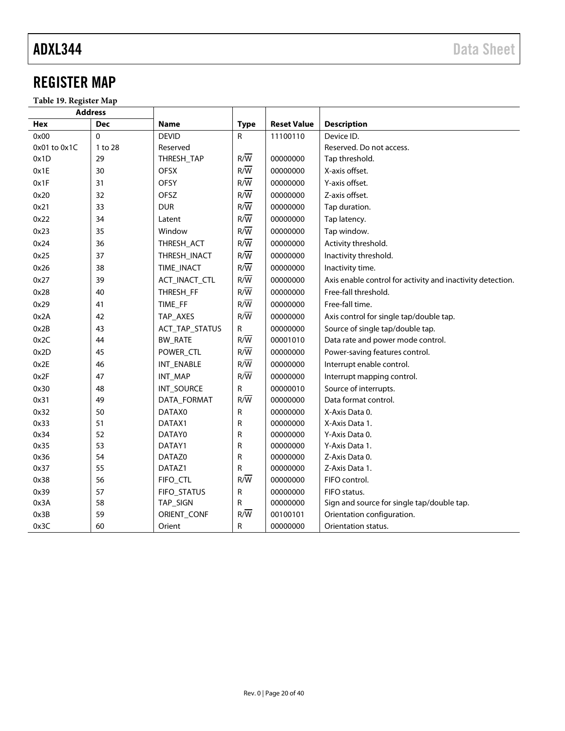## REGISTER MAP

**Table 19. Register Map**

| Address | | | | | |
|---|---|---|---|---|---|
| **Hex** | **Dec** | **Name** | **Type** | **Reset Value** | **Description** |
| 0x00 | 0 | DEVID | R | 11100110 | Device ID. |
| 0x01 to 0x1C | 1 to 28 | Reserved | | | Reserved. Do not access. |
| 0x1D | 29 | THRESH_TAP | R/$\overline{W}$ | 00000000 | Tap threshold. |
| 0x1E | 30 | OFSX | R/$\overline{W}$ | 00000000 | X-axis offset. |
| 0x1F | 31 | OFSY | R/$\overline{W}$ | 00000000 | Y-axis offset. |
| 0x20 | 32 | OFSZ | R/$\overline{W}$ | 00000000 | Z-axis offset. |
| 0x21 | 33 | DUR | R/$\overline{W}$ | 00000000 | Tap duration. |
| 0x22 | 34 | Latent | R/$\overline{W}$ | 00000000 | Tap latency. |
| 0x23 | 35 | Window | R/$\overline{W}$ | 00000000 | Tap window. |
| 0x24 | 36 | THRESH_ACT | R/$\overline{W}$ | 00000000 | Activity threshold. |
| 0x25 | 37 | THRESH_INACT | R/$\overline{W}$ | 00000000 | Inactivity threshold. |
| 0x26 | 38 | TIME_INACT | R/$\overline{W}$ | 00000000 | Inactivity time. |
| 0x27 | 39 | ACT_INACT_CTL | R/$\overline{W}$ | 00000000 | Axis enable control for activity and inactivity detection. |
| 0x28 | 40 | THRESH_FF | R/$\overline{W}$ | 00000000 | Free-fall threshold. |
| 0x29 | 41 | TIME_FF | R/$\overline{W}$ | 00000000 | Free-fall time. |
| 0x2A | 42 | TAP_AXES | R/$\overline{W}$ | 00000000 | Axis control for single tap/double tap. |
| 0x2B | 43 | ACT_TAP_STATUS | R | 00000000 | Source of single tap/double tap. |
| 0x2C | 44 | BW_RATE | R/$\overline{W}$ | 00001010 | Data rate and power mode control. |
| 0x2D | 45 | POWER_CTL | R/$\overline{W}$ | 00000000 | Power-saving features control. |
| 0x2E | 46 | INT_ENABLE | R/$\overline{W}$ | 00000000 | Interrupt enable control. |
| 0x2F | 47 | INT_MAP | R/$\overline{W}$ | 00000000 | Interrupt mapping control. |
| 0x30 | 48 | INT_SOURCE | R | 00000010 | Source of interrupts. |
| 0x31 | 49 | DATA_FORMAT | R/$\overline{W}$ | 00000000 | Data format control. |
| 0x32 | 50 | DATAX0 | R | 00000000 | X-Axis Data 0. |
| 0x33 | 51 | DATAX1 | R | 00000000 | X-Axis Data 1. |
| 0x34 | 52 | DATAY0 | R | 00000000 | Y-Axis Data 0. |
| 0x35 | 53 | DATAY1 | R | 00000000 | Y-Axis Data 1. |
| 0x36 | 54 | DATAZ0 | R | 00000000 | Z-Axis Data 0. |
| 0x37 | 55 | DATAZ1 | R | 00000000 | Z-Axis Data 1. |
| 0x38 | 56 | FIFO_CTL | R/$\overline{W}$ | 00000000 | FIFO control. |
| 0x39 | 57 | FIFO_STATUS | R | 00000000 | FIFO status. |
| 0x3A | 58 | TAP_SIGN | R | 00000000 | Sign and source for single tap/double tap. |
| 0x3B | 59 | ORIENT_CONF | R/$\overline{W}$ | 00100101 | Orientation configuration. |
| 0x3C | 60 | Orient | R | 00000000 | Orientation status. |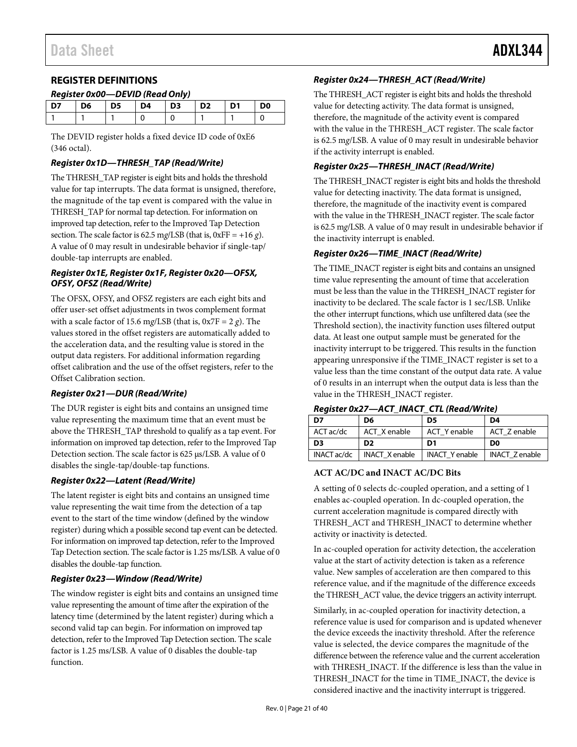## REGISTER DEFINITIONS

### Register 0x00—DEVID (Read Only)

| D7 | D6 | D5 | D4 | D3 | D2 | D1 | D0 |
|---|---|---|---|---|---|---|---|
| 1 | 1 | 1 | 0 | 0 | 1 | 1 | 0 |

The DEVID register holds a fixed device ID code of 0xE6 (346 octal).

### Register 0x1D—THRESH_TAP (Read/Write)

The THRESH_TAP register is eight bits and holds the threshold value for tap interrupts. The data format is unsigned, therefore, the magnitude of the tap event is compared with the value in THRESH_TAP for normal tap detection. For information on improved tap detection, refer to the Improved Tap Detection section. The scale factor is 62.5 m*g*/LSB (that is, 0xFF = +16 *g*). A value of 0 may result in undesirable behavior if single-tap/double-tap interrupts are enabled.

### Register 0x1E, Register 0x1F, Register 0x20—OFSX, OFSY, OFSZ (Read/Write)

The OFSX, OFSY, and OFSZ registers are each eight bits and offer user-set offset adjustments in twos complement format with a scale factor of 15.6 m*g*/LSB (that is, 0x7F = 2 *g*). The values stored in the offset registers are automatically added to the acceleration data, and the resulting value is stored in the output data registers. For additional information regarding offset calibration and the use of the offset registers, refer to the Offset Calibration section.

### Register 0x21—DUR (Read/Write)

The DUR register is eight bits and contains an unsigned time value representing the maximum time that an event must be above the THRESH_TAP threshold to qualify as a tap event. For information on improved tap detection, refer to the Improved Tap Detection section. The scale factor is 625 μs/LSB. A value of 0 disables the single-tap/double-tap functions.

### Register 0x22—Latent (Read/Write)

The latent register is eight bits and contains an unsigned time value representing the wait time from the detection of a tap event to the start of the time window (defined by the window register) during which a possible second tap event can be detected. For information on improved tap detection, refer to the Improved Tap Detection section. The scale factor is 1.25 ms/LSB. A value of 0 disables the double-tap function.

### Register 0x23—Window (Read/Write)

The window register is eight bits and contains an unsigned time value representing the amount of time after the expiration of the latency time (determined by the latent register) during which a second valid tap can begin. For information on improved tap detection, refer to the Improved Tap Detection section. The scale factor is 1.25 ms/LSB. A value of 0 disables the double-tap function.

### Register 0x24—THRESH_ACT (Read/Write)

The THRESH_ACT register is eight bits and holds the threshold value for detecting activity. The data format is unsigned, therefore, the magnitude of the activity event is compared with the value in the THRESH_ACT register. The scale factor is 62.5 m*g*/LSB. A value of 0 may result in undesirable behavior if the activity interrupt is enabled.

### Register 0x25—THRESH_INACT (Read/Write)

The THRESH_INACT register is eight bits and holds the threshold value for detecting inactivity. The data format is unsigned, therefore, the magnitude of the inactivity event is compared with the value in the THRESH_INACT register. The scale factor is 62.5 m*g*/LSB. A value of 0 may result in undesirable behavior if the inactivity interrupt is enabled.

### Register 0x26—TIME_INACT (Read/Write)

The TIME_INACT register is eight bits and contains an unsigned time value representing the amount of time that acceleration must be less than the value in the THRESH_INACT register for inactivity to be declared. The scale factor is 1 sec/LSB. Unlike the other interrupt functions, which use unfiltered data (see the Threshold section), the inactivity function uses filtered output data. At least one output sample must be generated for the inactivity interrupt to be triggered. This results in the function appearing unresponsive if the TIME_INACT register is set to a value less than the time constant of the output data rate. A value of 0 results in an interrupt when the output data is less than the value in the THRESH_INACT register.

### Register 0x27—ACT_INACT_CTL (Read/Write)

| D7 | D6 | D5 | D4 |
|---|---|---|---|
| ACT ac/dc | ACT_X enable | ACT_Y enable | ACT_Z enable |
| **D3** | **D2** | **D1** | **D0** |
| INACT ac/dc | INACT_X enable | INACT_Y enable | INACT_Z enable |

#### ACT AC/DC and INACT AC/DC Bits

A setting of 0 selects dc-coupled operation, and a setting of 1 enables ac-coupled operation. In dc-coupled operation, the current acceleration magnitude is compared directly with THRESH_ACT and THRESH_INACT to determine whether activity or inactivity is detected.

In ac-coupled operation for activity detection, the acceleration value at the start of activity detection is taken as a reference value. New samples of acceleration are then compared to this reference value, and if the magnitude of the difference exceeds the THRESH_ACT value, the device triggers an activity interrupt.

Similarly, in ac-coupled operation for inactivity detection, a reference value is used for comparison and is updated whenever the device exceeds the inactivity threshold. After the reference value is selected, the device compares the magnitude of the difference between the reference value and the current acceleration with THRESH_INACT. If the difference is less than the value in THRESH_INACT for the time in TIME_INACT, the device is considered inactive and the inactivity interrupt is triggered.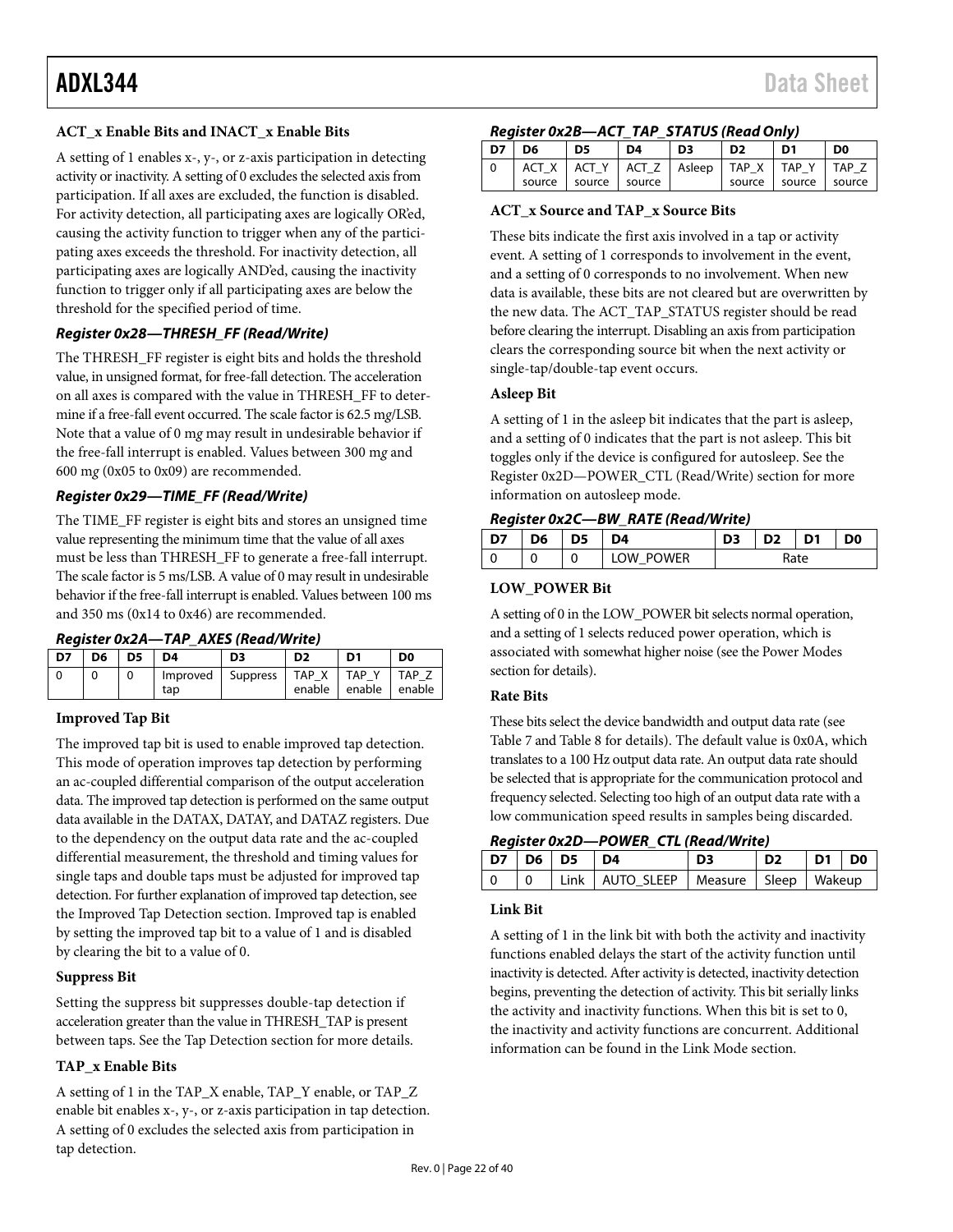### ACT_x Enable Bits and INACT_x Enable Bits

A setting of 1 enables x-, y-, or z-axis participation in detecting activity or inactivity. A setting of 0 excludes the selected axis from participation. If all axes are excluded, the function is disabled. For activity detection, all participating axes are logically OR'ed, causing the activity function to trigger when any of the participating axes exceeds the threshold. For inactivity detection, all participating axes are logically AND'ed, causing the inactivity function to trigger only if all participating axes are below the threshold for the specified period of time.

### *Register 0x28—THRESH_FF (Read/Write)*

The THRESH_FF register is eight bits and holds the threshold value, in unsigned format, for free-fall detection. The acceleration on all axes is compared with the value in THRESH_FF to determine if a free-fall event occurred. The scale factor is 62.5 m*g*/LSB. Note that a value of 0 m*g* may result in undesirable behavior if the free-fall interrupt is enabled. Values between 300 m*g* and 600 m*g* (0x05 to 0x09) are recommended.

### *Register 0x29—TIME_FF (Read/Write)*

The TIME_FF register is eight bits and stores an unsigned time value representing the minimum time that the value of all axes must be less than THRESH_FF to generate a free-fall interrupt. The scale factor is 5 ms/LSB. A value of 0 may result in undesirable behavior if the free-fall interrupt is enabled. Values between 100 ms and 350 ms (0x14 to 0x46) are recommended.

### *Register 0x2A—TAP_AXES (Read/Write)*

| D7 | D6 | D5 | D4 | D3 | D2 | D1 | D0 |
|---|---|---|---|---|---|---|---|
| 0 | 0 | 0 | Improved tap | Suppress | TAP_X enable | TAP_Y enable | TAP_Z enable |

### Improved Tap Bit

The improved tap bit is used to enable improved tap detection. This mode of operation improves tap detection by performing an ac-coupled differential comparison of the output acceleration data. The improved tap detection is performed on the same output data available in the DATAX, DATAY, and DATAZ registers. Due to the dependency on the output data rate and the ac-coupled differential measurement, the threshold and timing values for single taps and double taps must be adjusted for improved tap detection. For further explanation of improved tap detection, see the Improved Tap Detection section. Improved tap is enabled by setting the improved tap bit to a value of 1 and is disabled by clearing the bit to a value of 0.

### Suppress Bit

Setting the suppress bit suppresses double-tap detection if acceleration greater than the value in THRESH_TAP is present between taps. See the Tap Detection section for more details.

### TAP_x Enable Bits

A setting of 1 in the TAP_X enable, TAP_Y enable, or TAP_Z enable bit enables x-, y-, or z-axis participation in tap detection. A setting of 0 excludes the selected axis from participation in tap detection.

### *Register 0x2B—ACT_TAP_STATUS (Read Only)*

| D7 | D6 | D5 | D4 | D3 | D2 | D1 | D0 |
|---|---|---|---|---|---|---|---|
| 0 | ACT_X source | ACT_Y source | ACT_Z source | Asleep | TAP_X source | TAP_Y source | TAP_Z source |

### ACT_x Source and TAP_x Source Bits

These bits indicate the first axis involved in a tap or activity event. A setting of 1 corresponds to involvement in the event, and a setting of 0 corresponds to no involvement. When new data is available, these bits are not cleared but are overwritten by the new data. The ACT_TAP_STATUS register should be read before clearing the interrupt. Disabling an axis from participation clears the corresponding source bit when the next activity or single-tap/double-tap event occurs.

### Asleep Bit

A setting of 1 in the asleep bit indicates that the part is asleep, and a setting of 0 indicates that the part is not asleep. This bit toggles only if the device is configured for autosleep. See the Register 0x2D—POWER_CTL (Read/Write) section for more information on autosleep mode.

### *Register 0x2C—BW_RATE (Read/Write)*

| D7 | D6 | D5 | D4 | D3 | D2 | D1 | D0 |
|---|---|---|---|---|---|---|---|
| 0 | 0 | 0 | LOW_POWER | Rate | | | |

### LOW_POWER Bit

A setting of 0 in the LOW_POWER bit selects normal operation, and a setting of 1 selects reduced power operation, which is associated with somewhat higher noise (see the Power Modes section for details).

### Rate Bits

These bits select the device bandwidth and output data rate (see Table 7 and Table 8 for details). The default value is 0x0A, which translates to a 100 Hz output data rate. An output data rate should be selected that is appropriate for the communication protocol and frequency selected. Selecting too high of an output data rate with a low communication speed results in samples being discarded.

### *Register 0x2D—POWER_CTL (Read/Write)*

| D7 | D6 | D5 | D4 | D3 | D2 | D1 | D0 |
|---|---|---|---|---|---|---|---|
| 0 | 0 | Link | AUTO_SLEEP | Measure | Sleep | Wakeup | |

### Link Bit

A setting of 1 in the link bit with both the activity and inactivity functions enabled delays the start of the activity function until inactivity is detected. After activity is detected, inactivity detection begins, preventing the detection of activity. This bit serially links the activity and inactivity functions. When this bit is set to 0, the inactivity and activity functions are concurrent. Additional information can be found in the Link Mode section.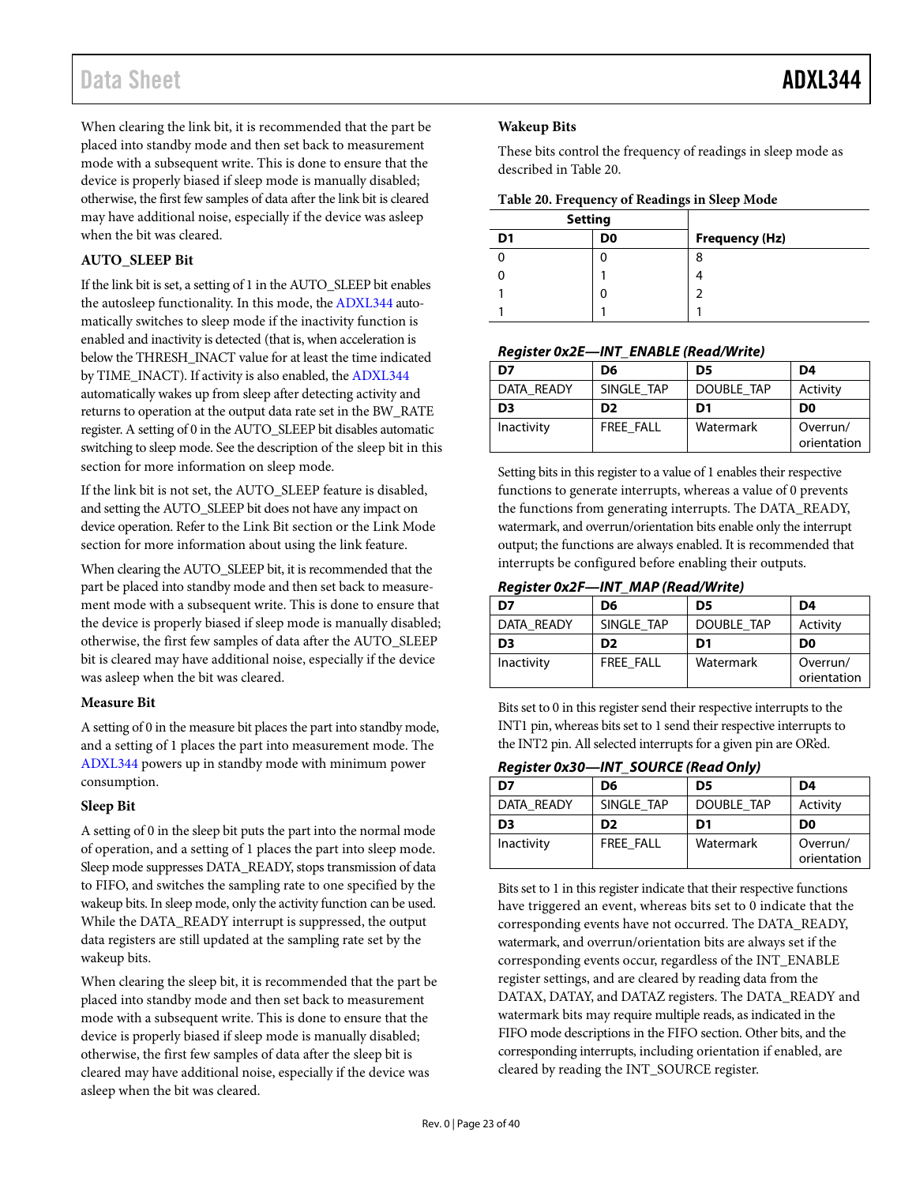When clearing the link bit, it is recommended that the part be placed into standby mode and then set back to measurement mode with a subsequent write. This is done to ensure that the device is properly biased if sleep mode is manually disabled; otherwise, the first few samples of data after the link bit is cleared may have additional noise, especially if the device was asleep when the bit was cleared.

### AUTO_SLEEP Bit

If the link bit is set, a setting of 1 in the AUTO_SLEEP bit enables the autosleep functionality. In this mode, the ADXL344 automatically switches to sleep mode if the inactivity function is enabled and inactivity is detected (that is, when acceleration is below the THRESH_INACT value for at least the time indicated by TIME_INACT). If activity is also enabled, the ADXL344 automatically wakes up from sleep after detecting activity and returns to operation at the output data rate set in the BW_RATE register. A setting of 0 in the AUTO_SLEEP bit disables automatic switching to sleep mode. See the description of the sleep bit in this section for more information on sleep mode.

If the link bit is not set, the AUTO_SLEEP feature is disabled, and setting the AUTO_SLEEP bit does not have any impact on device operation. Refer to the Link Bit section or the Link Mode section for more information about using the link feature.

When clearing the AUTO_SLEEP bit, it is recommended that the part be placed into standby mode and then set back to measurement mode with a subsequent write. This is done to ensure that the device is properly biased if sleep mode is manually disabled; otherwise, the first few samples of data after the AUTO_SLEEP bit is cleared may have additional noise, especially if the device was asleep when the bit was cleared.

### Measure Bit

A setting of 0 in the measure bit places the part into standby mode, and a setting of 1 places the part into measurement mode. The ADXL344 powers up in standby mode with minimum power consumption.

### Sleep Bit

A setting of 0 in the sleep bit puts the part into the normal mode of operation, and a setting of 1 places the part into sleep mode. Sleep mode suppresses DATA_READY, stops transmission of data to FIFO, and switches the sampling rate to one specified by the wakeup bits. In sleep mode, only the activity function can be used. While the DATA_READY interrupt is suppressed, the output data registers are still updated at the sampling rate set by the wakeup bits.

When clearing the sleep bit, it is recommended that the part be placed into standby mode and then set back to measurement mode with a subsequent write. This is done to ensure that the device is properly biased if sleep mode is manually disabled; otherwise, the first few samples of data after the sleep bit is cleared may have additional noise, especially if the device was asleep when the bit was cleared.

### Wakeup Bits

These bits control the frequency of readings in sleep mode as described in Table 20.

**Table 20. Frequency of Readings in Sleep Mode**

| Setting | | |
|---|---|---|
| D1 | D0 | Frequency (Hz) |
| 0 | 0 | 8 |
| 0 | 1 | 4 |
| 1 | 0 | 2 |
| 1 | 1 | 1 |

### *Register 0x2E—INT_ENABLE (Read/Write)*

| D7 | D6 | D5 | D4 |
|---|---|---|---|
| DATA_READY | SINGLE_TAP | DOUBLE_TAP | Activity |
| **D3** | **D2** | **D1** | **D0** |
| Inactivity | FREE_FALL | Watermark | Overrun/ orientation |

Setting bits in this register to a value of 1 enables their respective functions to generate interrupts, whereas a value of 0 prevents the functions from generating interrupts. The DATA_READY, watermark, and overrun/orientation bits enable only the interrupt output; the functions are always enabled. It is recommended that interrupts be configured before enabling their outputs.

### *Register 0x2F—INT_MAP (Read/Write)*

| D7 | D6 | D5 | D4 |
|---|---|---|---|
| DATA_READY | SINGLE_TAP | DOUBLE_TAP | Activity |
| **D3** | **D2** | **D1** | **D0** |
| Inactivity | FREE_FALL | Watermark | Overrun/ orientation |

Bits set to 0 in this register send their respective interrupts to the INT1 pin, whereas bits set to 1 send their respective interrupts to the INT2 pin. All selected interrupts for a given pin are OR'ed.

### *Register 0x30—INT_SOURCE (Read Only)*

| D7 | D6 | D5 | D4 |
|---|---|---|---|
| DATA_READY | SINGLE_TAP | DOUBLE_TAP | Activity |
| **D3** | **D2** | **D1** | **D0** |
| Inactivity | FREE_FALL | Watermark | Overrun/ orientation |

Bits set to 1 in this register indicate that their respective functions have triggered an event, whereas bits set to 0 indicate that the corresponding events have not occurred. The DATA_READY, watermark, and overrun/orientation bits are always set if the corresponding events occur, regardless of the INT_ENABLE register settings, and are cleared by reading data from the DATAX, DATAY, and DATAZ registers. The DATA_READY and watermark bits may require multiple reads, as indicated in the FIFO mode descriptions in the FIFO section. Other bits, and the corresponding interrupts, including orientation if enabled, are cleared by reading the INT_SOURCE register.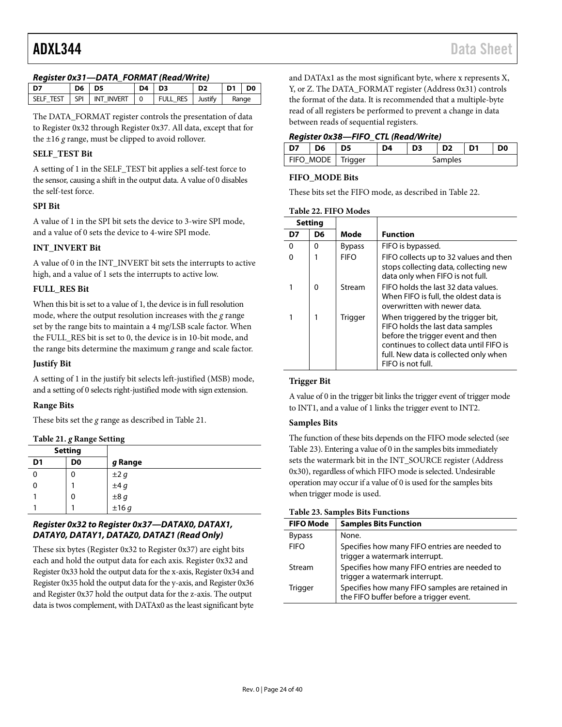#### Register 0x31—DATA_FORMAT (Read/Write)

| D7 | D6 | D5 | D4 | D3 | D2 | D1 | D0 |
|---|---|---|---|---|---|---|---|
| SELF_TEST | SPI | INT_INVERT | 0 | FULL_RES | Justify | Range | |

The DATA_FORMAT register controls the presentation of data to Register 0x32 through Register 0x37. All data, except that for the ±16 *g* range, must be clipped to avoid rollover.

**SELF_TEST Bit**

A setting of 1 in the SELF_TEST bit applies a self-test force to the sensor, causing a shift in the output data. A value of 0 disables the self-test force.

**SPI Bit**

A value of 1 in the SPI bit sets the device to 3-wire SPI mode, and a value of 0 sets the device to 4-wire SPI mode.

**INT_INVERT Bit**

A value of 0 in the INT_INVERT bit sets the interrupts to active high, and a value of 1 sets the interrupts to active low.

**FULL_RES Bit**

When this bit is set to a value of 1, the device is in full resolution mode, where the output resolution increases with the *g* range set by the range bits to maintain a 4 m*g*/LSB scale factor. When the FULL_RES bit is set to 0, the device is in 10-bit mode, and the range bits determine the maximum *g* range and scale factor.

**Justify Bit**

A setting of 1 in the justify bit selects left-justified (MSB) mode, and a setting of 0 selects right-justified mode with sign extension.

**Range Bits**

These bits set the *g* range as described in Table 21.

**Table 21. *g* Range Setting**

| Setting | | |
|---|---|---|
| D1 | D0 | *g* Range |
| 0 | 0 | ±2 *g* |
| 0 | 1 | ±4 *g* |
| 1 | 0 | ±8 *g* |
| 1 | 1 | ±16 *g* |

#### Register 0x32 to Register 0x37—DATAX0, DATAX1, DATAY0, DATAY1, DATAZ0, DATAZ1 (Read Only)

These six bytes (Register 0x32 to Register 0x37) are eight bits each and hold the output data for each axis. Register 0x32 and Register 0x33 hold the output data for the x-axis, Register 0x34 and Register 0x35 hold the output data for the y-axis, and Register 0x36 and Register 0x37 hold the output data for the z-axis. The output data is twos complement, with DATAx0 as the least significant byte and DATAx1 as the most significant byte, where x represents X, Y, or Z. The DATA_FORMAT register (Address 0x31) controls the format of the data. It is recommended that a multiple-byte read of all registers be performed to prevent a change in data between reads of sequential registers.

#### Register 0x38—FIFO_CTL (Read/Write)

| D7 | D6 | D5 | D4 | D3 | D2 | D1 | D0 |
|---|---|---|---|---|---|---|---|
| FIFO_MODE | | Trigger | Samples | | | | |

**FIFO_MODE Bits**

These bits set the FIFO mode, as described in Table 22.

**Table 22. FIFO Modes**

| Setting | | | |
|---|---|---|---|
| D7 | D6 | Mode | Function |
| 0 | 0 | Bypass | FIFO is bypassed. |
| 0 | 1 | FIFO | FIFO collects up to 32 values and then stops collecting data, collecting new data only when FIFO is not full. |
| 1 | 0 | Stream | FIFO holds the last 32 data values. When FIFO is full, the oldest data is overwritten with newer data. |
| 1 | 1 | Trigger | When triggered by the trigger bit, FIFO holds the last data samples before the trigger event and then continues to collect data until FIFO is full. New data is collected only when FIFO is not full. |

**Trigger Bit**

A value of 0 in the trigger bit links the trigger event of trigger mode to INT1, and a value of 1 links the trigger event to INT2.

**Samples Bits**

The function of these bits depends on the FIFO mode selected (see Table 23). Entering a value of 0 in the samples bits immediately sets the watermark bit in the INT_SOURCE register (Address 0x30), regardless of which FIFO mode is selected. Undesirable operation may occur if a value of 0 is used for the samples bits when trigger mode is used.

**Table 23. Samples Bits Functions**

| FIFO Mode | Samples Bits Function |
|---|---|
| Bypass | None. |
| FIFO | Specifies how many FIFO entries are needed to trigger a watermark interrupt. |
| Stream | Specifies how many FIFO entries are needed to trigger a watermark interrupt. |
| Trigger | Specifies how many FIFO samples are retained in the FIFO buffer before a trigger event. |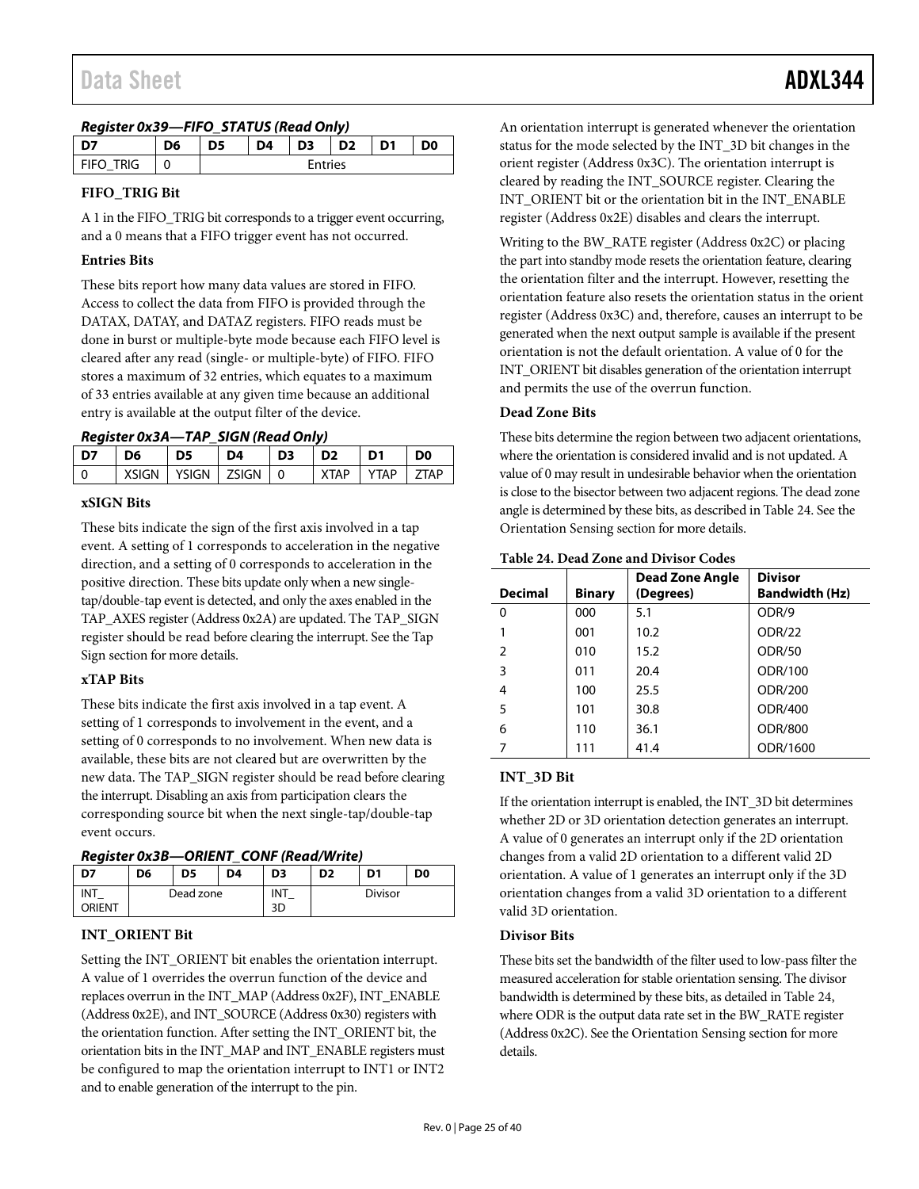#### *Register 0x39—FIFO_STATUS (Read Only)*

| D7 | D6 | D5 | D4 | D3 | D2 | D1 | D0 |
|---|---|---|---|---|---|---|---|
| FIFO_TRIG | 0 | Entries | | | | | |

**FIFO_TRIG Bit**

A 1 in the FIFO_TRIG bit corresponds to a trigger event occurring, and a 0 means that a FIFO trigger event has not occurred.

**Entries Bits**

These bits report how many data values are stored in FIFO. Access to collect the data from FIFO is provided through the DATAX, DATAY, and DATAZ registers. FIFO reads must be done in burst or multiple-byte mode because each FIFO level is cleared after any read (single- or multiple-byte) of FIFO. FIFO stores a maximum of 32 entries, which equates to a maximum of 33 entries available at any given time because an additional entry is available at the output filter of the device.

#### *Register 0x3A—TAP_SIGN (Read Only)*

| D7 | D6 | D5 | D4 | D3 | D2 | D1 | D0 |
|---|---|---|---|---|---|---|---|
| 0 | XSIGN | YSIGN | ZSIGN | 0 | XTAP | YTAP | ZTAP |

**xSIGN Bits**

These bits indicate the sign of the first axis involved in a tap event. A setting of 1 corresponds to acceleration in the negative direction, and a setting of 0 corresponds to acceleration in the positive direction. These bits update only when a new single-tap/double-tap event is detected, and only the axes enabled in the TAP_AXES register (Address 0x2A) are updated. The TAP_SIGN register should be read before clearing the interrupt. See the Tap Sign section for more details.

**xTAP Bits**

These bits indicate the first axis involved in a tap event. A setting of 1 corresponds to involvement in the event, and a setting of 0 corresponds to no involvement. When new data is available, these bits are not cleared but are overwritten by the new data. The TAP_SIGN register should be read before clearing the interrupt. Disabling an axis from participation clears the corresponding source bit when the next single-tap/double-tap event occurs.

#### *Register 0x3B—ORIENT_CONF (Read/Write)*

| D7 | D6 | D5 | D4 | D3 | D2 | D1 | D0 |
|---|---|---|---|---|---|---|---|
| INT_ORIENT | Dead zone | | | INT_3D | Divisor | | |

**INT_ORIENT Bit**

Setting the INT_ORIENT bit enables the orientation interrupt. A value of 1 overrides the overrun function of the device and replaces overrun in the INT_MAP (Address 0x2F), INT_ENABLE (Address 0x2E), and INT_SOURCE (Address 0x30) registers with the orientation function. After setting the INT_ORIENT bit, the orientation bits in the INT_MAP and INT_ENABLE registers must be configured to map the orientation interrupt to INT1 or INT2 and to enable generation of the interrupt to the pin.

An orientation interrupt is generated whenever the orientation status for the mode selected by the INT_3D bit changes in the orient register (Address 0x3C). The orientation interrupt is cleared by reading the INT_SOURCE register. Clearing the INT_ORIENT bit or the orientation bit in the INT_ENABLE register (Address 0x2E) disables and clears the interrupt.

Writing to the BW_RATE register (Address 0x2C) or placing the part into standby mode resets the orientation feature, clearing the orientation filter and the interrupt. However, resetting the orientation feature also resets the orientation status in the orient register (Address 0x3C) and, therefore, causes an interrupt to be generated when the next output sample is available if the present orientation is not the default orientation. A value of 0 for the INT_ORIENT bit disables generation of the orientation interrupt and permits the use of the overrun function.

**Dead Zone Bits**

These bits determine the region between two adjacent orientations, where the orientation is considered invalid and is not updated. A value of 0 may result in undesirable behavior when the orientation is close to the bisector between two adjacent regions. The dead zone angle is determined by these bits, as described in Table 24. See the Orientation Sensing section for more details.

**Table 24. Dead Zone and Divisor Codes**

| Decimal | Binary | Dead Zone Angle (Degrees) | Divisor Bandwidth (Hz) |
|---|---|---|---|
| 0 | 000 | 5.1 | ODR/9 |
| 1 | 001 | 10.2 | ODR/22 |
| 2 | 010 | 15.2 | ODR/50 |
| 3 | 011 | 20.4 | ODR/100 |
| 4 | 100 | 25.5 | ODR/200 |
| 5 | 101 | 30.8 | ODR/400 |
| 6 | 110 | 36.1 | ODR/800 |
| 7 | 111 | 41.4 | ODR/1600 |

**INT_3D Bit**

If the orientation interrupt is enabled, the INT_3D bit determines whether 2D or 3D orientation detection generates an interrupt. A value of 0 generates an interrupt only if the 2D orientation changes from a valid 2D orientation to a different valid 2D orientation. A value of 1 generates an interrupt only if the 3D orientation changes from a valid 3D orientation to a different valid 3D orientation.

**Divisor Bits**

These bits set the bandwidth of the filter used to low-pass filter the measured acceleration for stable orientation sensing. The divisor bandwidth is determined by these bits, as detailed in Table 24, where ODR is the output data rate set in the BW_RATE register (Address 0x2C). See the Orientation Sensing section for more details.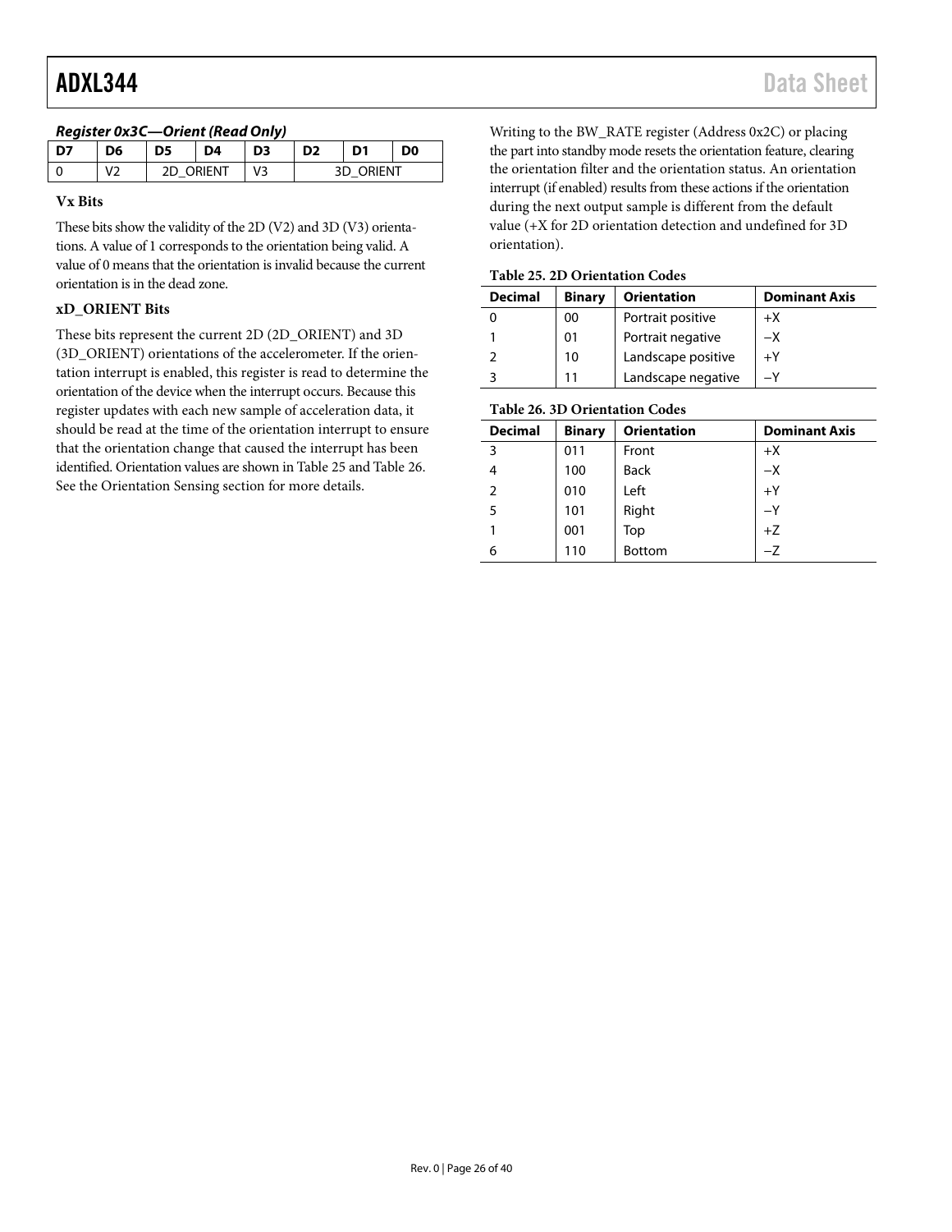#### Register 0x3C—Orient (Read Only)

| D7 | D6 | D5 | D4 | D3 | D2 | D1 | D0 |
|---|---|---|---|---|---|---|---|
| 0 | V2 | 2D_ORIENT | | V3 | 3D_ORIENT | | |

**Vx Bits**

These bits show the validity of the 2D (V2) and 3D (V3) orientations. A value of 1 corresponds to the orientation being valid. A value of 0 means that the orientation is invalid because the current orientation is in the dead zone.

**xD_ORIENT Bits**

These bits represent the current 2D (2D_ORIENT) and 3D (3D_ORIENT) orientations of the accelerometer. If the orientation interrupt is enabled, this register is read to determine the orientation of the device when the interrupt occurs. Because this register updates with each new sample of acceleration data, it should be read at the time of the orientation interrupt to ensure that the orientation change that caused the interrupt has been identified. Orientation values are shown in Table 25 and Table 26. See the Orientation Sensing section for more details.

Writing to the BW_RATE register (Address 0x2C) or placing the part into standby mode resets the orientation feature, clearing the orientation filter and the orientation status. An orientation interrupt (if enabled) results from these actions if the orientation during the next output sample is different from the default value (+X for 2D orientation detection and undefined for 3D orientation).

**Table 25. 2D Orientation Codes**

| Decimal | Binary | Orientation | Dominant Axis |
|---|---|---|---|
| 0 | 00 | Portrait positive | +X |
| 1 | 01 | Portrait negative | −X |
| 2 | 10 | Landscape positive | +Y |
| 3 | 11 | Landscape negative | −Y |

**Table 26. 3D Orientation Codes**

| Decimal | Binary | Orientation | Dominant Axis |
|---|---|---|---|
| 3 | 011 | Front | +X |
| 4 | 100 | Back | −X |
| 2 | 010 | Left | +Y |
| 5 | 101 | Right | −Y |
| 1 | 001 | Top | +Z |
| 6 | 110 | Bottom | −Z |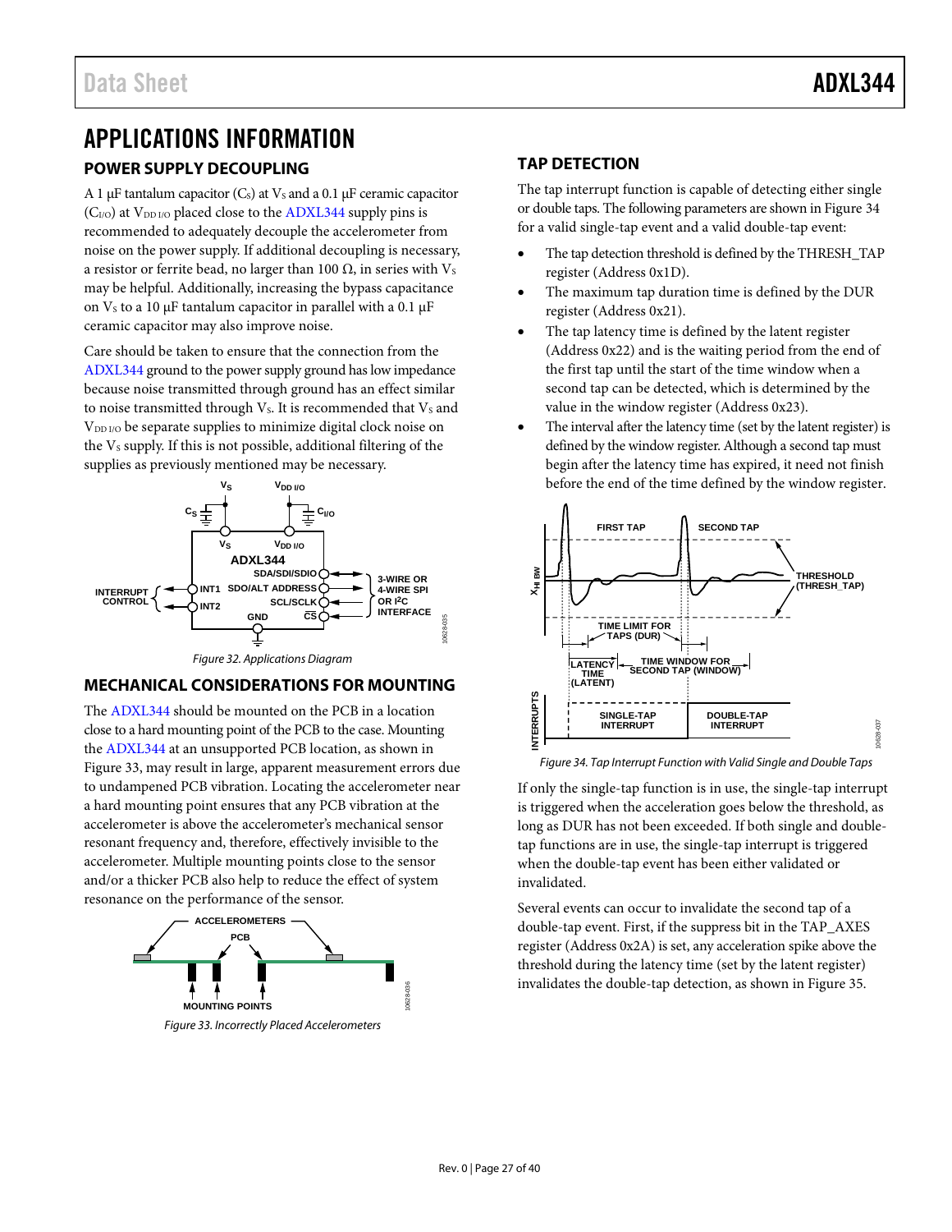# APPLICATIONS INFORMATION

## POWER SUPPLY DECOUPLING

A 1 µF tantalum capacitor ($C_S$) at $V_S$ and a 0.1 µF ceramic capacitor ($C_{I/O}$) at $V_{DD\ I/O}$ placed close to the ADXL344 supply pins is recommended to adequately decouple the accelerometer from noise on the power supply. If additional decoupling is necessary, a resistor or ferrite bead, no larger than 100 Ω, in series with $V_S$ may be helpful. Additionally, increasing the bypass capacitance on $V_S$ to a 10 µF tantalum capacitor in parallel with a 0.1 µF ceramic capacitor may also improve noise.

Care should be taken to ensure that the connection from the ADXL344 ground to the power supply ground has low impedance because noise transmitted through ground has an effect similar to noise transmitted through $V_S$. It is recommended that $V_S$ and $V_{DD\ I/O}$ be separate supplies to minimize digital clock noise on the $V_S$ supply. If this is not possible, additional filtering of the supplies as previously mentioned may be necessary.

Figure 32. Applications Diagram

## MECHANICAL CONSIDERATIONS FOR MOUNTING

The ADXL344 should be mounted on the PCB in a location close to a hard mounting point of the PCB to the case. Mounting the ADXL344 at an unsupported PCB location, as shown in Figure 33, may result in large, apparent measurement errors due to undampened PCB vibration. Locating the accelerometer near a hard mounting point ensures that any PCB vibration at the accelerometer is above the accelerometer's mechanical sensor resonant frequency and, therefore, effectively invisible to the accelerometer. Multiple mounting points close to the sensor and/or a thicker PCB also help to reduce the effect of system resonance on the performance of the sensor.

Figure 33. Incorrectly Placed Accelerometers

## TAP DETECTION

The tap interrupt function is capable of detecting either single or double taps. The following parameters are shown in Figure 34 for a valid single-tap event and a valid double-tap event:

- The tap detection threshold is defined by the THRESH_TAP register (Address 0x1D).
- The maximum tap duration time is defined by the DUR register (Address 0x21).
- The tap latency time is defined by the latent register (Address 0x22) and is the waiting period from the end of the first tap until the start of the time window when a second tap can be detected, which is determined by the value in the window register (Address 0x23).
- The interval after the latency time (set by the latent register) is defined by the window register. Although a second tap must begin after the latency time has expired, it need not finish before the end of the time defined by the window register.

Figure 34. Tap Interrupt Function with Valid Single and Double Taps

If only the single-tap function is in use, the single-tap interrupt is triggered when the acceleration goes below the threshold, as long as DUR has not been exceeded. If both single and double-tap functions are in use, the single-tap interrupt is triggered when the double-tap event has been either validated or invalidated.

Several events can occur to invalidate the second tap of a double-tap event. First, if the suppress bit in the TAP_AXES register (Address 0x2A) is set, any acceleration spike above the threshold during the latency time (set by the latent register) invalidates the double-tap detection, as shown in Figure 35.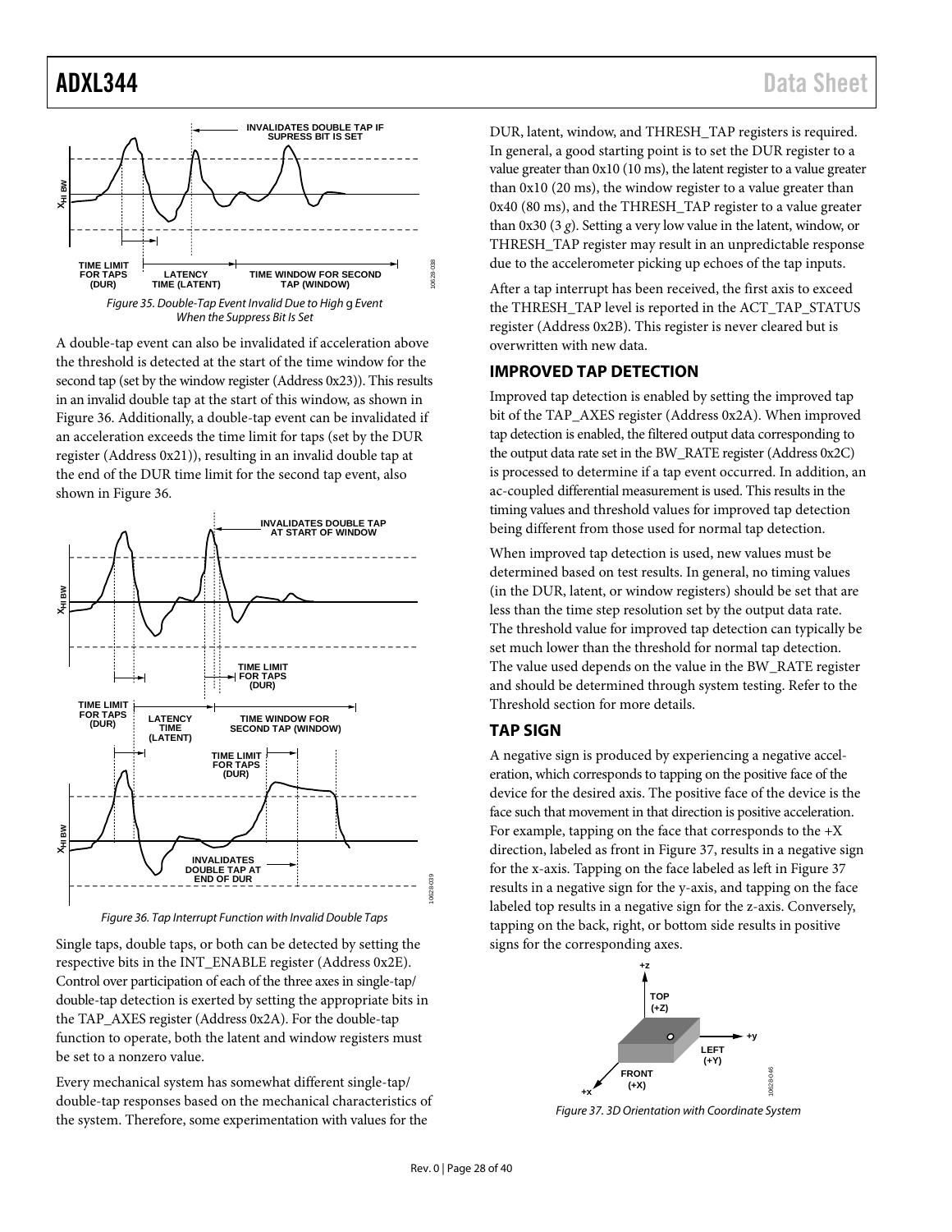*Figure 35. Double-Tap Event Invalid Due to High g Event When the Suppress Bit Is Set*

A double-tap event can also be invalidated if acceleration above the threshold is detected at the start of the time window for the second tap (set by the window register (Address 0x23)). This results in an invalid double tap at the start of this window, as shown in Figure 36. Additionally, a double-tap event can be invalidated if an acceleration exceeds the time limit for taps (set by the DUR register (Address 0x21)), resulting in an invalid double tap at the end of the DUR time limit for the second tap event, also shown in Figure 36.

*Figure 36. Tap Interrupt Function with Invalid Double Taps*

Single taps, double taps, or both can be detected by setting the respective bits in the INT_ENABLE register (Address 0x2E). Control over participation of each of the three axes in single-tap/double-tap detection is exerted by setting the appropriate bits in the TAP_AXES register (Address 0x2A). For the double-tap function to operate, both the latent and window registers must be set to a nonzero value.

Every mechanical system has somewhat different single-tap/double-tap responses based on the mechanical characteristics of the system. Therefore, some experimentation with values for the DUR, latent, window, and THRESH_TAP registers is required. In general, a good starting point is to set the DUR register to a value greater than 0x10 (10 ms), the latent register to a value greater than 0x10 (20 ms), the window register to a value greater than 0x40 (80 ms), and the THRESH_TAP register to a value greater than 0x30 (3 *g*). Setting a very low value in the latent, window, or THRESH_TAP register may result in an unpredictable response due to the accelerometer picking up echoes of the tap inputs.

After a tap interrupt has been received, the first axis to exceed the THRESH_TAP level is reported in the ACT_TAP_STATUS register (Address 0x2B). This register is never cleared but is overwritten with new data.

## IMPROVED TAP DETECTION

Improved tap detection is enabled by setting the improved tap bit of the TAP_AXES register (Address 0x2A). When improved tap detection is enabled, the filtered output data corresponding to the output data rate set in the BW_RATE register (Address 0x2C) is processed to determine if a tap event occurred. In addition, an ac-coupled differential measurement is used. This results in the timing values and threshold values for improved tap detection being different from those used for normal tap detection.

When improved tap detection is used, new values must be determined based on test results. In general, no timing values (in the DUR, latent, or window registers) should be set that are less than the time step resolution set by the output data rate. The threshold value for improved tap detection can typically be set much lower than the threshold for normal tap detection. The value used depends on the value in the BW_RATE register and should be determined through system testing. Refer to the Threshold section for more details.

## TAP SIGN

A negative sign is produced by experiencing a negative acceleration, which corresponds to tapping on the positive face of the device for the desired axis. The positive face of the device is the face such that movement in that direction is positive acceleration. For example, tapping on the face that corresponds to the +X direction, labeled as front in Figure 37, results in a negative sign for the x-axis. Tapping on the face labeled as left in Figure 37 results in a negative sign for the y-axis, and tapping on the face labeled top results in a negative sign for the z-axis. Conversely, tapping on the back, right, or bottom side results in positive signs for the corresponding axes.

*Figure 37. 3D Orientation with Coordinate System*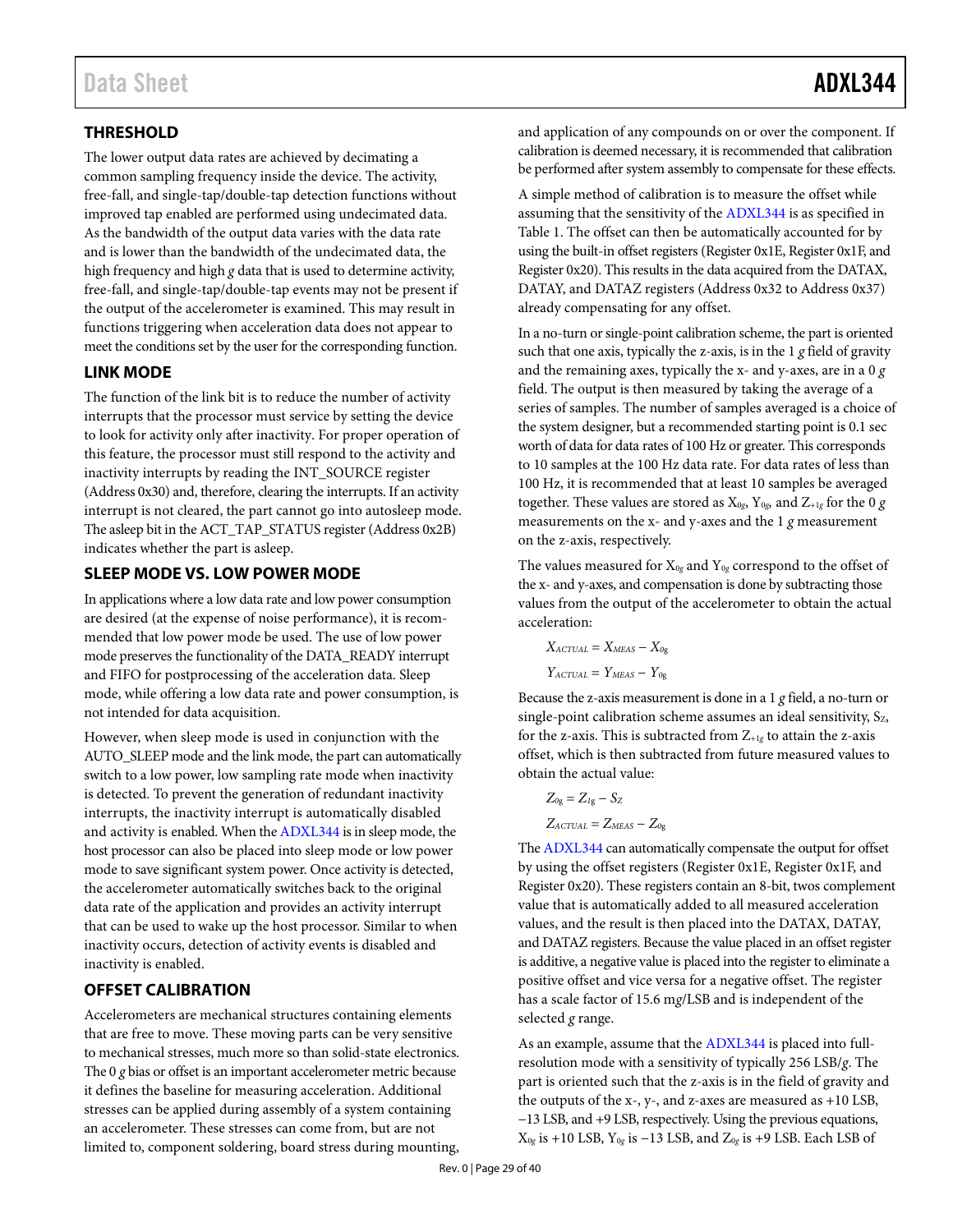## THRESHOLD

The lower output data rates are achieved by decimating a common sampling frequency inside the device. The activity, free-fall, and single-tap/double-tap detection functions without improved tap enabled are performed using undecimated data. As the bandwidth of the output data varies with the data rate and is lower than the bandwidth of the undecimated data, the high frequency and high *g* data that is used to determine activity, free-fall, and single-tap/double-tap events may not be present if the output of the accelerometer is examined. This may result in functions triggering when acceleration data does not appear to meet the conditions set by the user for the corresponding function.

## LINK MODE

The function of the link bit is to reduce the number of activity interrupts that the processor must service by setting the device to look for activity only after inactivity. For proper operation of this feature, the processor must still respond to the activity and inactivity interrupts by reading the INT_SOURCE register (Address 0x30) and, therefore, clearing the interrupts. If an activity interrupt is not cleared, the part cannot go into autosleep mode. The asleep bit in the ACT_TAP_STATUS register (Address 0x2B) indicates whether the part is asleep.

## SLEEP MODE VS. LOW POWER MODE

In applications where a low data rate and low power consumption are desired (at the expense of noise performance), it is recommended that low power mode be used. The use of low power mode preserves the functionality of the DATA_READY interrupt and FIFO for postprocessing of the acceleration data. Sleep mode, while offering a low data rate and power consumption, is not intended for data acquisition.

However, when sleep mode is used in conjunction with the AUTO_SLEEP mode and the link mode, the part can automatically switch to a low power, low sampling rate mode when inactivity is detected. To prevent the generation of redundant inactivity interrupts, the inactivity interrupt is automatically disabled and activity is enabled. When the ADXL344 is in sleep mode, the host processor can also be placed into sleep mode or low power mode to save significant system power. Once activity is detected, the accelerometer automatically switches back to the original data rate of the application and provides an activity interrupt that can be used to wake up the host processor. Similar to when inactivity occurs, detection of activity events is disabled and inactivity is enabled.

## OFFSET CALIBRATION

Accelerometers are mechanical structures containing elements that are free to move. These moving parts can be very sensitive to mechanical stresses, much more so than solid-state electronics. The 0 *g* bias or offset is an important accelerometer metric because it defines the baseline for measuring acceleration. Additional stresses can be applied during assembly of a system containing an accelerometer. These stresses can come from, but are not limited to, component soldering, board stress during mounting, and application of any compounds on or over the component. If calibration is deemed necessary, it is recommended that calibration be performed after system assembly to compensate for these effects.

A simple method of calibration is to measure the offset while assuming that the sensitivity of the ADXL344 is as specified in Table 1. The offset can then be automatically accounted for by using the built-in offset registers (Register 0x1E, Register 0x1F, and Register 0x20). This results in the data acquired from the DATAX, DATAY, and DATAZ registers (Address 0x32 to Address 0x37) already compensating for any offset.

In a no-turn or single-point calibration scheme, the part is oriented such that one axis, typically the z-axis, is in the 1 *g* field of gravity and the remaining axes, typically the x- and y-axes, are in a 0 *g* field. The output is then measured by taking the average of a series of samples. The number of samples averaged is a choice of the system designer, but a recommended starting point is 0.1 sec worth of data for data rates of 100 Hz or greater. This corresponds to 10 samples at the 100 Hz data rate. For data rates of less than 100 Hz, it is recommended that at least 10 samples be averaged together. These values are stored as $X_{0g}$, $Y_{0g}$, and $Z_{+1g}$ for the 0 *g* measurements on the x- and y-axes and the 1 *g* measurement on the z-axis, respectively.

The values measured for $X_{0g}$ and $Y_{0g}$ correspond to the offset of the x- and y-axes, and compensation is done by subtracting those values from the output of the accelerometer to obtain the actual acceleration:

$$X_{ACTUAL} = X_{MEAS} - X_{0g}$$

$$Y_{ACTUAL} = Y_{MEAS} - Y_{0g}$$

Because the z-axis measurement is done in a 1 *g* field, a no-turn or single-point calibration scheme assumes an ideal sensitivity, $S_Z$, for the z-axis. This is subtracted from $Z_{+1g}$ to attain the z-axis offset, which is then subtracted from future measured values to obtain the actual value:

$$Z_{0g} = Z_{1g} - S_Z$$

$$Z_{ACTUAL} = Z_{MEAS} - Z_{0g}$$

The ADXL344 can automatically compensate the output for offset by using the offset registers (Register 0x1E, Register 0x1F, and Register 0x20). These registers contain an 8-bit, twos complement value that is automatically added to all measured acceleration values, and the result is then placed into the DATAX, DATAY, and DATAZ registers. Because the value placed in an offset register is additive, a negative value is placed into the register to eliminate a positive offset and vice versa for a negative offset. The register has a scale factor of 15.6 m*g*/LSB and is independent of the selected *g* range.

As an example, assume that the ADXL344 is placed into full-resolution mode with a sensitivity of typically 256 LSB/*g*. The part is oriented such that the z-axis is in the field of gravity and the outputs of the x-, y-, and z-axes are measured as +10 LSB, −13 LSB, and +9 LSB, respectively. Using the previous equations, $X_{0g}$ is +10 LSB, $Y_{0g}$ is −13 LSB, and $Z_{0g}$ is +9 LSB. Each LSB of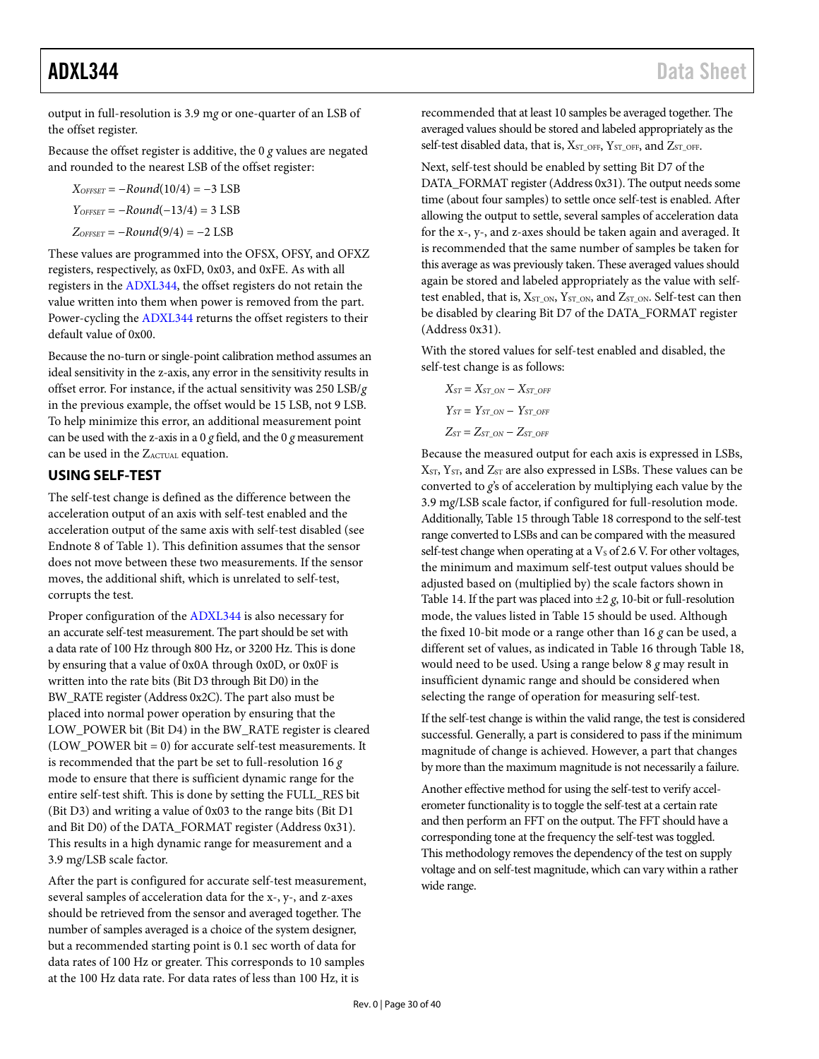output in full-resolution is 3.9 m*g* or one-quarter of an LSB of the offset register.

Because the offset register is additive, the 0 *g* values are negated and rounded to the nearest LSB of the offset register:

$$X_{OFFSET} = -Round(10/4) = -3 \text{ LSB}$$

$$Y_{OFFSET} = -Round(-13/4) = 3 \text{ LSB}$$

$$Z_{OFFSET} = -Round(9/4) = -2 \text{ LSB}$$

These values are programmed into the OFSX, OFSY, and OFXZ registers, respectively, as 0xFD, 0x03, and 0xFE. As with all registers in the ADXL344, the offset registers do not retain the value written into them when power is removed from the part. Power-cycling the ADXL344 returns the offset registers to their default value of 0x00.

Because the no-turn or single-point calibration method assumes an ideal sensitivity in the z-axis, any error in the sensitivity results in offset error. For instance, if the actual sensitivity was 250 LSB/*g* in the previous example, the offset would be 15 LSB, not 9 LSB. To help minimize this error, an additional measurement point can be used with the z-axis in a 0 *g* field, and the 0 *g* measurement can be used in the $Z_{ACTUAL}$ equation.

## USING SELF-TEST

The self-test change is defined as the difference between the acceleration output of an axis with self-test enabled and the acceleration output of the same axis with self-test disabled (see Endnote 8 of Table 1). This definition assumes that the sensor does not move between these two measurements. If the sensor moves, the additional shift, which is unrelated to self-test, corrupts the test.

Proper configuration of the ADXL344 is also necessary for an accurate self-test measurement. The part should be set with a data rate of 100 Hz through 800 Hz, or 3200 Hz. This is done by ensuring that a value of 0x0A through 0x0D, or 0x0F is written into the rate bits (Bit D3 through Bit D0) in the BW_RATE register (Address 0x2C). The part also must be placed into normal power operation by ensuring that the LOW_POWER bit (Bit D4) in the BW_RATE register is cleared (LOW_POWER bit = 0) for accurate self-test measurements. It is recommended that the part be set to full-resolution 16 *g* mode to ensure that there is sufficient dynamic range for the entire self-test shift. This is done by setting the FULL_RES bit (Bit D3) and writing a value of 0x03 to the range bits (Bit D1 and Bit D0) of the DATA_FORMAT register (Address 0x31). This results in a high dynamic range for measurement and a 3.9 m*g*/LSB scale factor.

After the part is configured for accurate self-test measurement, several samples of acceleration data for the x-, y-, and z-axes should be retrieved from the sensor and averaged together. The number of samples averaged is a choice of the system designer, but a recommended starting point is 0.1 sec worth of data for data rates of 100 Hz or greater. This corresponds to 10 samples at the 100 Hz data rate. For data rates of less than 100 Hz, it is recommended that at least 10 samples be averaged together. The averaged values should be stored and labeled appropriately as the self-test disabled data, that is, $X_{ST\_OFF}$, $Y_{ST\_OFF}$, and $Z_{ST\_OFF}$.

Next, self-test should be enabled by setting Bit D7 of the DATA_FORMAT register (Address 0x31). The output needs some time (about four samples) to settle once self-test is enabled. After allowing the output to settle, several samples of acceleration data for the x-, y-, and z-axes should be taken again and averaged. It is recommended that the same number of samples be taken for this average as was previously taken. These averaged values should again be stored and labeled appropriately as the value with self-test enabled, that is, $X_{ST\_ON}$, $Y_{ST\_ON}$, and $Z_{ST\_ON}$. Self-test can then be disabled by clearing Bit D7 of the DATA_FORMAT register (Address 0x31).

With the stored values for self-test enabled and disabled, the self-test change is as follows:

$$X_{ST} = X_{ST\_ON} - X_{ST\_OFF}$$

$$Y_{ST} = Y_{ST\_ON} - Y_{ST\_OFF}$$

$$Z_{ST} = Z_{ST\_ON} - Z_{ST\_OFF}$$

Because the measured output for each axis is expressed in LSBs, $X_{ST}$, $Y_{ST}$, and $Z_{ST}$ are also expressed in LSBs. These values can be converted to *g*'s of acceleration by multiplying each value by the 3.9 m*g*/LSB scale factor, if configured for full-resolution mode. Additionally, Table 15 through Table 18 correspond to the self-test range converted to LSBs and can be compared with the measured self-test change when operating at a $V_S$ of 2.6 V. For other voltages, the minimum and maximum self-test output values should be adjusted based on (multiplied by) the scale factors shown in Table 14. If the part was placed into ±2 *g*, 10-bit or full-resolution mode, the values listed in Table 15 should be used. Although the fixed 10-bit mode or a range other than 16 *g* can be used, a different set of values, as indicated in Table 16 through Table 18, would need to be used. Using a range below 8 *g* may result in insufficient dynamic range and should be considered when selecting the range of operation for measuring self-test.

If the self-test change is within the valid range, the test is considered successful. Generally, a part is considered to pass if the minimum magnitude of change is achieved. However, a part that changes by more than the maximum magnitude is not necessarily a failure.

Another effective method for using the self-test to verify accelerometer functionality is to toggle the self-test at a certain rate and then perform an FFT on the output. The FFT should have a corresponding tone at the frequency the self-test was toggled. This methodology removes the dependency of the test on supply voltage and on self-test magnitude, which can vary within a rather wide range.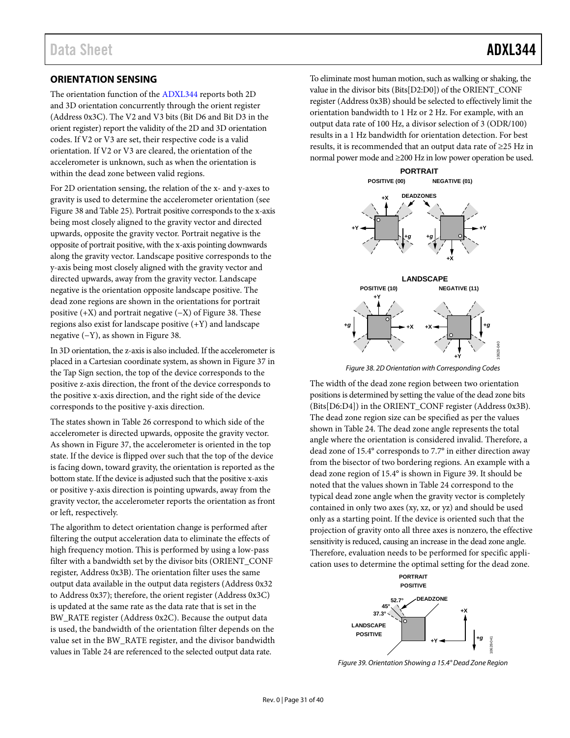## ORIENTATION SENSING

The orientation function of the ADXL344 reports both 2D and 3D orientation concurrently through the orient register (Address 0x3C). The V2 and V3 bits (Bit D6 and Bit D3 in the orient register) report the validity of the 2D and 3D orientation codes. If V2 or V3 are set, their respective code is a valid orientation. If V2 or V3 are cleared, the orientation of the accelerometer is unknown, such as when the orientation is within the dead zone between valid regions.

For 2D orientation sensing, the relation of the x- and y-axes to gravity is used to determine the accelerometer orientation (see Figure 38 and Table 25). Portrait positive corresponds to the x-axis being most closely aligned to the gravity vector and directed upwards, opposite the gravity vector. Portrait negative is the opposite of portrait positive, with the x-axis pointing downwards along the gravity vector. Landscape positive corresponds to the y-axis being most closely aligned with the gravity vector and directed upwards, away from the gravity vector. Landscape negative is the orientation opposite landscape positive. The dead zone regions are shown in the orientations for portrait positive (+X) and portrait negative (−X) of Figure 38. These regions also exist for landscape positive (+Y) and landscape negative (−Y), as shown in Figure 38.

In 3D orientation, the z-axis is also included. If the accelerometer is placed in a Cartesian coordinate system, as shown in Figure 37 in the Tap Sign section, the top of the device corresponds to the positive z-axis direction, the front of the device corresponds to the positive x-axis direction, and the right side of the device corresponds to the positive y-axis direction.

The states shown in Table 26 correspond to which side of the accelerometer is directed upwards, opposite the gravity vector. As shown in Figure 37, the accelerometer is oriented in the top state. If the device is flipped over such that the top of the device is facing down, toward gravity, the orientation is reported as the bottom state. If the device is adjusted such that the positive x-axis or positive y-axis direction is pointing upwards, away from the gravity vector, the accelerometer reports the orientation as front or left, respectively.

The algorithm to detect orientation change is performed after filtering the output acceleration data to eliminate the effects of high frequency motion. This is performed by using a low-pass filter with a bandwidth set by the divisor bits (ORIENT_CONF register, Address 0x3B). The orientation filter uses the same output data available in the output data registers (Address 0x32 to Address 0x37); therefore, the orient register (Address 0x3C) is updated at the same rate as the data rate that is set in the BW_RATE register (Address 0x2C). Because the output data is used, the bandwidth of the orientation filter depends on the value set in the BW_RATE register, and the divisor bandwidth values in Table 24 are referenced to the selected output data rate.

To eliminate most human motion, such as walking or shaking, the value in the divisor bits (Bits[D2:D0]) of the ORIENT_CONF register (Address 0x3B) should be selected to effectively limit the orientation bandwidth to 1 Hz or 2 Hz. For example, with an output data rate of 100 Hz, a divisor selection of 3 (ODR/100) results in a 1 Hz bandwidth for orientation detection. For best results, it is recommended that an output data rate of ≥25 Hz in normal power mode and ≥200 Hz in low power operation be used.

*Figure 38. 2D Orientation with Corresponding Codes*

The width of the dead zone region between two orientation positions is determined by setting the value of the dead zone bits (Bits[D6:D4]) in the ORIENT_CONF register (Address 0x3B). The dead zone region size can be specified as per the values shown in Table 24. The dead zone angle represents the total angle where the orientation is considered invalid. Therefore, a dead zone of 15.4° corresponds to 7.7° in either direction away from the bisector of two bordering regions. An example with a dead zone region of 15.4° is shown in Figure 39. It should be noted that the values shown in Table 24 correspond to the typical dead zone angle when the gravity vector is completely contained in only two axes (xy, xz, or yz) and should be used only as a starting point. If the device is oriented such that the projection of gravity onto all three axes is nonzero, the effective sensitivity is reduced, causing an increase in the dead zone angle. Therefore, evaluation needs to be performed for specific application uses to determine the optimal setting for the dead zone.

*Figure 39. Orientation Showing a 15.4° Dead Zone Region*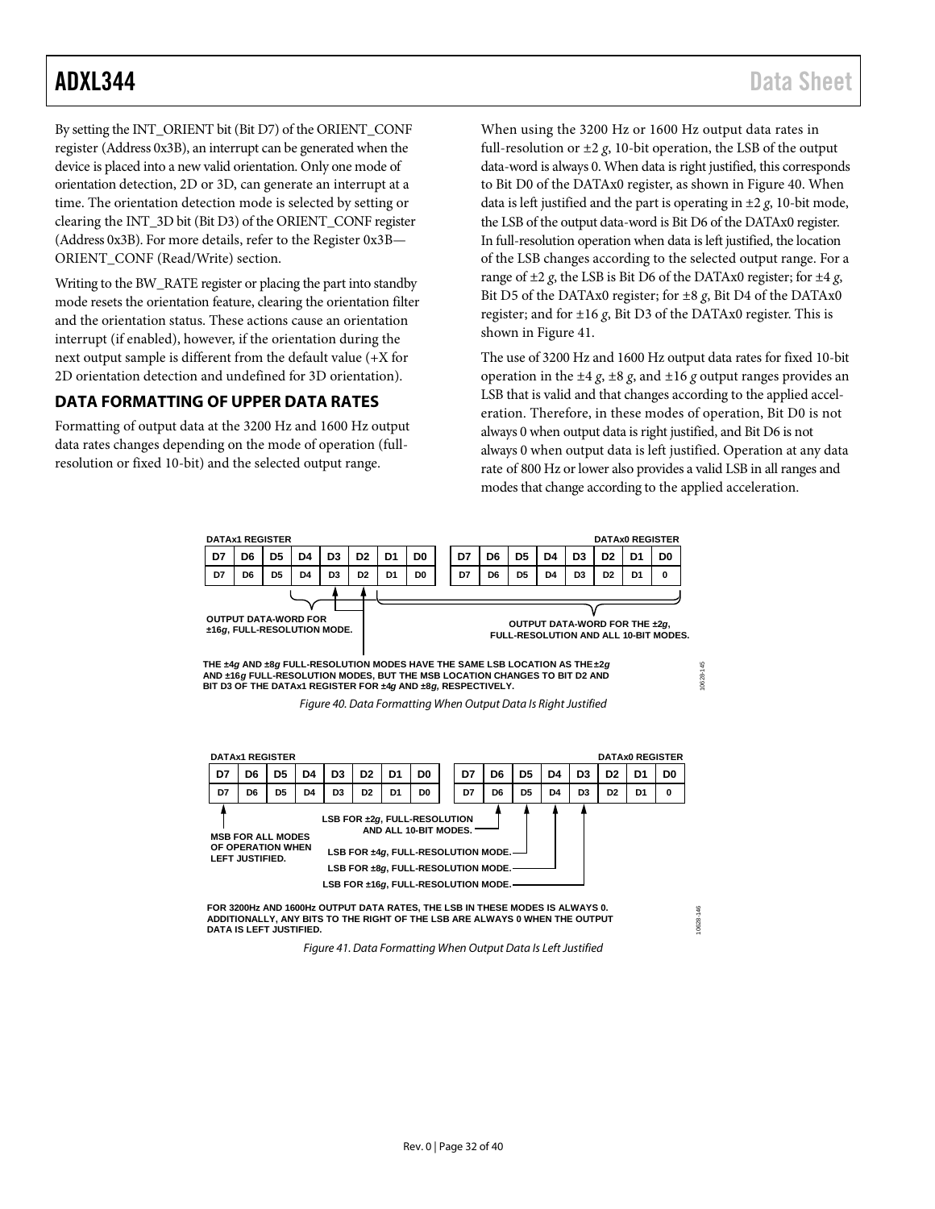By setting the INT_ORIENT bit (Bit D7) of the ORIENT_CONF register (Address 0x3B), an interrupt can be generated when the device is placed into a new valid orientation. Only one mode of orientation detection, 2D or 3D, can generate an interrupt at a time. The orientation detection mode is selected by setting or clearing the INT_3D bit (Bit D3) of the ORIENT_CONF register (Address 0x3B). For more details, refer to the Register 0x3B—ORIENT_CONF (Read/Write) section.

Writing to the BW_RATE register or placing the part into standby mode resets the orientation feature, clearing the orientation filter and the orientation status. These actions cause an orientation interrupt (if enabled), however, if the orientation during the next output sample is different from the default value (+X for 2D orientation detection and undefined for 3D orientation).

## DATA FORMATTING OF UPPER DATA RATES

Formatting of output data at the 3200 Hz and 1600 Hz output data rates changes depending on the mode of operation (full-resolution or fixed 10-bit) and the selected output range.

When using the 3200 Hz or 1600 Hz output data rates in full-resolution or ±2 *g*, 10-bit operation, the LSB of the output data-word is always 0. When data is right justified, this corresponds to Bit D0 of the DATAx0 register, as shown in Figure 40. When data is left justified and the part is operating in ±2 *g*, 10-bit mode, the LSB of the output data-word is Bit D6 of the DATAx0 register. In full-resolution operation when data is left justified, the location of the LSB changes according to the selected output range. For a range of ±2 *g*, the LSB is Bit D6 of the DATAx0 register; for ±4 *g*, Bit D5 of the DATAx0 register; for ±8 *g*, Bit D4 of the DATAx0 register; and for ±16 *g*, Bit D3 of the DATAx0 register. This is shown in Figure 41.

The use of 3200 Hz and 1600 Hz output data rates for fixed 10-bit operation in the ±4 *g*, ±8 *g*, and ±16 *g* output ranges provides an LSB that is valid and that changes according to the applied acceleration. Therefore, in these modes of operation, Bit D0 is not always 0 when output data is right justified, and Bit D6 is not always 0 when output data is left justified. Operation at any data rate of 800 Hz or lower also provides a valid LSB in all ranges and modes that change according to the applied acceleration.

| DATAx1 REGISTER | | | | | | | | DATAx0 REGISTER | | | | | | | |
|---|---|---|---|---|---|---|---|---|---|---|---|---|---|---|---|
| D7 | D6 | D5 | D4 | D3 | D2 | D1 | D0 | D7 | D6 | D5 | D4 | D3 | D2 | D1 | D0 |
| D7 | D6 | D5 | D4 | D3 | D2 | D1 | D0 | D7 | D6 | D5 | D4 | D3 | D2 | D1 | 0 |

OUTPUT DATA-WORD FOR ±16*g*, FULL-RESOLUTION MODE.

OUTPUT DATA-WORD FOR THE ±2*g*, FULL-RESOLUTION AND ALL 10-BIT MODES.

THE ±4*g* AND ±8*g* FULL-RESOLUTION MODES HAVE THE SAME LSB LOCATION AS THE ±2*g* AND ±16*g* FULL-RESOLUTION MODES, BUT THE MSB LOCATION CHANGES TO BIT D2 AND BIT D3 OF THE DATAx1 REGISTER FOR ±4*g* AND ±8*g*, RESPECTIVELY.

*Figure 40. Data Formatting When Output Data Is Right Justified*

| DATAx1 REGISTER | | | | | | | | DATAx0 REGISTER | | | | | | | |
|---|---|---|---|---|---|---|---|---|---|---|---|---|---|---|---|
| D7 | D6 | D5 | D4 | D3 | D2 | D1 | D0 | D7 | D6 | D5 | D4 | D3 | D2 | D1 | D0 |
| D7 | D6 | D5 | D4 | D3 | D2 | D1 | D0 | D7 | D6 | D5 | D4 | D3 | D2 | D1 | 0 |

MSB FOR ALL MODES OF OPERATION WHEN LEFT JUSTIFIED.

LSB FOR ±2*g*, FULL-RESOLUTION AND ALL 10-BIT MODES.

LSB FOR ±4*g*, FULL-RESOLUTION MODE.

LSB FOR ±8*g*, FULL-RESOLUTION MODE.

LSB FOR ±16*g*, FULL-RESOLUTION MODE.

FOR 3200Hz AND 1600Hz OUTPUT DATA RATES, THE LSB IN THESE MODES IS ALWAYS 0. ADDITIONALLY, ANY BITS TO THE RIGHT OF THE LSB ARE ALWAYS 0 WHEN THE OUTPUT DATA IS LEFT JUSTIFIED.

*Figure 41. Data Formatting When Output Data Is Left Justified*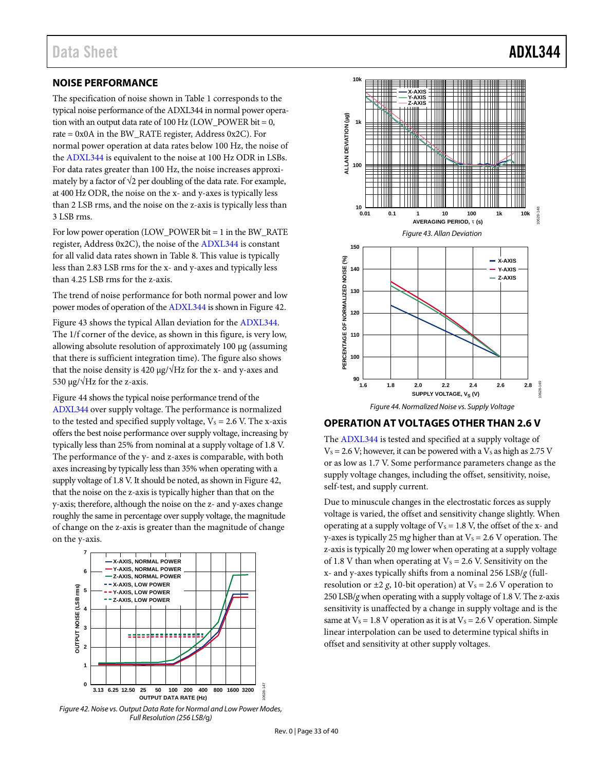## NOISE PERFORMANCE

The specification of noise shown in Table 1 corresponds to the typical noise performance of the ADXL344 in normal power operation with an output data rate of 100 Hz (LOW_POWER bit = 0, rate = 0x0A in the BW_RATE register, Address 0x2C). For normal power operation at data rates below 100 Hz, the noise of the ADXL344 is equivalent to the noise at 100 Hz ODR in LSBs. For data rates greater than 100 Hz, the noise increases approximately by a factor of $\sqrt{2}$ per doubling of the data rate. For example, at 400 Hz ODR, the noise on the x- and y-axes is typically less than 2 LSB rms, and the noise on the z-axis is typically less than 3 LSB rms.

For low power operation (LOW_POWER bit = 1 in the BW_RATE register, Address 0x2C), the noise of the ADXL344 is constant for all valid data rates shown in Table 8. This value is typically less than 2.83 LSB rms for the x- and y-axes and typically less than 4.25 LSB rms for the z-axis.

The trend of noise performance for both normal power and low power modes of operation of the ADXL344 is shown in Figure 42.

Figure 43 shows the typical Allan deviation for the ADXL344. The 1/f corner of the device, as shown in this figure, is very low, allowing absolute resolution of approximately 100 µg (assuming that there is sufficient integration time). The figure also shows that the noise density is 420 µg/√Hz for the x- and y-axes and 530 µg/√Hz for the z-axis.

Figure 44 shows the typical noise performance trend of the ADXL344 over supply voltage. The performance is normalized to the tested and specified supply voltage, $V_S$ = 2.6 V. The x-axis offers the best noise performance over supply voltage, increasing by typically less than 25% from nominal at a supply voltage of 1.8 V. The performance of the y- and z-axes is comparable, with both axes increasing by typically less than 35% when operating with a supply voltage of 1.8 V. It should be noted, as shown in Figure 42, that the noise on the z-axis is typically higher than that on the y-axis; therefore, although the noise on the z- and y-axes change roughly the same in percentage over supply voltage, the magnitude of change on the z-axis is greater than the magnitude of change on the y-axis.

*Figure 42. Noise vs. Output Data Rate for Normal and Low Power Modes, Full Resolution (256 LSB/g)*

*Figure 43. Allan Deviation*

*Figure 44. Normalized Noise vs. Supply Voltage*

## OPERATION AT VOLTAGES OTHER THAN 2.6 V

The ADXL344 is tested and specified at a supply voltage of $V_S$ = 2.6 V; however, it can be powered with a $V_S$ as high as 2.75 V or as low as 1.7 V. Some performance parameters change as the supply voltage changes, including the offset, sensitivity, noise, self-test, and supply current.

Due to minuscule changes in the electrostatic forces as supply voltage is varied, the offset and sensitivity change slightly. When operating at a supply voltage of $V_S$ = 1.8 V, the offset of the x- and y-axes is typically 25 m*g* higher than at $V_S$ = 2.6 V operation. The z-axis is typically 20 m*g* lower when operating at a supply voltage of 1.8 V than when operating at $V_S$ = 2.6 V. Sensitivity on the x- and y-axes typically shifts from a nominal 256 LSB/*g* (full-resolution or ±2 *g*, 10-bit operation) at $V_S$ = 2.6 V operation to 250 LSB/*g* when operating with a supply voltage of 1.8 V. The z-axis sensitivity is unaffected by a change in supply voltage and is the same at $V_S$ = 1.8 V operation as it is at $V_S$ = 2.6 V operation. Simple linear interpolation can be used to determine typical shifts in offset and sensitivity at other supply voltages.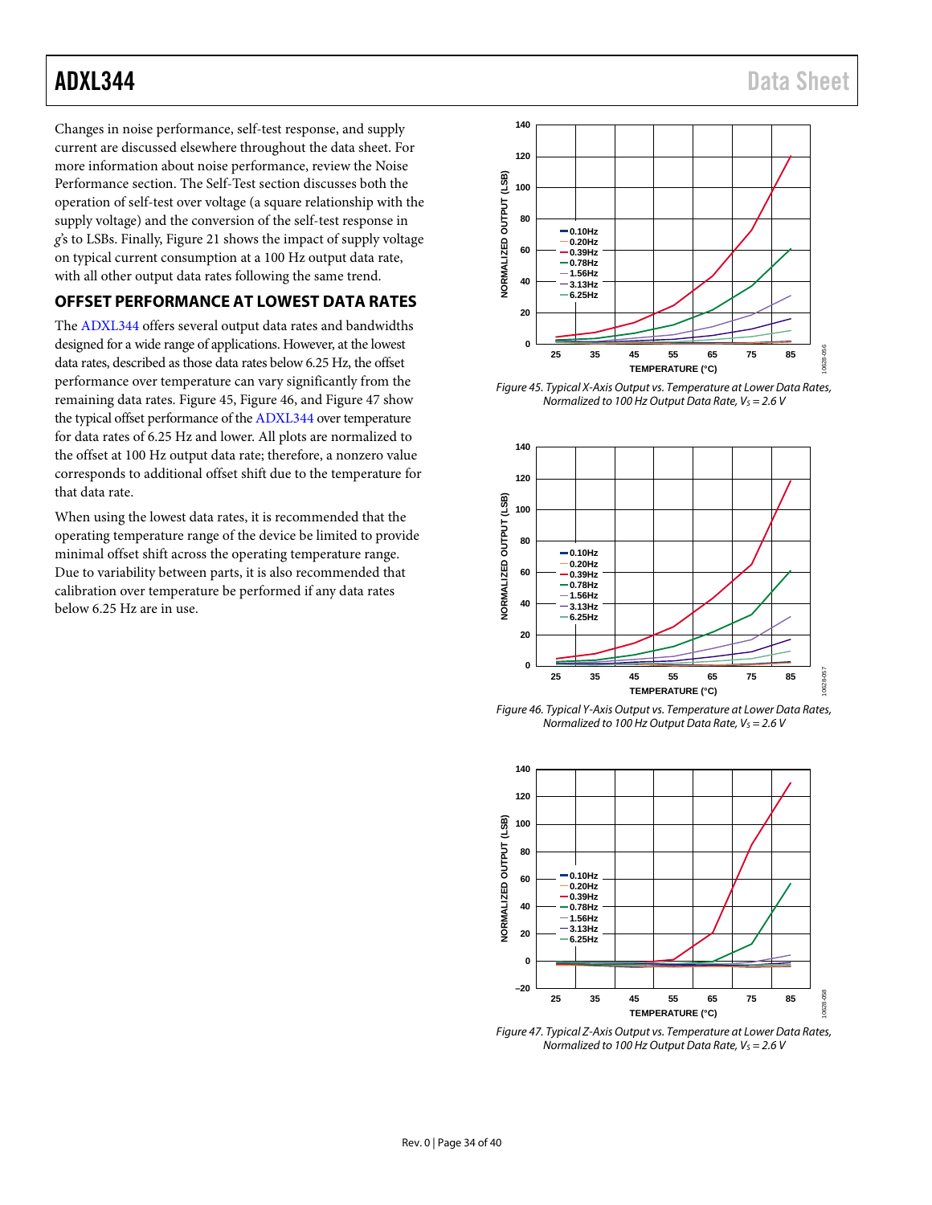Changes in noise performance, self-test response, and supply current are discussed elsewhere throughout the data sheet. For more information about noise performance, review the Noise Performance section. The Self-Test section discusses both the operation of self-test over voltage (a square relationship with the supply voltage) and the conversion of the self-test response in *g*'s to LSBs. Finally, Figure 21 shows the impact of supply voltage on typical current consumption at a 100 Hz output data rate, with all other output data rates following the same trend.

## OFFSET PERFORMANCE AT LOWEST DATA RATES

The ADXL344 offers several output data rates and bandwidths designed for a wide range of applications. However, at the lowest data rates, described as those data rates below 6.25 Hz, the offset performance over temperature can vary significantly from the remaining data rates. Figure 45, Figure 46, and Figure 47 show the typical offset performance of the ADXL344 over temperature for data rates of 6.25 Hz and lower. All plots are normalized to the offset at 100 Hz output data rate; therefore, a nonzero value corresponds to additional offset shift due to the temperature for that data rate.

When using the lowest data rates, it is recommended that the operating temperature range of the device be limited to provide minimal offset shift across the operating temperature range. Due to variability between parts, it is also recommended that calibration over temperature be performed if any data rates below 6.25 Hz are in use.

*Figure 45. Typical X-Axis Output vs. Temperature at Lower Data Rates, Normalized to 100 Hz Output Data Rate, $V_S$ = 2.6 V*

*Figure 46. Typical Y-Axis Output vs. Temperature at Lower Data Rates, Normalized to 100 Hz Output Data Rate, $V_S$ = 2.6 V*

*Figure 47. Typical Z-Axis Output vs. Temperature at Lower Data Rates, Normalized to 100 Hz Output Data Rate, $V_S$ = 2.6 V*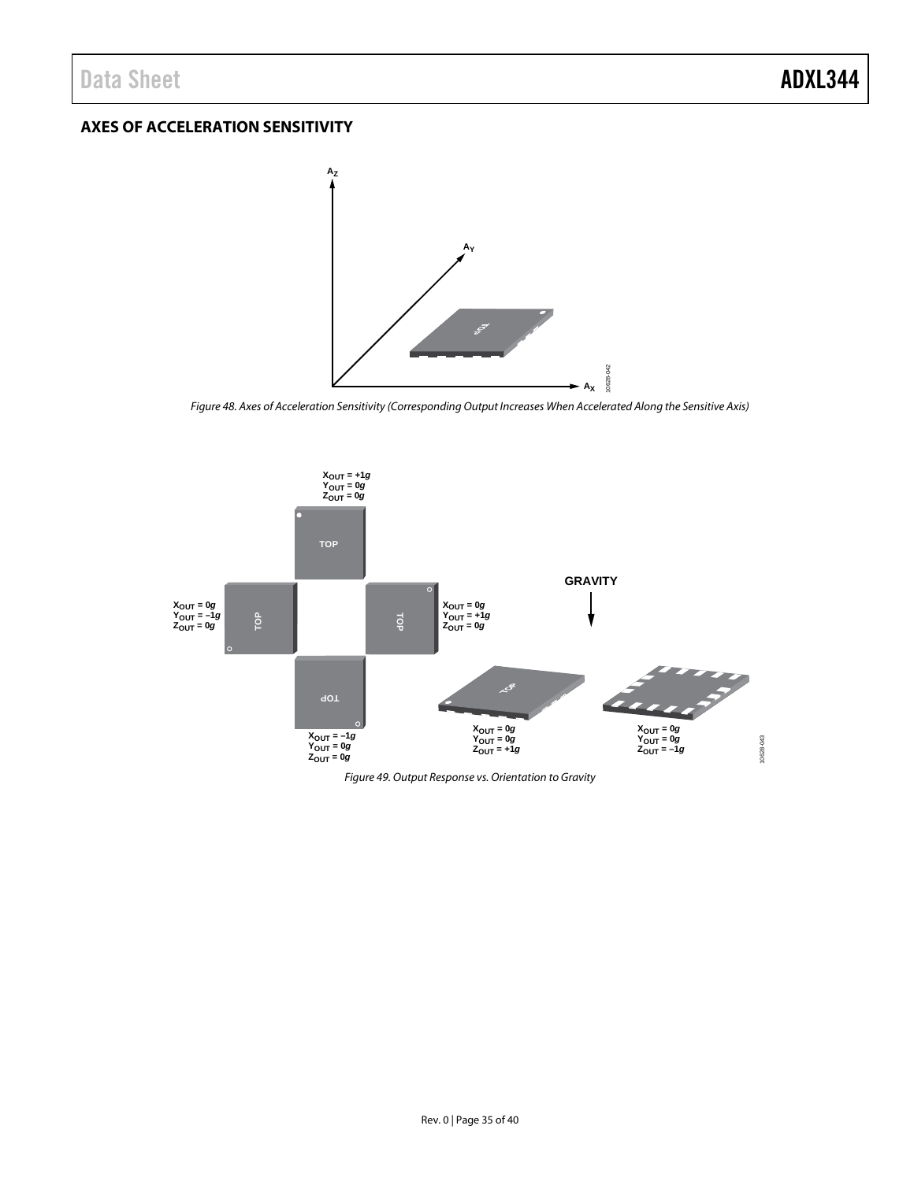## AXES OF ACCELERATION SENSITIVITY

*Figure 48. Axes of Acceleration Sensitivity (Corresponding Output Increases When Accelerated Along the Sensitive Axis)*

*Figure 49. Output Response vs. Orientation to Gravity*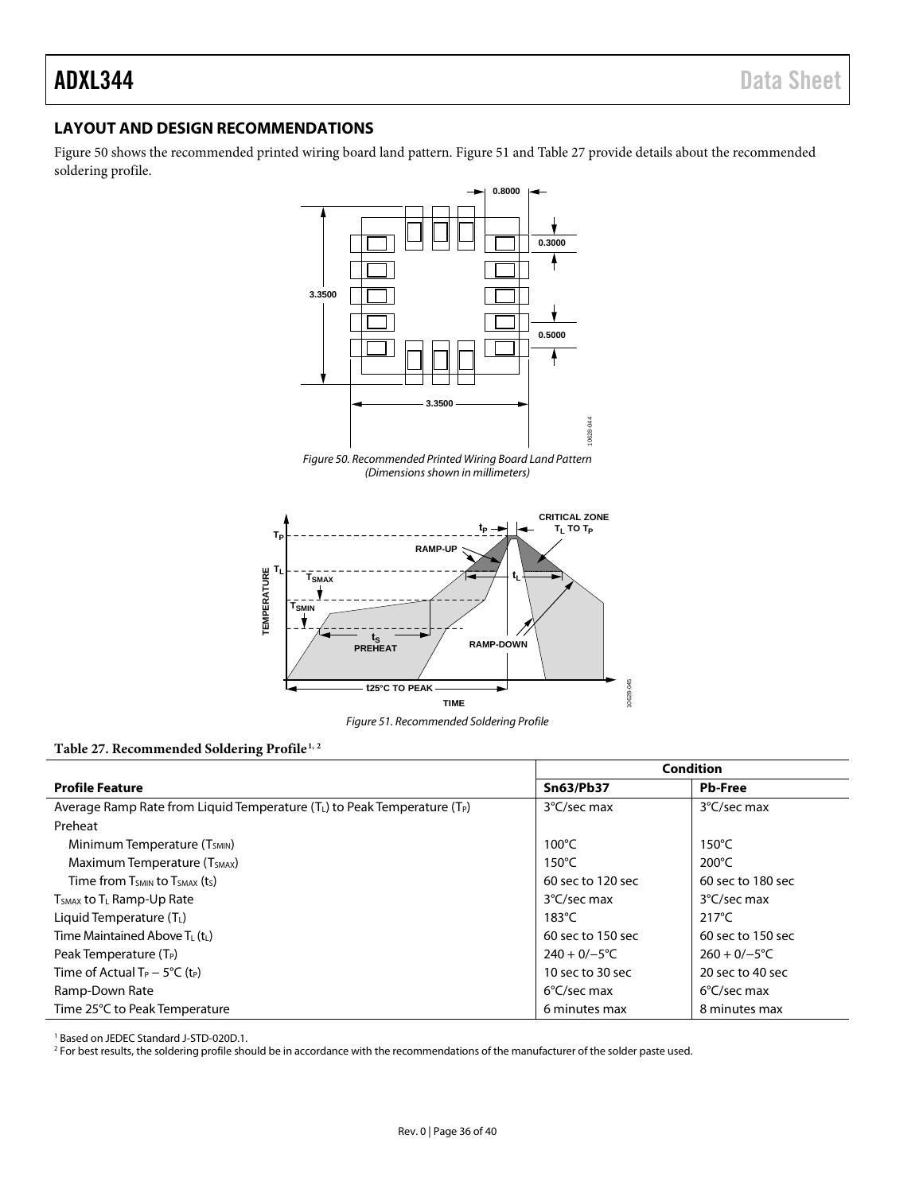## LAYOUT AND DESIGN RECOMMENDATIONS

Figure 50 shows the recommended printed wiring board land pattern. Figure 51 and Table 27 provide details about the recommended soldering profile.

*Figure 50. Recommended Printed Wiring Board Land Pattern (Dimensions shown in millimeters)*

*Figure 51. Recommended Soldering Profile*

**Table 27. Recommended Soldering Profile[1, 2]**

| Profile Feature | Condition | |
|---|---|---|
| | **Sn63/Pb37** | **Pb-Free** |
| Average Ramp Rate from Liquid Temperature ($T_L$) to Peak Temperature ($T_P$) | 3°C/sec max | 3°C/sec max |
| Preheat | | |
| Minimum Temperature ($T_{SMIN}$) | 100°C | 150°C |
| Maximum Temperature ($T_{SMAX}$) | 150°C | 200°C |
| Time from $T_{SMIN}$ to $T_{SMAX}$ ($t_S$) | 60 sec to 120 sec | 60 sec to 180 sec |
| $T_{SMAX}$ to $T_L$ Ramp-Up Rate | 3°C/sec max | 3°C/sec max |
| Liquid Temperature ($T_L$) | 183°C | 217°C |
| Time Maintained Above $T_L$ ($t_L$) | 60 sec to 150 sec | 60 sec to 150 sec |
| Peak Temperature ($T_P$) | 240 + 0/−5°C | 260 + 0/−5°C |
| Time of Actual $T_P$ − 5°C ($t_P$) | 10 sec to 30 sec | 20 sec to 40 sec |
| Ramp-Down Rate | 6°C/sec max | 6°C/sec max |
| Time 25°C to Peak Temperature | 6 minutes max | 8 minutes max |

[1] Based on JEDEC Standard J-STD-020D.1.
[2] For best results, the soldering profile should be in accordance with the recommendations of the manufacturer of the solder paste used.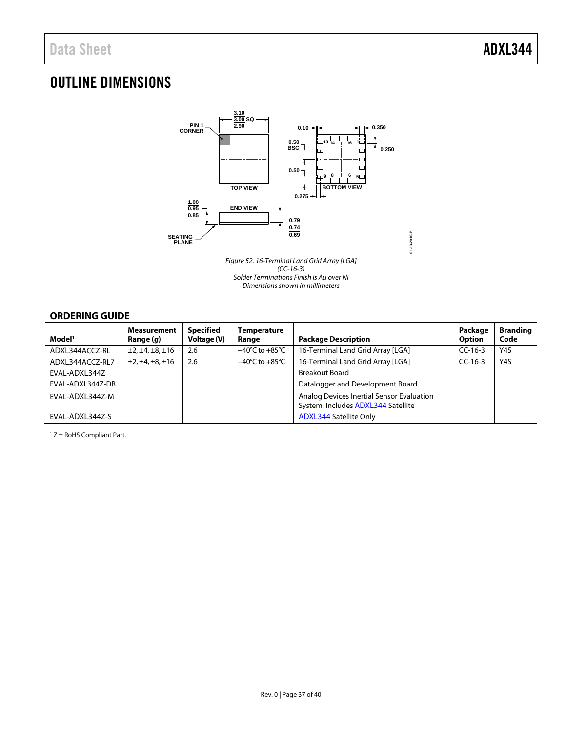# OUTLINE DIMENSIONS

*Figure 52. 16-Terminal Land Grid Array [LGA]*
*(CC-16-3)*
*Solder Terminations Finish Is Au over Ni*
*Dimensions shown in millimeters*

## ORDERING GUIDE

| Model[1] | Measurement Range (*g*) | Specified Voltage (V) | Temperature Range | Package Description | Package Option | Branding Code |
|---|---|---|---|---|---|---|
| ADXL344ACCZ-RL | ±2, ±4, ±8, ±16 | 2.6 | −40°C to +85°C | 16-Terminal Land Grid Array [LGA] | CC-16-3 | Y4S |
| ADXL344ACCZ-RL7 | ±2, ±4, ±8, ±16 | 2.6 | −40°C to +85°C | 16-Terminal Land Grid Array [LGA] | CC-16-3 | Y4S |
| EVAL-ADXL344Z | | | | Breakout Board | | |
| EVAL-ADXL344Z-DB | | | | Datalogger and Development Board | | |
| EVAL-ADXL344Z-M | | | | Analog Devices Inertial Sensor Evaluation System, Includes ADXL344 Satellite | | |
| EVAL-ADXL344Z-S | | | | ADXL344 Satellite Only | | |

[1] Z = RoHS Compliant Part.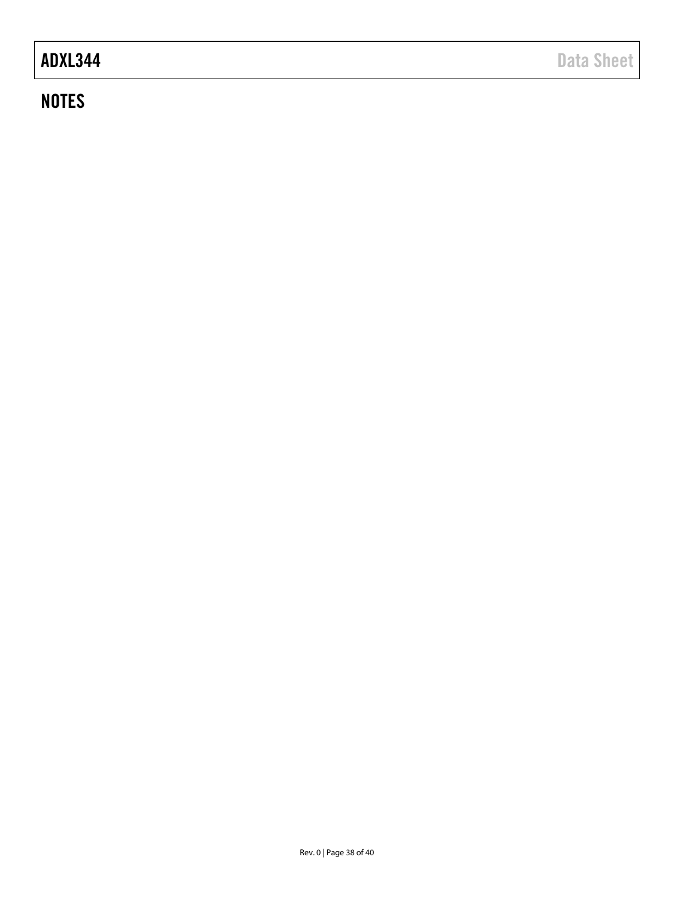## NOTES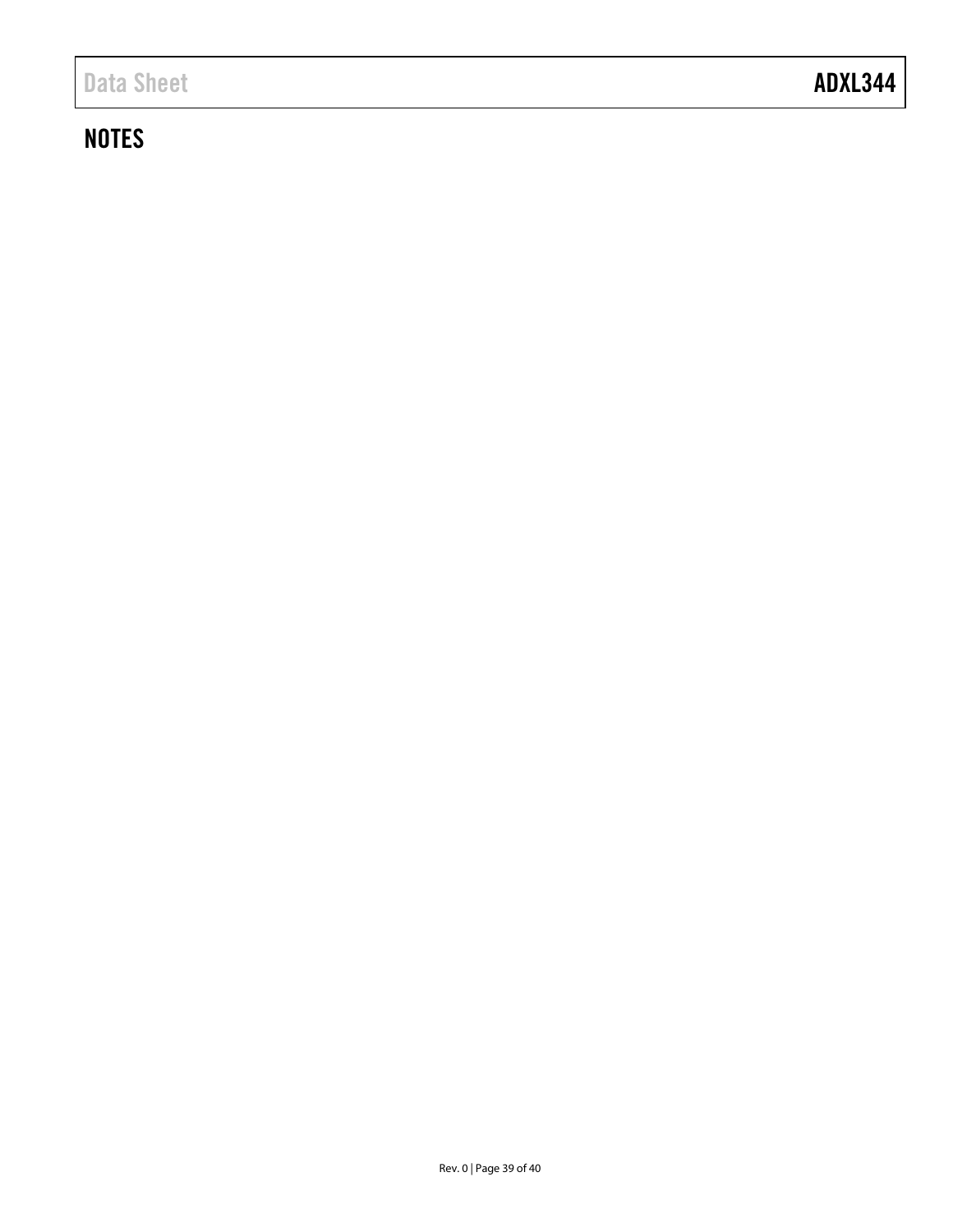## NOTES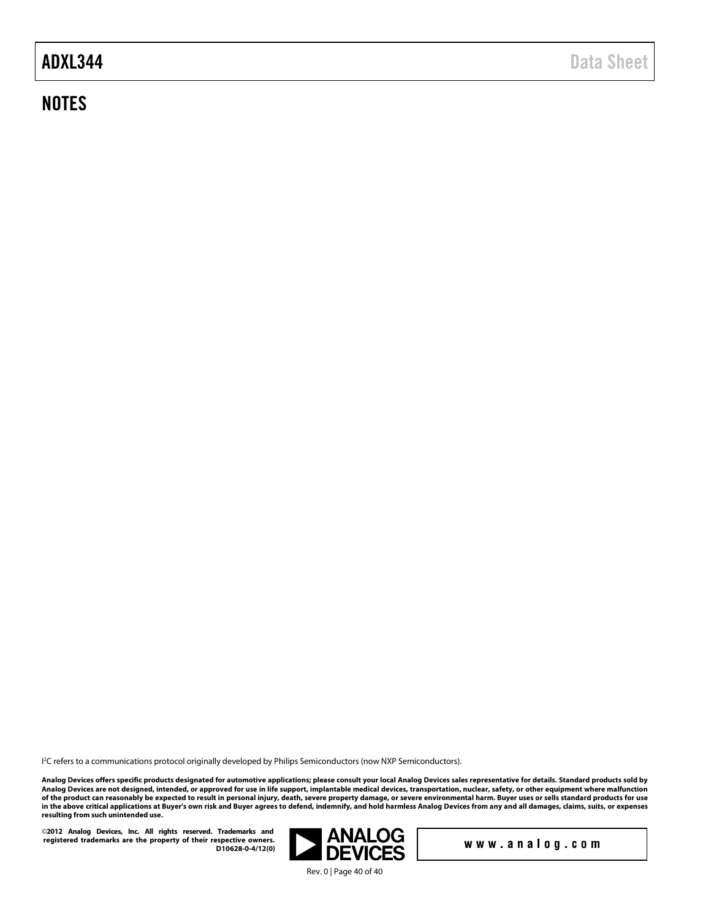# NOTES

I²C refers to a communications protocol originally developed by Philips Semiconductors (now NXP Semiconductors).

**Analog Devices offers specific products designated for automotive applications; please consult your local Analog Devices sales representative for details. Standard products sold by Analog Devices are not designed, intended, or approved for use in life support, implantable medical devices, transportation, nuclear, safety, or other equipment where malfunction of the product can reasonably be expected to result in personal injury, death, severe property damage, or severe environmental harm. Buyer uses or sells standard products for use in the above critical applications at Buyer's own risk and Buyer agrees to defend, indemnify, and hold harmless Analog Devices from any and all damages, claims, suits, or expenses resulting from such unintended use.**

**©2012 Analog Devices, Inc. All rights reserved. Trademarks and registered trademarks are the property of their respective owners. D10628-0-4/12(0)**

ANALOG DEVICES

www.analog.com